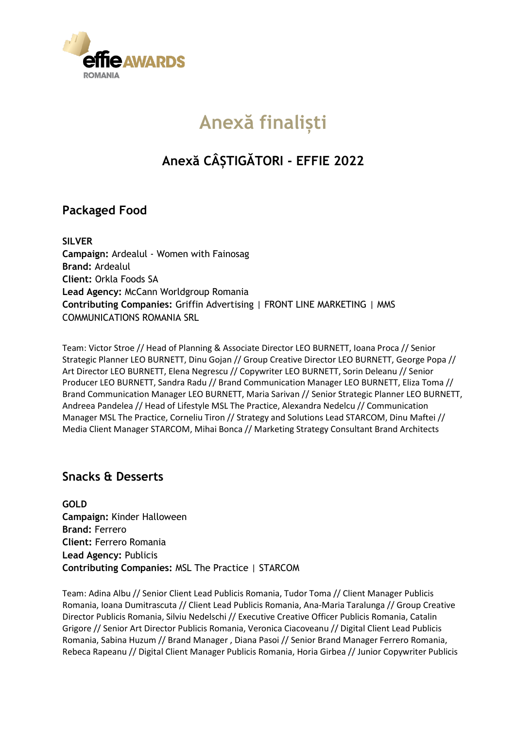# Anexă finaliști

## Anexă CÂȘTIGĂTORI - EFFIE 2022

### Packaged Food

**SILVER**
**Campaign:** Ardealul - Women with Fainosag
**Brand:** Ardealul
**Client:** Orkla Foods SA
**Lead Agency:** McCann Worldgroup Romania
**Contributing Companies:** Griffin Advertising | FRONT LINE MARKETING | MMS COMMUNICATIONS ROMANIA SRL

Team: Victor Stroe // Head of Planning & Associate Director LEO BURNETT, Ioana Proca // Senior Strategic Planner LEO BURNETT, Dinu Gojan // Group Creative Director LEO BURNETT, George Popa // Art Director LEO BURNETT, Elena Negrescu // Copywriter LEO BURNETT, Sorin Deleanu // Senior Producer LEO BURNETT, Sandra Radu // Brand Communication Manager LEO BURNETT, Eliza Toma // Brand Communication Manager LEO BURNETT, Maria Sarivan // Senior Strategic Planner LEO BURNETT, Andreea Pandelea // Head of Lifestyle MSL The Practice, Alexandra Nedelcu // Communication Manager MSL The Practice, Corneliu Tiron // Strategy and Solutions Lead STARCOM, Dinu Maftei // Media Client Manager STARCOM, Mihai Bonca // Marketing Strategy Consultant Brand Architects

### Snacks & Desserts

**GOLD**
**Campaign:** Kinder Halloween
**Brand:** Ferrero
**Client:** Ferrero Romania
**Lead Agency:** Publicis
**Contributing Companies:** MSL The Practice | STARCOM

Team: Adina Albu // Senior Client Lead Publicis Romania, Tudor Toma // Client Manager Publicis Romania, Ioana Dumitrascuta // Client Lead Publicis Romania, Ana-Maria Taralunga // Group Creative Director Publicis Romania, Silviu Nedelschi // Executive Creative Officer Publicis Romania, Catalin Grigore // Senior Art Director Publicis Romania, Veronica Ciacoveanu // Digital Client Lead Publicis Romania, Sabina Huzum // Brand Manager , Diana Pasoi // Senior Brand Manager Ferrero Romania, Rebeca Rapeanu // Digital Client Manager Publicis Romania, Horia Girbea // Junior Copywriter Publicis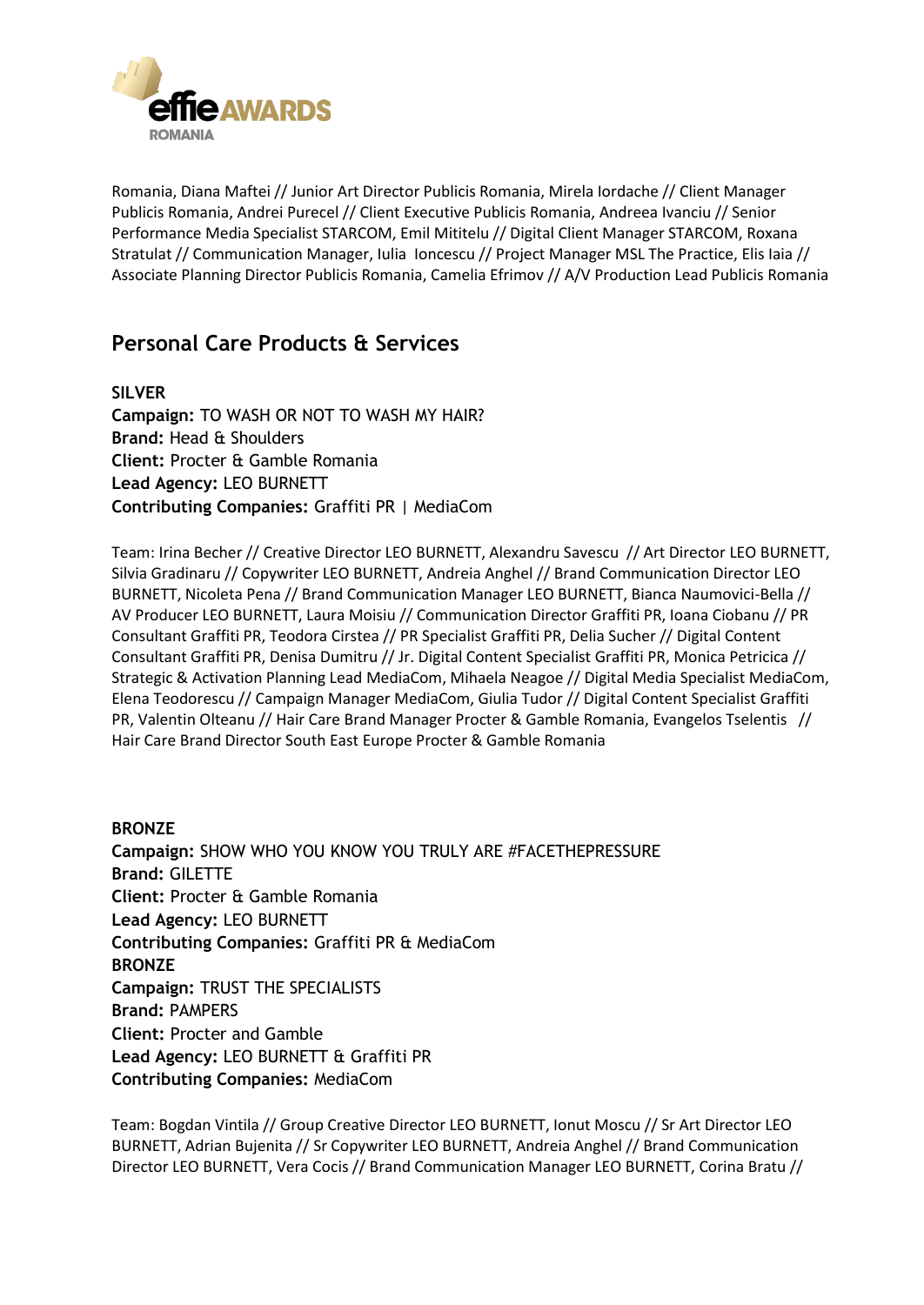Romania, Diana Maftei // Junior Art Director Publicis Romania, Mirela Iordache // Client Manager Publicis Romania, Andrei Purecel // Client Executive Publicis Romania, Andreea Ivanciu // Senior Performance Media Specialist STARCOM, Emil Mititelu // Digital Client Manager STARCOM, Roxana Stratulat // Communication Manager, Iulia Ioncescu // Project Manager MSL The Practice, Elis Iaia // Associate Planning Director Publicis Romania, Camelia Efrimov // A/V Production Lead Publicis Romania

## Personal Care Products & Services

**SILVER**
**Campaign:** TO WASH OR NOT TO WASH MY HAIR?
**Brand:** Head & Shoulders
**Client:** Procter & Gamble Romania
**Lead Agency:** LEO BURNETT
**Contributing Companies:** Graffiti PR | MediaCom

Team: Irina Becher // Creative Director LEO BURNETT, Alexandru Savescu // Art Director LEO BURNETT, Silvia Gradinaru // Copywriter LEO BURNETT, Andreia Anghel // Brand Communication Director LEO BURNETT, Nicoleta Pena // Brand Communication Manager LEO BURNETT, Bianca Naumovici-Bella // AV Producer LEO BURNETT, Laura Moisiu // Communication Director Graffiti PR, Ioana Ciobanu // PR Consultant Graffiti PR, Teodora Cirstea // PR Specialist Graffiti PR, Delia Sucher // Digital Content Consultant Graffiti PR, Denisa Dumitru // Jr. Digital Content Specialist Graffiti PR, Monica Petricica // Strategic & Activation Planning Lead MediaCom, Mihaela Neagoe // Digital Media Specialist MediaCom, Elena Teodorescu // Campaign Manager MediaCom, Giulia Tudor // Digital Content Specialist Graffiti PR, Valentin Olteanu // Hair Care Brand Manager Procter & Gamble Romania, Evangelos Tselentis // Hair Care Brand Director South East Europe Procter & Gamble Romania

**BRONZE**
**Campaign:** SHOW WHO YOU KNOW YOU TRULY ARE #FACETHEPRESSURE
**Brand:** GILETTE
**Client:** Procter & Gamble Romania
**Lead Agency:** LEO BURNETT
**Contributing Companies:** Graffiti PR & MediaCom

**BRONZE**
**Campaign:** TRUST THE SPECIALISTS
**Brand:** PAMPERS
**Client:** Procter and Gamble
**Lead Agency:** LEO BURNETT & Graffiti PR
**Contributing Companies:** MediaCom

Team: Bogdan Vintila // Group Creative Director LEO BURNETT, Ionut Moscu // Sr Art Director LEO BURNETT, Adrian Bujenita // Sr Copywriter LEO BURNETT, Andreia Anghel // Brand Communication Director LEO BURNETT, Vera Cocis // Brand Communication Manager LEO BURNETT, Corina Bratu //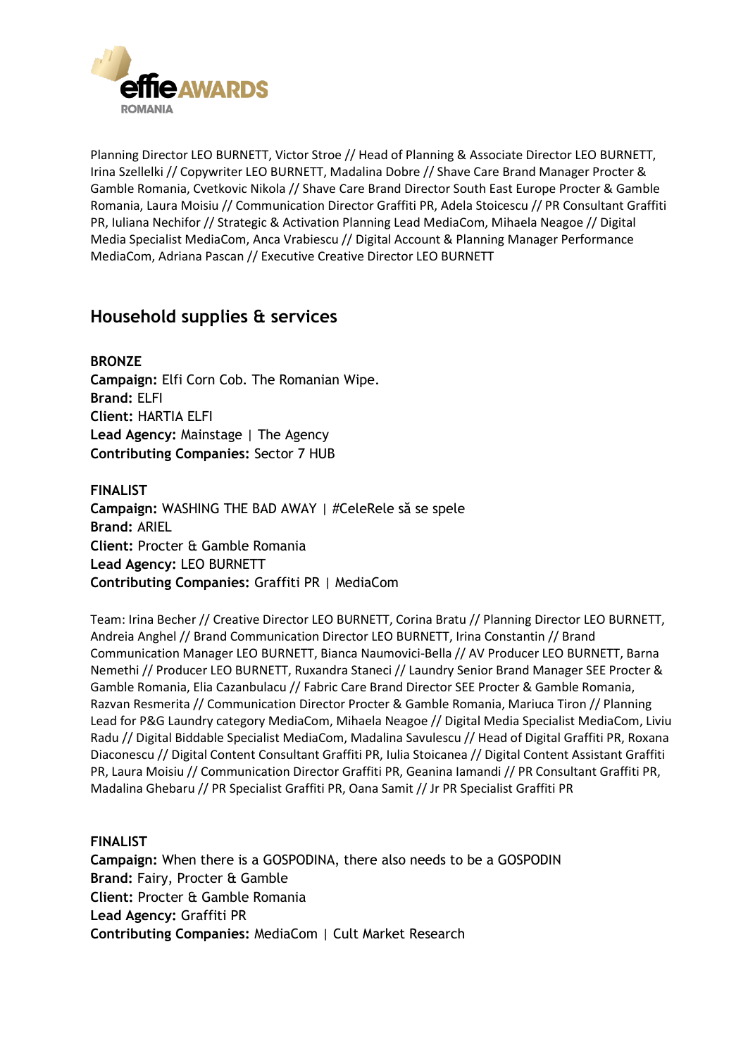Planning Director LEO BURNETT, Victor Stroe // Head of Planning & Associate Director LEO BURNETT, Irina Szellelki // Copywriter LEO BURNETT, Madalina Dobre // Shave Care Brand Manager Procter & Gamble Romania, Cvetkovic Nikola // Shave Care Brand Director South East Europe Procter & Gamble Romania, Laura Moisiu // Communication Director Graffiti PR, Adela Stoicescu // PR Consultant Graffiti PR, Iuliana Nechifor // Strategic & Activation Planning Lead MediaCom, Mihaela Neagoe // Digital Media Specialist MediaCom, Anca Vrabiescu // Digital Account & Planning Manager Performance MediaCom, Adriana Pascan // Executive Creative Director LEO BURNETT

## Household supplies & services

**BRONZE**
**Campaign:** Elfi Corn Cob. The Romanian Wipe.
**Brand:** ELFI
**Client:** HARTIA ELFI
**Lead Agency:** Mainstage | The Agency
**Contributing Companies:** Sector 7 HUB

**FINALIST**
**Campaign:** WASHING THE BAD AWAY | #CeleRele să se spele
**Brand:** ARIEL
**Client:** Procter & Gamble Romania
**Lead Agency:** LEO BURNETT
**Contributing Companies:** Graffiti PR | MediaCom

Team: Irina Becher // Creative Director LEO BURNETT, Corina Bratu // Planning Director LEO BURNETT, Andreia Anghel // Brand Communication Director LEO BURNETT, Irina Constantin // Brand Communication Manager LEO BURNETT, Bianca Naumovici-Bella // AV Producer LEO BURNETT, Barna Nemethi // Producer LEO BURNETT, Ruxandra Staneci // Laundry Senior Brand Manager SEE Procter & Gamble Romania, Elia Cazanbulacu // Fabric Care Brand Director SEE Procter & Gamble Romania, Razvan Resmerita // Communication Director Procter & Gamble Romania, Mariuca Tiron // Planning Lead for P&G Laundry category MediaCom, Mihaela Neagoe // Digital Media Specialist MediaCom, Liviu Radu // Digital Biddable Specialist MediaCom, Madalina Savulescu // Head of Digital Graffiti PR, Roxana Diaconescu // Digital Content Consultant Graffiti PR, Iulia Stoicanea // Digital Content Assistant Graffiti PR, Laura Moisiu // Communication Director Graffiti PR, Geanina Iamandi // PR Consultant Graffiti PR, Madalina Ghebaru // PR Specialist Graffiti PR, Oana Samit // Jr PR Specialist Graffiti PR

**FINALIST**
**Campaign:** When there is a GOSPODINA, there also needs to be a GOSPODIN
**Brand:** Fairy, Procter & Gamble
**Client:** Procter & Gamble Romania
**Lead Agency:** Graffiti PR
**Contributing Companies:** MediaCom | Cult Market Research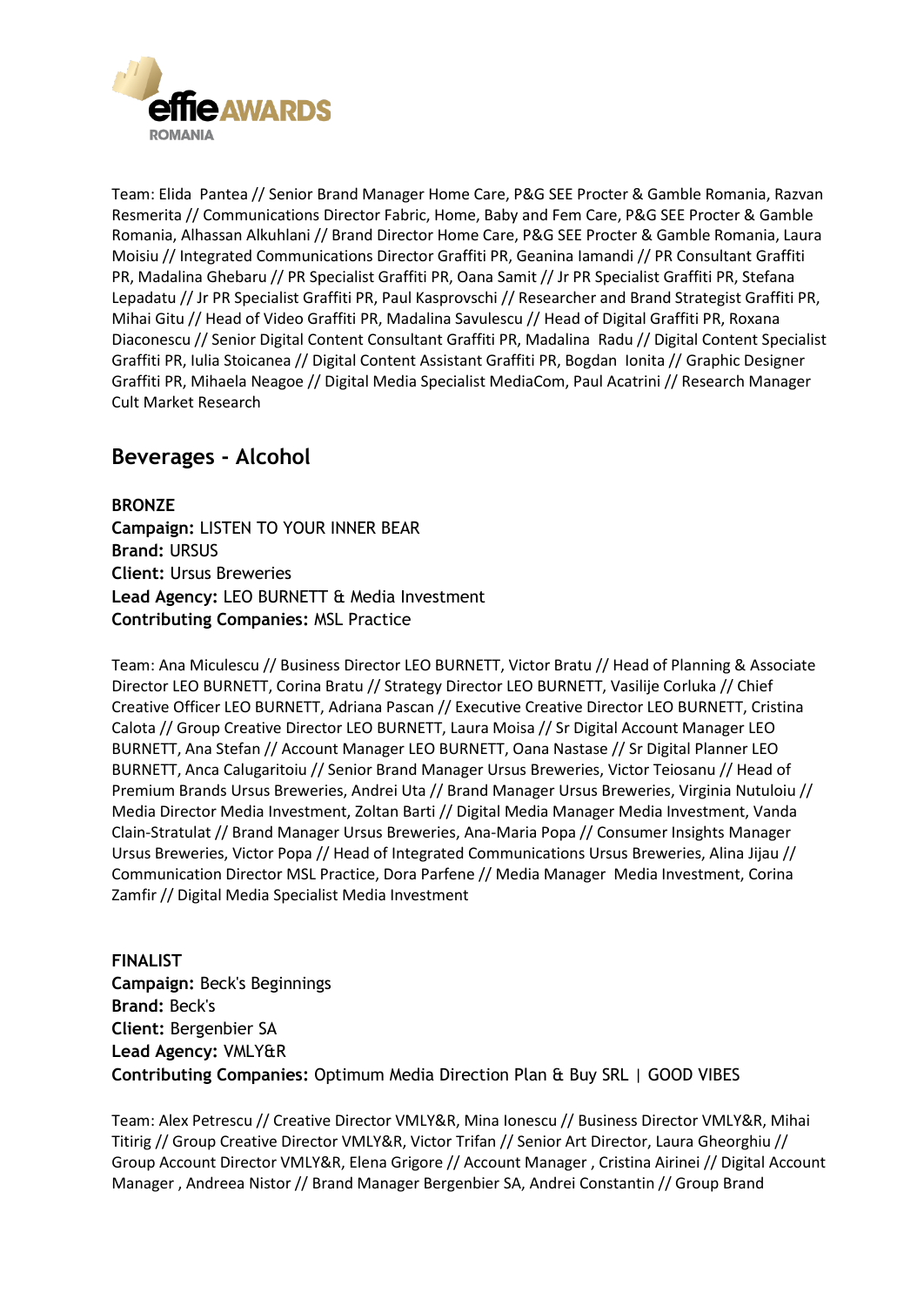Team: Elida Pantea // Senior Brand Manager Home Care, P&G SEE Procter & Gamble Romania, Razvan Resmerita // Communications Director Fabric, Home, Baby and Fem Care, P&G SEE Procter & Gamble Romania, Alhassan Alkuhlani // Brand Director Home Care, P&G SEE Procter & Gamble Romania, Laura Moisiu // Integrated Communications Director Graffiti PR, Geanina Iamandi // PR Consultant Graffiti PR, Madalina Ghebaru // PR Specialist Graffiti PR, Oana Samit // Jr PR Specialist Graffiti PR, Stefana Lepadatu // Jr PR Specialist Graffiti PR, Paul Kasprovschi // Researcher and Brand Strategist Graffiti PR, Mihai Gitu // Head of Video Graffiti PR, Madalina Savulescu // Head of Digital Graffiti PR, Roxana Diaconescu // Senior Digital Content Consultant Graffiti PR, Madalina Radu // Digital Content Specialist Graffiti PR, Iulia Stoicanea // Digital Content Assistant Graffiti PR, Bogdan Ionita // Graphic Designer Graffiti PR, Mihaela Neagoe // Digital Media Specialist MediaCom, Paul Acatrini // Research Manager Cult Market Research

## Beverages - Alcohol

**BRONZE**
**Campaign:** LISTEN TO YOUR INNER BEAR
**Brand:** URSUS
**Client:** Ursus Breweries
**Lead Agency:** LEO BURNETT & Media Investment
**Contributing Companies:** MSL Practice

Team: Ana Miculescu // Business Director LEO BURNETT, Victor Bratu // Head of Planning & Associate Director LEO BURNETT, Corina Bratu // Strategy Director LEO BURNETT, Vasilije Corluka // Chief Creative Officer LEO BURNETT, Adriana Pascan // Executive Creative Director LEO BURNETT, Cristina Calota // Group Creative Director LEO BURNETT, Laura Moisa // Sr Digital Account Manager LEO BURNETT, Ana Stefan // Account Manager LEO BURNETT, Oana Nastase // Sr Digital Planner LEO BURNETT, Anca Calugaritoiu // Senior Brand Manager Ursus Breweries, Victor Teiosanu // Head of Premium Brands Ursus Breweries, Andrei Uta // Brand Manager Ursus Breweries, Virginia Nutuloiu // Media Director Media Investment, Zoltan Barti // Digital Media Manager Media Investment, Vanda Clain-Stratulat // Brand Manager Ursus Breweries, Ana-Maria Popa // Consumer Insights Manager Ursus Breweries, Victor Popa // Head of Integrated Communications Ursus Breweries, Alina Jijau // Communication Director MSL Practice, Dora Parfene // Media Manager Media Investment, Corina Zamfir // Digital Media Specialist Media Investment

**FINALIST**
**Campaign:** Beck's Beginnings
**Brand:** Beck's
**Client:** Bergenbier SA
**Lead Agency:** VMLY&R
**Contributing Companies:** Optimum Media Direction Plan & Buy SRL | GOOD VIBES

Team: Alex Petrescu // Creative Director VMLY&R, Mina Ionescu // Business Director VMLY&R, Mihai Titirig // Group Creative Director VMLY&R, Victor Trifan // Senior Art Director, Laura Gheorghiu // Group Account Director VMLY&R, Elena Grigore // Account Manager , Cristina Airinei // Digital Account Manager , Andreea Nistor // Brand Manager Bergenbier SA, Andrei Constantin // Group Brand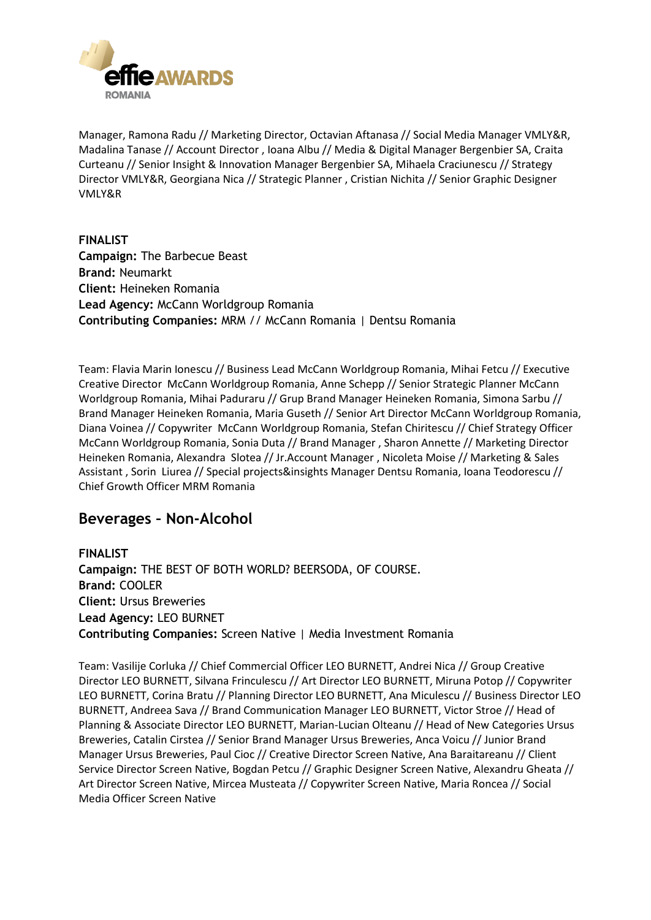Manager, Ramona Radu // Marketing Director, Octavian Aftanasa // Social Media Manager VMLY&R, Madalina Tanase // Account Director , Ioana Albu // Media & Digital Manager Bergenbier SA, Craita Curteanu // Senior Insight & Innovation Manager Bergenbier SA, Mihaela Craciunescu // Strategy Director VMLY&R, Georgiana Nica // Strategic Planner , Cristian Nichita // Senior Graphic Designer VMLY&R

**FINALIST**
**Campaign:** The Barbecue Beast
**Brand:** Neumarkt
**Client:** Heineken Romania
**Lead Agency:** McCann Worldgroup Romania
**Contributing Companies:** MRM // McCann Romania | Dentsu Romania

Team: Flavia Marin Ionescu // Business Lead McCann Worldgroup Romania, Mihai Fetcu // Executive Creative Director McCann Worldgroup Romania, Anne Schepp // Senior Strategic Planner McCann Worldgroup Romania, Mihai Paduraru // Grup Brand Manager Heineken Romania, Simona Sarbu // Brand Manager Heineken Romania, Maria Guseth // Senior Art Director McCann Worldgroup Romania, Diana Voinea // Copywriter McCann Worldgroup Romania, Stefan Chiritescu // Chief Strategy Officer McCann Worldgroup Romania, Sonia Duta // Brand Manager , Sharon Annette // Marketing Director Heineken Romania, Alexandra Slotea // Jr.Account Manager , Nicoleta Moise // Marketing & Sales Assistant , Sorin Liurea // Special projects&insights Manager Dentsu Romania, Ioana Teodorescu // Chief Growth Officer MRM Romania

## Beverages – Non-Alcohol

**FINALIST**
**Campaign:** THE BEST OF BOTH WORLD? BEERSODA, OF COURSE.
**Brand:** COOLER
**Client:** Ursus Breweries
**Lead Agency:** LEO BURNET
**Contributing Companies:** Screen Native | Media Investment Romania

Team: Vasilije Corluka // Chief Commercial Officer LEO BURNETT, Andrei Nica // Group Creative Director LEO BURNETT, Silvana Frinculescu // Art Director LEO BURNETT, Miruna Potop // Copywriter LEO BURNETT, Corina Bratu // Planning Director LEO BURNETT, Ana Miculescu // Business Director LEO BURNETT, Andreea Sava // Brand Communication Manager LEO BURNETT, Victor Stroe // Head of Planning & Associate Director LEO BURNETT, Marian-Lucian Olteanu // Head of New Categories Ursus Breweries, Catalin Cirstea // Senior Brand Manager Ursus Breweries, Anca Voicu // Junior Brand Manager Ursus Breweries, Paul Cioc // Creative Director Screen Native, Ana Baraitareanu // Client Service Director Screen Native, Bogdan Petcu // Graphic Designer Screen Native, Alexandru Gheata // Art Director Screen Native, Mircea Musteata // Copywriter Screen Native, Maria Roncea // Social Media Officer Screen Native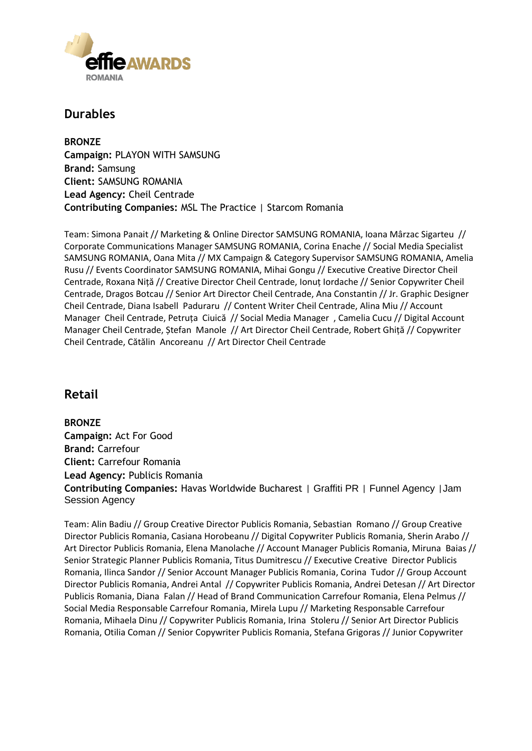## Durables

**BRONZE**
**Campaign:** PLAYON WITH SAMSUNG
**Brand:** Samsung
**Client:** SAMSUNG ROMANIA
**Lead Agency:** Cheil Centrade
**Contributing Companies:** MSL The Practice | Starcom Romania

Team: Simona Panait // Marketing & Online Director SAMSUNG ROMANIA, Ioana Mârzac Sigarteu // Corporate Communications Manager SAMSUNG ROMANIA, Corina Enache // Social Media Specialist SAMSUNG ROMANIA, Oana Mita // MX Campaign & Category Supervisor SAMSUNG ROMANIA, Amelia Rusu // Events Coordinator SAMSUNG ROMANIA, Mihai Gongu // Executive Creative Director Cheil Centrade, Roxana Niță // Creative Director Cheil Centrade, Ionuț Iordache // Senior Copywriter Cheil Centrade, Dragos Botcau // Senior Art Director Cheil Centrade, Ana Constantin // Jr. Graphic Designer Cheil Centrade, Diana Isabell Paduraru // Content Writer Cheil Centrade, Alina Miu // Account Manager Cheil Centrade, Petruța Ciucă // Social Media Manager , Camelia Cucu // Digital Account Manager Cheil Centrade, Ștefan Manole // Art Director Cheil Centrade, Robert Ghiță // Copywriter Cheil Centrade, Cătălin Ancoreanu // Art Director Cheil Centrade

## Retail

**BRONZE**
**Campaign:** Act For Good
**Brand:** Carrefour
**Client:** Carrefour Romania
**Lead Agency:** Publicis Romania
**Contributing Companies:** Havas Worldwide Bucharest | Graffiti PR | Funnel Agency | Jam Session Agency

Team: Alin Badiu // Group Creative Director Publicis Romania, Sebastian Romano // Group Creative Director Publicis Romania, Casiana Horobeanu // Digital Copywriter Publicis Romania, Sherin Arabo // Art Director Publicis Romania, Elena Manolache // Account Manager Publicis Romania, Miruna Baias // Senior Strategic Planner Publicis Romania, Titus Dumitrescu // Executive Creative Director Publicis Romania, Ilinca Sandor // Senior Account Manager Publicis Romania, Corina Tudor // Group Account Director Publicis Romania, Andrei Antal // Copywriter Publicis Romania, Andrei Detesan // Art Director Publicis Romania, Diana Falan // Head of Brand Communication Carrefour Romania, Elena Pelmus // Social Media Responsable Carrefour Romania, Mirela Lupu // Marketing Responsable Carrefour Romania, Mihaela Dinu // Copywriter Publicis Romania, Irina Stoleru // Senior Art Director Publicis Romania, Otilia Coman // Senior Copywriter Publicis Romania, Stefana Grigoras // Junior Copywriter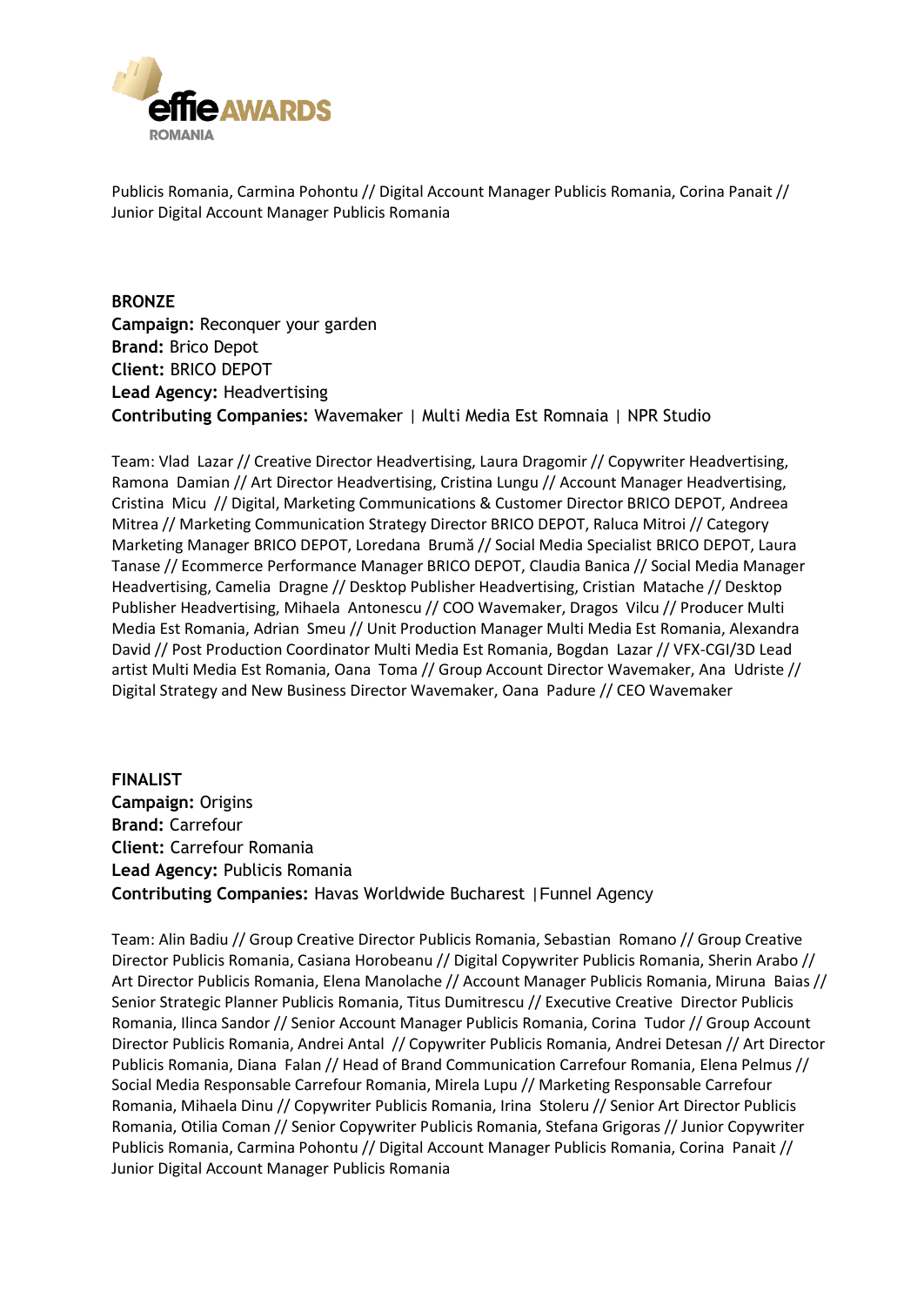Publicis Romania, Carmina Pohontu // Digital Account Manager Publicis Romania, Corina Panait // Junior Digital Account Manager Publicis Romania

**BRONZE**
**Campaign:** Reconquer your garden
**Brand:** Brico Depot
**Client:** BRICO DEPOT
**Lead Agency:** Headvertising
**Contributing Companies:** Wavemaker | Multi Media Est Romnaia | NPR Studio

Team: Vlad Lazar // Creative Director Headvertising, Laura Dragomir // Copywriter Headvertising, Ramona Damian // Art Director Headvertising, Cristina Lungu // Account Manager Headvertising, Cristina Micu // Digital, Marketing Communications & Customer Director BRICO DEPOT, Andreea Mitrea // Marketing Communication Strategy Director BRICO DEPOT, Raluca Mitroi // Category Marketing Manager BRICO DEPOT, Loredana Brumă // Social Media Specialist BRICO DEPOT, Laura Tanase // Ecommerce Performance Manager BRICO DEPOT, Claudia Banica // Social Media Manager Headvertising, Camelia Dragne // Desktop Publisher Headvertising, Cristian Matache // Desktop Publisher Headvertising, Mihaela Antonescu // COO Wavemaker, Dragos Vilcu // Producer Multi Media Est Romania, Adrian Smeu // Unit Production Manager Multi Media Est Romania, Alexandra David // Post Production Coordinator Multi Media Est Romania, Bogdan Lazar // VFX-CGI/3D Lead artist Multi Media Est Romania, Oana Toma // Group Account Director Wavemaker, Ana Udriste // Digital Strategy and New Business Director Wavemaker, Oana Padure // CEO Wavemaker

**FINALIST**
**Campaign:** Origins
**Brand:** Carrefour
**Client:** Carrefour Romania
**Lead Agency:** Publicis Romania
**Contributing Companies:** Havas Worldwide Bucharest |Funnel Agency

Team: Alin Badiu // Group Creative Director Publicis Romania, Sebastian Romano // Group Creative Director Publicis Romania, Casiana Horobeanu // Digital Copywriter Publicis Romania, Sherin Arabo // Art Director Publicis Romania, Elena Manolache // Account Manager Publicis Romania, Miruna Baias // Senior Strategic Planner Publicis Romania, Titus Dumitrescu // Executive Creative Director Publicis Romania, Ilinca Sandor // Senior Account Manager Publicis Romania, Corina Tudor // Group Account Director Publicis Romania, Andrei Antal // Copywriter Publicis Romania, Andrei Detesan // Art Director Publicis Romania, Diana Falan // Head of Brand Communication Carrefour Romania, Elena Pelmus // Social Media Responsable Carrefour Romania, Mirela Lupu // Marketing Responsable Carrefour Romania, Mihaela Dinu // Copywriter Publicis Romania, Irina Stoleru // Senior Art Director Publicis Romania, Otilia Coman // Senior Copywriter Publicis Romania, Stefana Grigoras // Junior Copywriter Publicis Romania, Carmina Pohontu // Digital Account Manager Publicis Romania, Corina Panait // Junior Digital Account Manager Publicis Romania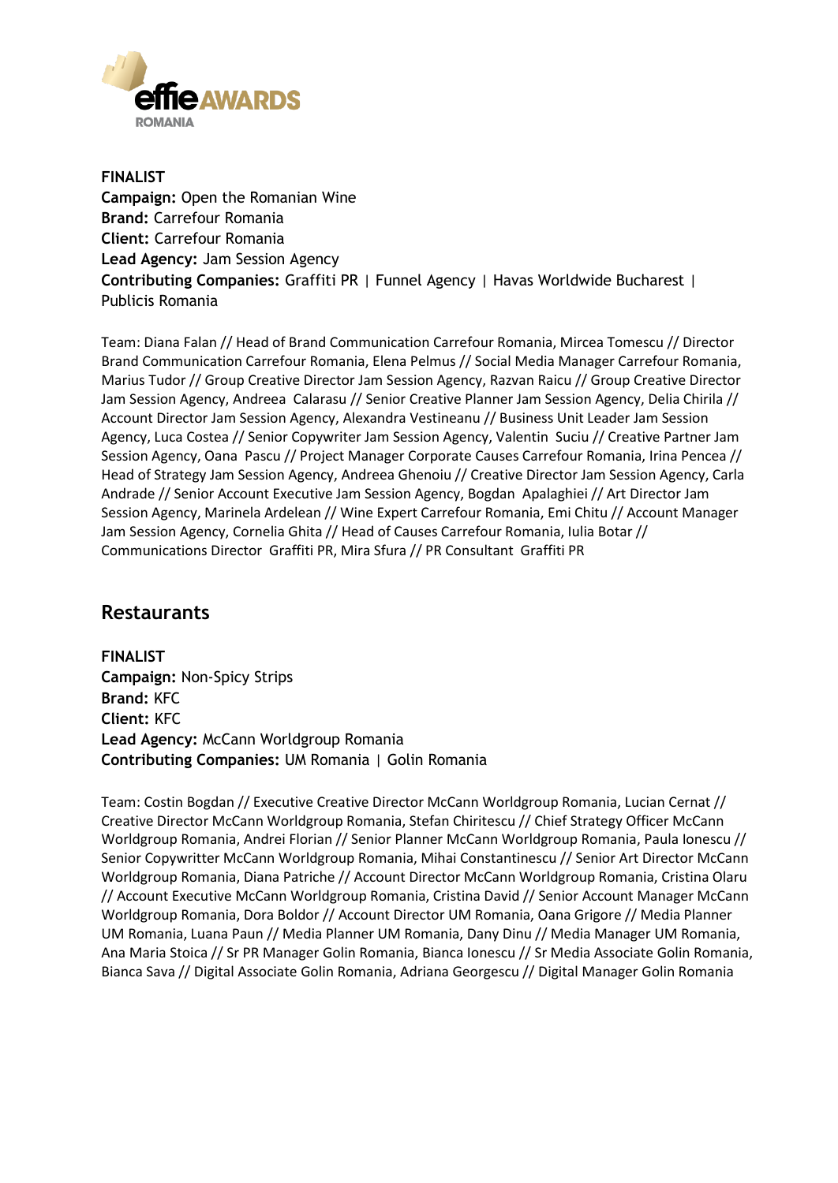**FINALIST**
**Campaign:** Open the Romanian Wine
**Brand:** Carrefour Romania
**Client:** Carrefour Romania
**Lead Agency:** Jam Session Agency
**Contributing Companies:** Graffiti PR | Funnel Agency | Havas Worldwide Bucharest | Publicis Romania

Team: Diana Falan // Head of Brand Communication Carrefour Romania, Mircea Tomescu // Director Brand Communication Carrefour Romania, Elena Pelmus // Social Media Manager Carrefour Romania, Marius Tudor // Group Creative Director Jam Session Agency, Razvan Raicu // Group Creative Director Jam Session Agency, Andreea Calarasu // Senior Creative Planner Jam Session Agency, Delia Chirila // Account Director Jam Session Agency, Alexandra Vestineanu // Business Unit Leader Jam Session Agency, Luca Costea // Senior Copywriter Jam Session Agency, Valentin Suciu // Creative Partner Jam Session Agency, Oana Pascu // Project Manager Corporate Causes Carrefour Romania, Irina Pencea // Head of Strategy Jam Session Agency, Andreea Ghenoiu // Creative Director Jam Session Agency, Carla Andrade // Senior Account Executive Jam Session Agency, Bogdan Apalaghiei // Art Director Jam Session Agency, Marinela Ardelean // Wine Expert Carrefour Romania, Emi Chitu // Account Manager Jam Session Agency, Cornelia Ghita // Head of Causes Carrefour Romania, Iulia Botar // Communications Director Graffiti PR, Mira Sfura // PR Consultant Graffiti PR

## Restaurants

**FINALIST**
**Campaign:** Non-Spicy Strips
**Brand:** KFC
**Client:** KFC
**Lead Agency:** McCann Worldgroup Romania
**Contributing Companies:** UM Romania | Golin Romania

Team: Costin Bogdan // Executive Creative Director McCann Worldgroup Romania, Lucian Cernat // Creative Director McCann Worldgroup Romania, Stefan Chiritescu // Chief Strategy Officer McCann Worldgroup Romania, Andrei Florian // Senior Planner McCann Worldgroup Romania, Paula Ionescu // Senior Copywritter McCann Worldgroup Romania, Mihai Constantinescu // Senior Art Director McCann Worldgroup Romania, Diana Patriche // Account Director McCann Worldgroup Romania, Cristina Olaru // Account Executive McCann Worldgroup Romania, Cristina David // Senior Account Manager McCann Worldgroup Romania, Dora Boldor // Account Director UM Romania, Oana Grigore // Media Planner UM Romania, Luana Paun // Media Planner UM Romania, Dany Dinu // Media Manager UM Romania, Ana Maria Stoica // Sr PR Manager Golin Romania, Bianca Ionescu // Sr Media Associate Golin Romania, Bianca Sava // Digital Associate Golin Romania, Adriana Georgescu // Digital Manager Golin Romania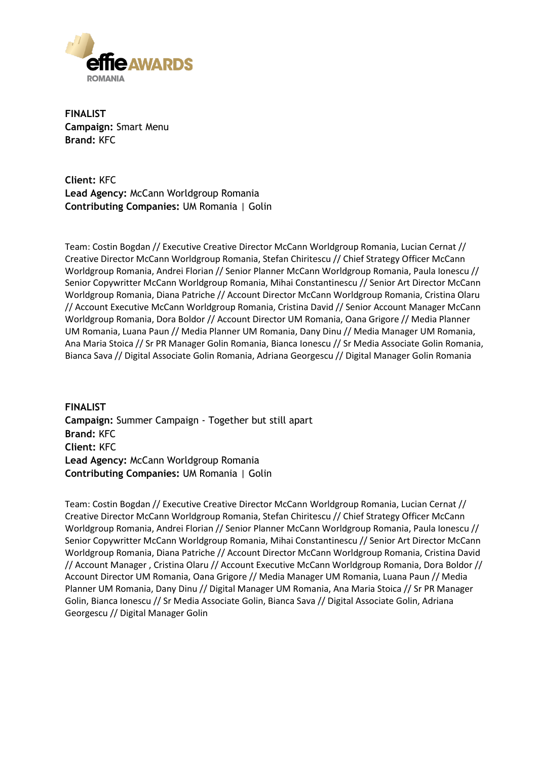**FINALIST**
**Campaign:** Smart Menu
**Brand:** KFC

**Client:** KFC
**Lead Agency:** McCann Worldgroup Romania
**Contributing Companies:** UM Romania | Golin

Team: Costin Bogdan // Executive Creative Director McCann Worldgroup Romania, Lucian Cernat // Creative Director McCann Worldgroup Romania, Stefan Chiritescu // Chief Strategy Officer McCann Worldgroup Romania, Andrei Florian // Senior Planner McCann Worldgroup Romania, Paula Ionescu // Senior Copywritter McCann Worldgroup Romania, Mihai Constantinescu // Senior Art Director McCann Worldgroup Romania, Diana Patriche // Account Director McCann Worldgroup Romania, Cristina Olaru // Account Executive McCann Worldgroup Romania, Cristina David // Senior Account Manager McCann Worldgroup Romania, Dora Boldor // Account Director UM Romania, Oana Grigore // Media Planner UM Romania, Luana Paun // Media Planner UM Romania, Dany Dinu // Media Manager UM Romania, Ana Maria Stoica // Sr PR Manager Golin Romania, Bianca Ionescu // Sr Media Associate Golin Romania, Bianca Sava // Digital Associate Golin Romania, Adriana Georgescu // Digital Manager Golin Romania

**FINALIST**
**Campaign:** Summer Campaign - Together but still apart
**Brand:** KFC
**Client:** KFC
**Lead Agency:** McCann Worldgroup Romania
**Contributing Companies:** UM Romania | Golin

Team: Costin Bogdan // Executive Creative Director McCann Worldgroup Romania, Lucian Cernat // Creative Director McCann Worldgroup Romania, Stefan Chiritescu // Chief Strategy Officer McCann Worldgroup Romania, Andrei Florian // Senior Planner McCann Worldgroup Romania, Paula Ionescu // Senior Copywritter McCann Worldgroup Romania, Mihai Constantinescu // Senior Art Director McCann Worldgroup Romania, Diana Patriche // Account Director McCann Worldgroup Romania, Cristina David // Account Manager , Cristina Olaru // Account Executive McCann Worldgroup Romania, Dora Boldor // Account Director UM Romania, Oana Grigore // Media Manager UM Romania, Luana Paun // Media Planner UM Romania, Dany Dinu // Digital Manager UM Romania, Ana Maria Stoica // Sr PR Manager Golin, Bianca Ionescu // Sr Media Associate Golin, Bianca Sava // Digital Associate Golin, Adriana Georgescu // Digital Manager Golin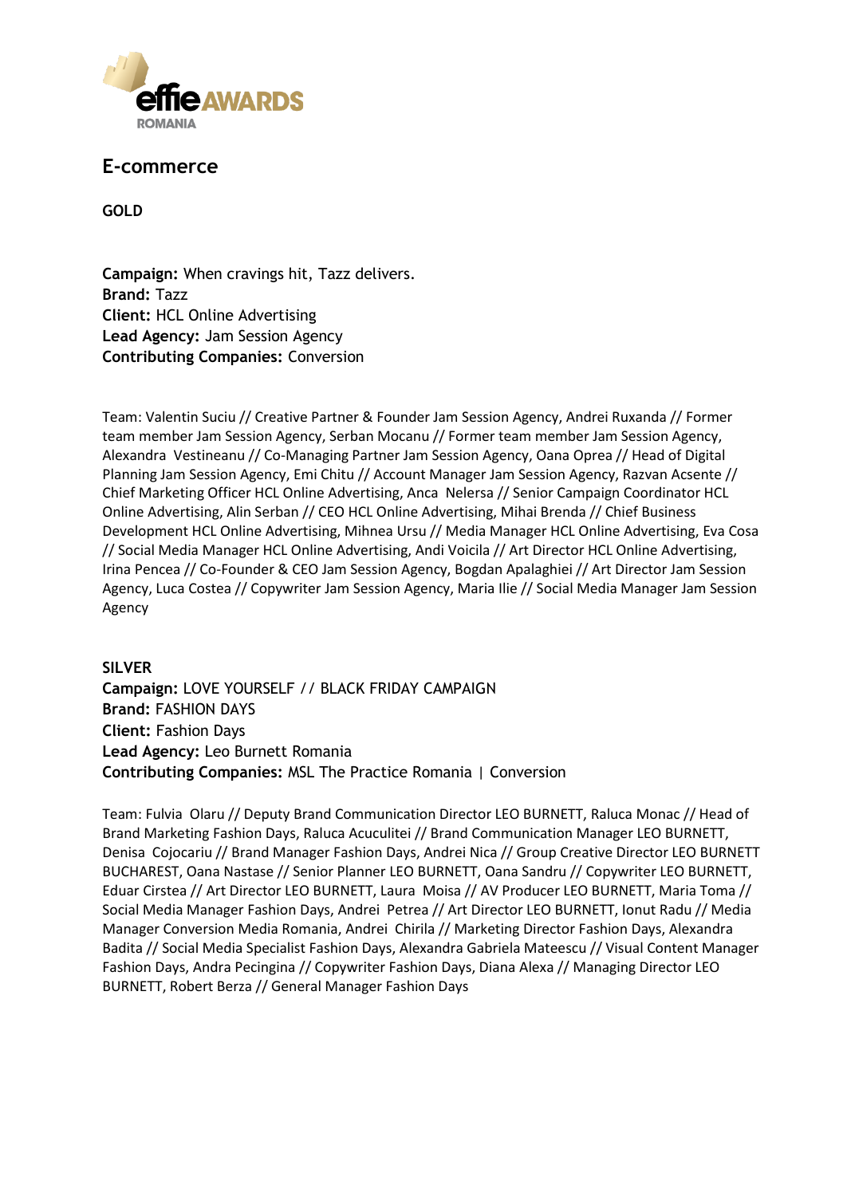## E-commerce

### GOLD

**Campaign:** When cravings hit, Tazz delivers.
**Brand:** Tazz
**Client:** HCL Online Advertising
**Lead Agency:** Jam Session Agency
**Contributing Companies:** Conversion

Team: Valentin Suciu // Creative Partner & Founder Jam Session Agency, Andrei Ruxanda // Former team member Jam Session Agency, Serban Mocanu // Former team member Jam Session Agency, Alexandra Vestineanu // Co-Managing Partner Jam Session Agency, Oana Oprea // Head of Digital Planning Jam Session Agency, Emi Chitu // Account Manager Jam Session Agency, Razvan Acsente // Chief Marketing Officer HCL Online Advertising, Anca Nelersa // Senior Campaign Coordinator HCL Online Advertising, Alin Serban // CEO HCL Online Advertising, Mihai Brenda // Chief Business Development HCL Online Advertising, Mihnea Ursu // Media Manager HCL Online Advertising, Eva Cosa // Social Media Manager HCL Online Advertising, Andi Voicila // Art Director HCL Online Advertising, Irina Pencea // Co-Founder & CEO Jam Session Agency, Bogdan Apalaghiei // Art Director Jam Session Agency, Luca Costea // Copywriter Jam Session Agency, Maria Ilie // Social Media Manager Jam Session Agency

### SILVER

**Campaign:** LOVE YOURSELF // BLACK FRIDAY CAMPAIGN
**Brand:** FASHION DAYS
**Client:** Fashion Days
**Lead Agency:** Leo Burnett Romania
**Contributing Companies:** MSL The Practice Romania | Conversion

Team: Fulvia Olaru // Deputy Brand Communication Director LEO BURNETT, Raluca Monac // Head of Brand Marketing Fashion Days, Raluca Acuculitei // Brand Communication Manager LEO BURNETT, Denisa Cojocariu // Brand Manager Fashion Days, Andrei Nica // Group Creative Director LEO BURNETT BUCHAREST, Oana Nastase // Senior Planner LEO BURNETT, Oana Sandru // Copywriter LEO BURNETT, Eduar Cirstea // Art Director LEO BURNETT, Laura Moisa // AV Producer LEO BURNETT, Maria Toma // Social Media Manager Fashion Days, Andrei Petrea // Art Director LEO BURNETT, Ionut Radu // Media Manager Conversion Media Romania, Andrei Chirila // Marketing Director Fashion Days, Alexandra Badita // Social Media Specialist Fashion Days, Alexandra Gabriela Mateescu // Visual Content Manager Fashion Days, Andra Pecingina // Copywriter Fashion Days, Diana Alexa // Managing Director LEO BURNETT, Robert Berza // General Manager Fashion Days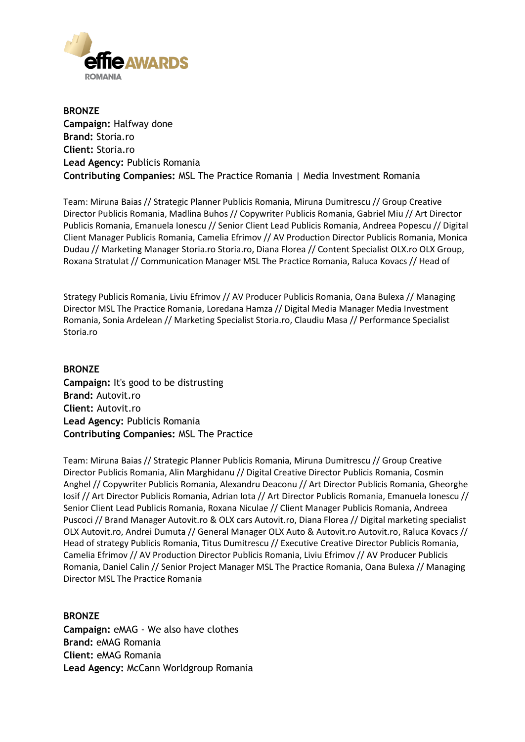**BRONZE**
**Campaign:** Halfway done
**Brand:** Storia.ro
**Client:** Storia.ro
**Lead Agency:** Publicis Romania
**Contributing Companies:** MSL The Practice Romania | Media Investment Romania

Team: Miruna Baias // Strategic Planner Publicis Romania, Miruna Dumitrescu // Group Creative Director Publicis Romania, Madlina Buhos // Copywriter Publicis Romania, Gabriel Miu // Art Director Publicis Romania, Emanuela Ionescu // Senior Client Lead Publicis Romania, Andreea Popescu // Digital Client Manager Publicis Romania, Camelia Efrimov // AV Production Director Publicis Romania, Monica Dudau // Marketing Manager Storia.ro Storia.ro, Diana Florea // Content Specialist OLX.ro OLX Group, Roxana Stratulat // Communication Manager MSL The Practice Romania, Raluca Kovacs // Head of Strategy Publicis Romania, Liviu Efrimov // AV Producer Publicis Romania, Oana Bulexa // Managing Director MSL The Practice Romania, Loredana Hamza // Digital Media Manager Media Investment Romania, Sonia Ardelean // Marketing Specialist Storia.ro, Claudiu Masa // Performance Specialist Storia.ro

**BRONZE**
**Campaign:** It's good to be distrusting
**Brand:** Autovit.ro
**Client:** Autovit.ro
**Lead Agency:** Publicis Romania
**Contributing Companies:** MSL The Practice

Team: Miruna Baias // Strategic Planner Publicis Romania, Miruna Dumitrescu // Group Creative Director Publicis Romania, Alin Marghidanu // Digital Creative Director Publicis Romania, Cosmin Anghel // Copywriter Publicis Romania, Alexandru Deaconu // Art Director Publicis Romania, Gheorghe Iosif // Art Director Publicis Romania, Adrian Iota // Art Director Publicis Romania, Emanuela Ionescu // Senior Client Lead Publicis Romania, Roxana Niculae // Client Manager Publicis Romania, Andreea Puscoci // Brand Manager Autovit.ro & OLX cars Autovit.ro, Diana Florea // Digital marketing specialist OLX Autovit.ro, Andrei Dumuta // General Manager OLX Auto & Autovit.ro Autovit.ro, Raluca Kovacs // Head of strategy Publicis Romania, Titus Dumitrescu // Executive Creative Director Publicis Romania, Camelia Efrimov // AV Production Director Publicis Romania, Liviu Efrimov // AV Producer Publicis Romania, Daniel Calin // Senior Project Manager MSL The Practice Romania, Oana Bulexa // Managing Director MSL The Practice Romania

**BRONZE**
**Campaign:** eMAG - We also have clothes
**Brand:** eMAG Romania
**Client:** eMAG Romania
**Lead Agency:** McCann Worldgroup Romania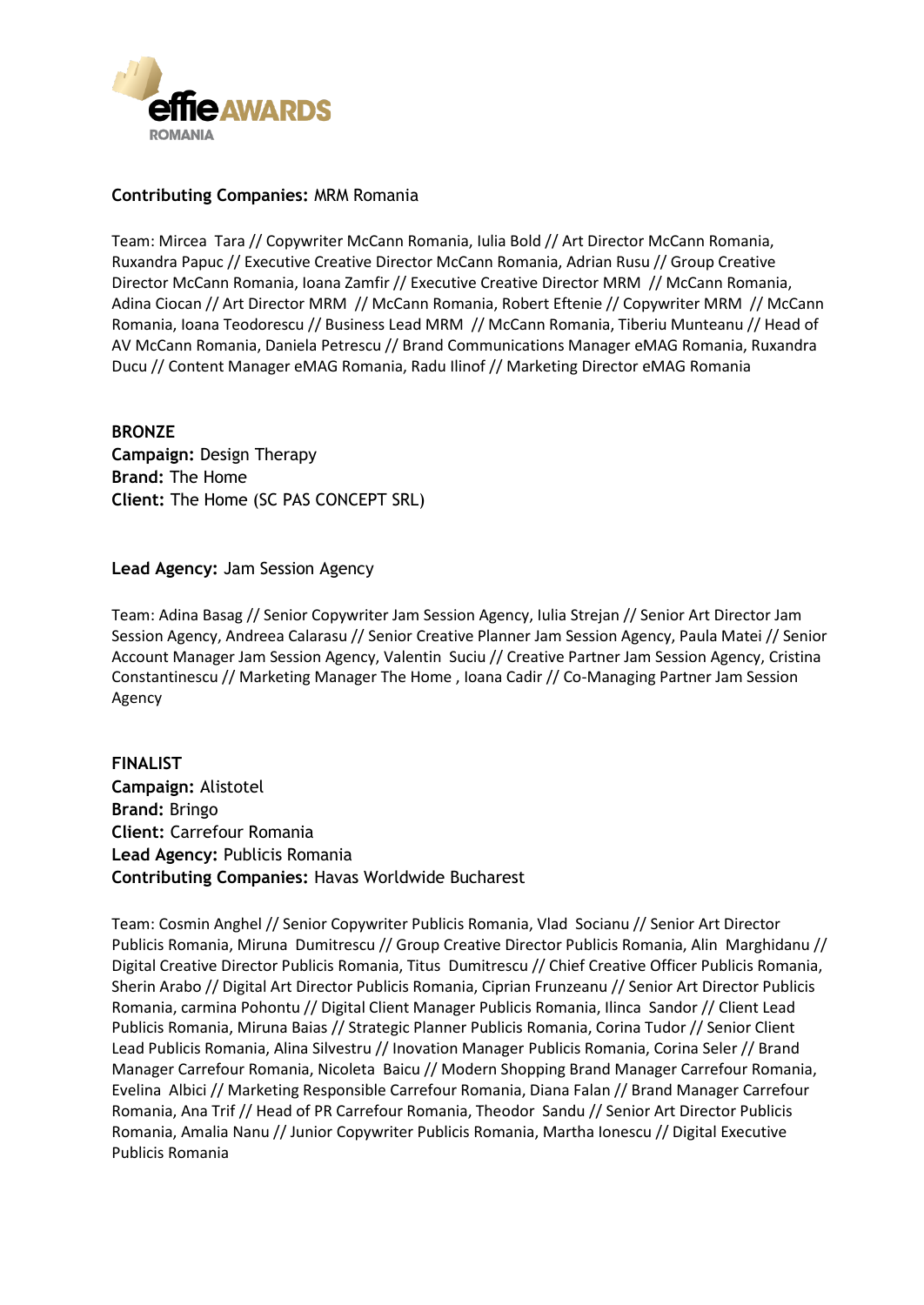**Contributing Companies:** MRM Romania

Team: Mircea Tara // Copywriter McCann Romania, Iulia Bold // Art Director McCann Romania, Ruxandra Papuc // Executive Creative Director McCann Romania, Adrian Rusu // Group Creative Director McCann Romania, Ioana Zamfir // Executive Creative Director MRM // McCann Romania, Adina Ciocan // Art Director MRM // McCann Romania, Robert Eftenie // Copywriter MRM // McCann Romania, Ioana Teodorescu // Business Lead MRM // McCann Romania, Tiberiu Munteanu // Head of AV McCann Romania, Daniela Petrescu // Brand Communications Manager eMAG Romania, Ruxandra Ducu // Content Manager eMAG Romania, Radu Ilinof // Marketing Director eMAG Romania

**BRONZE**
**Campaign:** Design Therapy
**Brand:** The Home
**Client:** The Home (SC PAS CONCEPT SRL)

**Lead Agency:** Jam Session Agency

Team: Adina Basag // Senior Copywriter Jam Session Agency, Iulia Strejan // Senior Art Director Jam Session Agency, Andreea Calarasu // Senior Creative Planner Jam Session Agency, Paula Matei // Senior Account Manager Jam Session Agency, Valentin Suciu // Creative Partner Jam Session Agency, Cristina Constantinescu // Marketing Manager The Home , Ioana Cadir // Co-Managing Partner Jam Session Agency

**FINALIST**
**Campaign:** Alistotel
**Brand:** Bringo
**Client:** Carrefour Romania
**Lead Agency:** Publicis Romania
**Contributing Companies:** Havas Worldwide Bucharest

Team: Cosmin Anghel // Senior Copywriter Publicis Romania, Vlad Socianu // Senior Art Director Publicis Romania, Miruna Dumitrescu // Group Creative Director Publicis Romania, Alin Marghidanu // Digital Creative Director Publicis Romania, Titus Dumitrescu // Chief Creative Officer Publicis Romania, Sherin Arabo // Digital Art Director Publicis Romania, Ciprian Frunzeanu // Senior Art Director Publicis Romania, carmina Pohontu // Digital Client Manager Publicis Romania, Ilinca Sandor // Client Lead Publicis Romania, Miruna Baias // Strategic Planner Publicis Romania, Corina Tudor // Senior Client Lead Publicis Romania, Alina Silvestru // Inovation Manager Publicis Romania, Corina Seler // Brand Manager Carrefour Romania, Nicoleta Baicu // Modern Shopping Brand Manager Carrefour Romania, Evelina Albici // Marketing Responsible Carrefour Romania, Diana Falan // Brand Manager Carrefour Romania, Ana Trif // Head of PR Carrefour Romania, Theodor Sandu // Senior Art Director Publicis Romania, Amalia Nanu // Junior Copywriter Publicis Romania, Martha Ionescu // Digital Executive Publicis Romania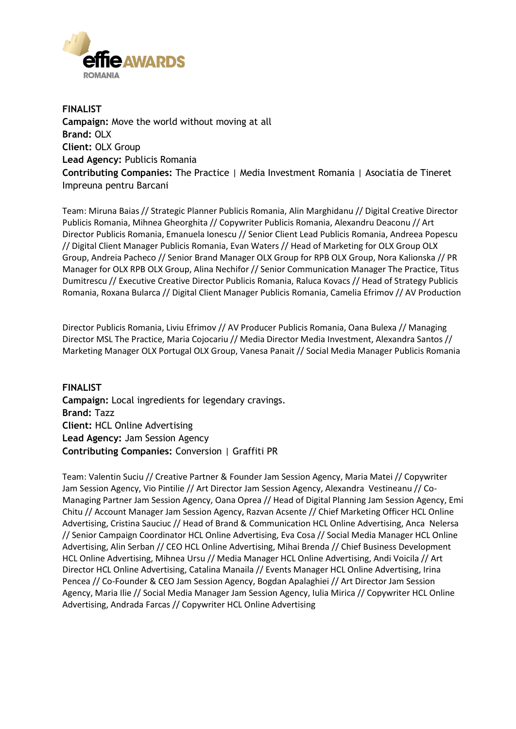**FINALIST**
**Campaign:** Move the world without moving at all
**Brand:** OLX
**Client:** OLX Group
**Lead Agency:** Publicis Romania
**Contributing Companies:** The Practice | Media Investment Romania | Asociatia de Tineret Impreuna pentru Barcani

Team: Miruna Baias // Strategic Planner Publicis Romania, Alin Marghidanu // Digital Creative Director Publicis Romania, Mihnea Gheorghita // Copywriter Publicis Romania, Alexandru Deaconu // Art Director Publicis Romania, Emanuela Ionescu // Senior Client Lead Publicis Romania, Andreea Popescu // Digital Client Manager Publicis Romania, Evan Waters // Head of Marketing for OLX Group OLX Group, Andreia Pacheco // Senior Brand Manager OLX Group for RPB OLX Group, Nora Kalionska // PR Manager for OLX RPB OLX Group, Alina Nechifor // Senior Communication Manager The Practice, Titus Dumitrescu // Executive Creative Director Publicis Romania, Raluca Kovacs // Head of Strategy Publicis Romania, Roxana Bularca // Digital Client Manager Publicis Romania, Camelia Efrimov // AV Production Director Publicis Romania, Liviu Efrimov // AV Producer Publicis Romania, Oana Bulexa // Managing Director MSL The Practice, Maria Cojocariu // Media Director Media Investment, Alexandra Santos // Marketing Manager OLX Portugal OLX Group, Vanesa Panait // Social Media Manager Publicis Romania

**FINALIST**
**Campaign:** Local ingredients for legendary cravings.
**Brand:** Tazz
**Client:** HCL Online Advertising
**Lead Agency:** Jam Session Agency
**Contributing Companies:** Conversion | Graffiti PR

Team: Valentin Suciu // Creative Partner & Founder Jam Session Agency, Maria Matei // Copywriter Jam Session Agency, Vio Pintilie // Art Director Jam Session Agency, Alexandra Vestineanu // Co-Managing Partner Jam Session Agency, Oana Oprea // Head of Digital Planning Jam Session Agency, Emi Chitu // Account Manager Jam Session Agency, Razvan Acsente // Chief Marketing Officer HCL Online Advertising, Cristina Sauciuc // Head of Brand & Communication HCL Online Advertising, Anca Nelersa // Senior Campaign Coordinator HCL Online Advertising, Eva Cosa // Social Media Manager HCL Online Advertising, Alin Serban // CEO HCL Online Advertising, Mihai Brenda // Chief Business Development HCL Online Advertising, Mihnea Ursu // Media Manager HCL Online Advertising, Andi Voicila // Art Director HCL Online Advertising, Catalina Manaila // Events Manager HCL Online Advertising, Irina Pencea // Co-Founder & CEO Jam Session Agency, Bogdan Apalaghiei // Art Director Jam Session Agency, Maria Ilie // Social Media Manager Jam Session Agency, Iulia Mirica // Copywriter HCL Online Advertising, Andrada Farcas // Copywriter HCL Online Advertising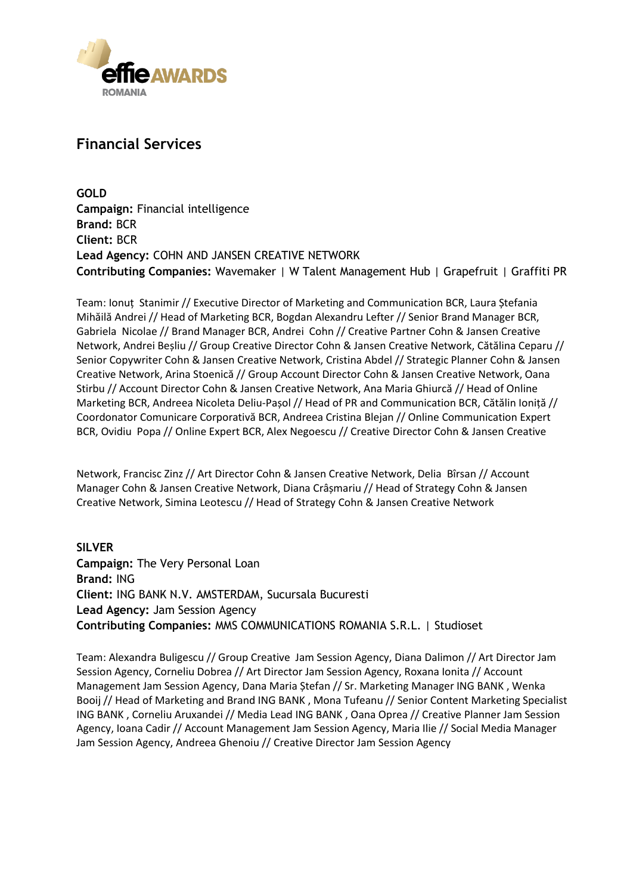## Financial Services

**GOLD**
**Campaign:** Financial intelligence
**Brand:** BCR
**Client:** BCR
**Lead Agency:** COHN AND JANSEN CREATIVE NETWORK
**Contributing Companies:** Wavemaker | W Talent Management Hub | Grapefruit | Graffiti PR

Team: Ionuț Stanimir // Executive Director of Marketing and Communication BCR, Laura Ștefania Mihăilă Andrei // Head of Marketing BCR, Bogdan Alexandru Lefter // Senior Brand Manager BCR, Gabriela Nicolae // Brand Manager BCR, Andrei Cohn // Creative Partner Cohn & Jansen Creative Network, Andrei Beșliu // Group Creative Director Cohn & Jansen Creative Network, Cătălina Ceparu // Senior Copywriter Cohn & Jansen Creative Network, Cristina Abdel // Strategic Planner Cohn & Jansen Creative Network, Arina Stoenică // Group Account Director Cohn & Jansen Creative Network, Oana Stirbu // Account Director Cohn & Jansen Creative Network, Ana Maria Ghiurcă // Head of Online Marketing BCR, Andreea Nicoleta Deliu-Pașol // Head of PR and Communication BCR, Cătălin Ioniță // Coordonator Comunicare Corporativă BCR, Andreea Cristina Blejan // Online Communication Expert BCR, Ovidiu Popa // Online Expert BCR, Alex Negoescu // Creative Director Cohn & Jansen Creative Network, Francisc Zinz // Art Director Cohn & Jansen Creative Network, Delia Bîrsan // Account Manager Cohn & Jansen Creative Network, Diana Crâșmariu // Head of Strategy Cohn & Jansen Creative Network, Simina Leotescu // Head of Strategy Cohn & Jansen Creative Network

**SILVER**
**Campaign:** The Very Personal Loan
**Brand:** ING
**Client:** ING BANK N.V. AMSTERDAM, Sucursala Bucuresti
**Lead Agency:** Jam Session Agency
**Contributing Companies:** MMS COMMUNICATIONS ROMANIA S.R.L. | Studioset

Team: Alexandra Buligescu // Group Creative Jam Session Agency, Diana Dalimon // Art Director Jam Session Agency, Corneliu Dobrea // Art Director Jam Session Agency, Roxana Ionita // Account Management Jam Session Agency, Dana Maria Ștefan // Sr. Marketing Manager ING BANK , Wenka Booij // Head of Marketing and Brand ING BANK , Mona Tufeanu // Senior Content Marketing Specialist ING BANK , Corneliu Aruxandei // Media Lead ING BANK , Oana Oprea // Creative Planner Jam Session Agency, Ioana Cadir // Account Management Jam Session Agency, Maria Ilie // Social Media Manager Jam Session Agency, Andreea Ghenoiu // Creative Director Jam Session Agency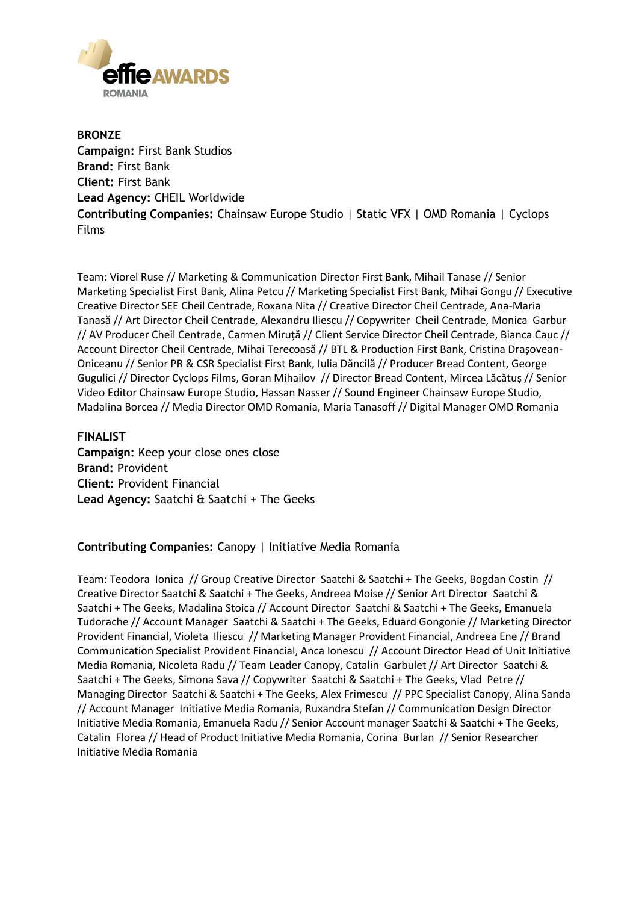**BRONZE**
**Campaign:** First Bank Studios
**Brand:** First Bank
**Client:** First Bank
**Lead Agency:** CHEIL Worldwide
**Contributing Companies:** Chainsaw Europe Studio | Static VFX | OMD Romania | Cyclops Films

Team: Viorel Ruse // Marketing & Communication Director First Bank, Mihail Tanase // Senior Marketing Specialist First Bank, Alina Petcu // Marketing Specialist First Bank, Mihai Gongu // Executive Creative Director SEE Cheil Centrade, Roxana Nita // Creative Director Cheil Centrade, Ana-Maria Tanasă // Art Director Cheil Centrade, Alexandru Iliescu // Copywriter Cheil Centrade, Monica Garbur // AV Producer Cheil Centrade, Carmen Miruță // Client Service Director Cheil Centrade, Bianca Cauc // Account Director Cheil Centrade, Mihai Terecoasă // BTL & Production First Bank, Cristina Drașovean-Oniceanu // Senior PR & CSR Specialist First Bank, Iulia Dăncilă // Producer Bread Content, George Gugulici // Director Cyclops Films, Goran Mihailov // Director Bread Content, Mircea Lăcătuș // Senior Video Editor Chainsaw Europe Studio, Hassan Nasser // Sound Engineer Chainsaw Europe Studio, Madalina Borcea // Media Director OMD Romania, Maria Tanasoff // Digital Manager OMD Romania

**FINALIST**
**Campaign:** Keep your close ones close
**Brand:** Provident
**Client:** Provident Financial
**Lead Agency:** Saatchi & Saatchi + The Geeks

**Contributing Companies:** Canopy | Initiative Media Romania

Team: Teodora Ionica // Group Creative Director Saatchi & Saatchi + The Geeks, Bogdan Costin // Creative Director Saatchi & Saatchi + The Geeks, Andreea Moise // Senior Art Director Saatchi & Saatchi + The Geeks, Madalina Stoica // Account Director Saatchi & Saatchi + The Geeks, Emanuela Tudorache // Account Manager Saatchi & Saatchi + The Geeks, Eduard Gongonie // Marketing Director Provident Financial, Violeta Iliescu // Marketing Manager Provident Financial, Andreea Ene // Brand Communication Specialist Provident Financial, Anca Ionescu // Account Director Head of Unit Initiative Media Romania, Nicoleta Radu // Team Leader Canopy, Catalin Garbulet // Art Director Saatchi & Saatchi + The Geeks, Simona Sava // Copywriter Saatchi & Saatchi + The Geeks, Vlad Petre // Managing Director Saatchi & Saatchi + The Geeks, Alex Frimescu // PPC Specialist Canopy, Alina Sanda // Account Manager Initiative Media Romania, Ruxandra Stefan // Communication Design Director Initiative Media Romania, Emanuela Radu // Senior Account manager Saatchi & Saatchi + The Geeks, Catalin Florea // Head of Product Initiative Media Romania, Corina Burlan // Senior Researcher Initiative Media Romania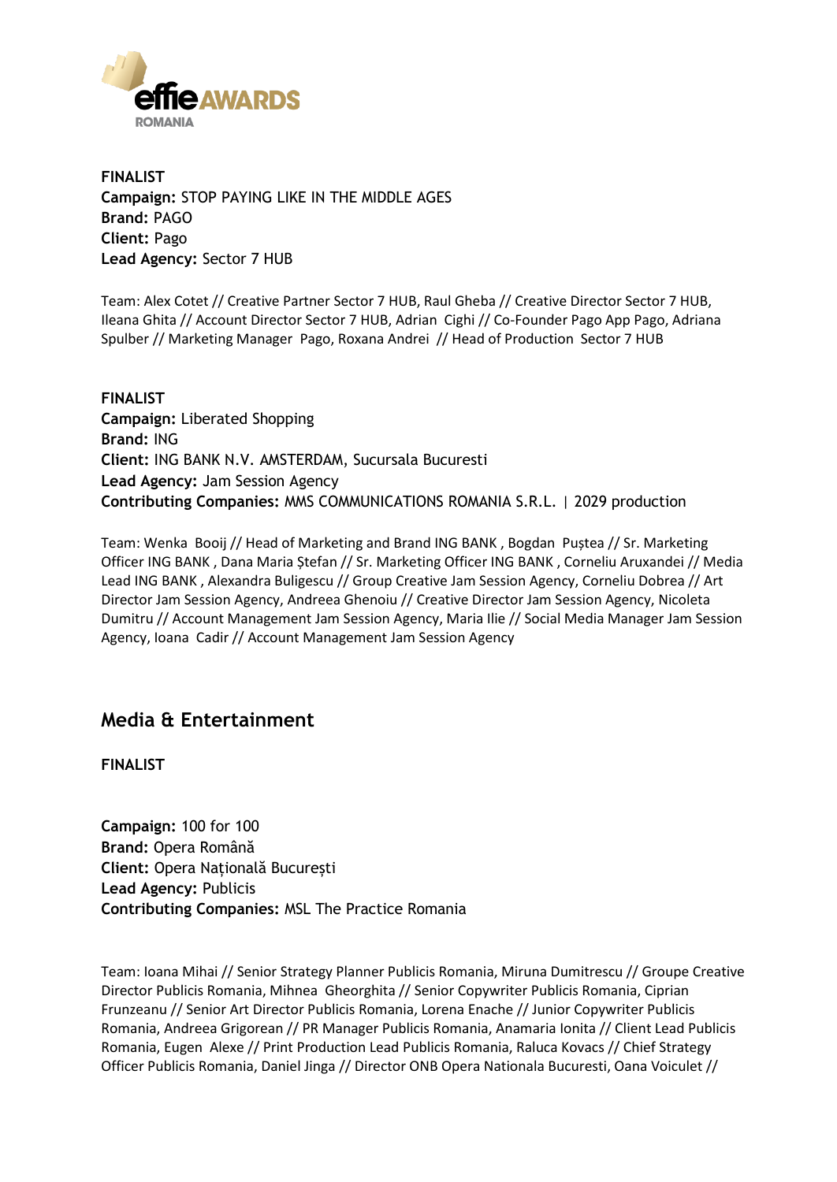**FINALIST**
**Campaign:** STOP PAYING LIKE IN THE MIDDLE AGES
**Brand:** PAGO
**Client:** Pago
**Lead Agency:** Sector 7 HUB

Team: Alex Cotet // Creative Partner Sector 7 HUB, Raul Gheba // Creative Director Sector 7 HUB, Ileana Ghita // Account Director Sector 7 HUB, Adrian Cighi // Co-Founder Pago App Pago, Adriana Spulber // Marketing Manager Pago, Roxana Andrei // Head of Production Sector 7 HUB

**FINALIST**
**Campaign:** Liberated Shopping
**Brand:** ING
**Client:** ING BANK N.V. AMSTERDAM, Sucursala Bucuresti
**Lead Agency:** Jam Session Agency
**Contributing Companies:** MMS COMMUNICATIONS ROMANIA S.R.L. | 2029 production

Team: Wenka Booij // Head of Marketing and Brand ING BANK , Bogdan Puștea // Sr. Marketing Officer ING BANK , Dana Maria Ștefan // Sr. Marketing Officer ING BANK , Corneliu Aruxandei // Media Lead ING BANK , Alexandra Buligescu // Group Creative Jam Session Agency, Corneliu Dobrea // Art Director Jam Session Agency, Andreea Ghenoiu // Creative Director Jam Session Agency, Nicoleta Dumitru // Account Management Jam Session Agency, Maria Ilie // Social Media Manager Jam Session Agency, Ioana Cadir // Account Management Jam Session Agency

## Media & Entertainment

**FINALIST**

**Campaign:** 100 for 100
**Brand:** Opera Română
**Client:** Opera Națională București
**Lead Agency:** Publicis
**Contributing Companies:** MSL The Practice Romania

Team: Ioana Mihai // Senior Strategy Planner Publicis Romania, Miruna Dumitrescu // Groupe Creative Director Publicis Romania, Mihnea Gheorghita // Senior Copywriter Publicis Romania, Ciprian Frunzeanu // Senior Art Director Publicis Romania, Lorena Enache // Junior Copywriter Publicis Romania, Andreea Grigorean // PR Manager Publicis Romania, Anamaria Ionita // Client Lead Publicis Romania, Eugen Alexe // Print Production Lead Publicis Romania, Raluca Kovacs // Chief Strategy Officer Publicis Romania, Daniel Jinga // Director ONB Opera Nationala Bucuresti, Oana Voiculet //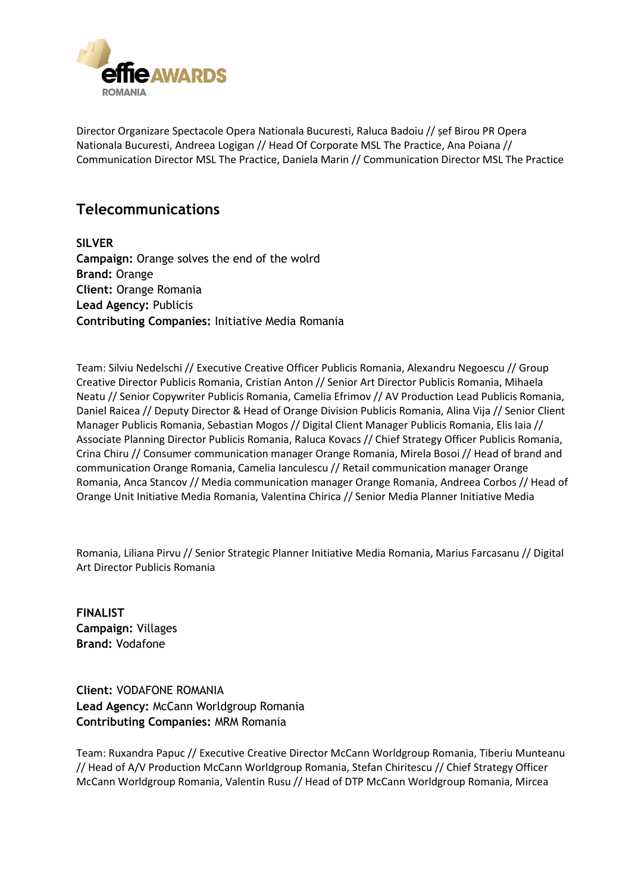Director Organizare Spectacole Opera Nationala Bucuresti, Raluca Badoiu // șef Birou PR Opera Nationala Bucuresti, Andreea Logigan // Head Of Corporate MSL The Practice, Ana Poiana // Communication Director MSL The Practice, Daniela Marin // Communication Director MSL The Practice

## Telecommunications

**SILVER**
**Campaign:** Orange solves the end of the wolrd
**Brand:** Orange
**Client:** Orange Romania
**Lead Agency:** Publicis
**Contributing Companies:** Initiative Media Romania

Team: Silviu Nedelschi // Executive Creative Officer Publicis Romania, Alexandru Negoescu // Group Creative Director Publicis Romania, Cristian Anton // Senior Art Director Publicis Romania, Mihaela Neatu // Senior Copywriter Publicis Romania, Camelia Efrimov // AV Production Lead Publicis Romania, Daniel Raicea // Deputy Director & Head of Orange Division Publicis Romania, Alina Vija // Senior Client Manager Publicis Romania, Sebastian Mogos // Digital Client Manager Publicis Romania, Elis Iaia // Associate Planning Director Publicis Romania, Raluca Kovacs // Chief Strategy Officer Publicis Romania, Crina Chiru // Consumer communication manager Orange Romania, Mirela Bosoi // Head of brand and communication Orange Romania, Camelia Ianculescu // Retail communication manager Orange Romania, Anca Stancov // Media communication manager Orange Romania, Andreea Corbos // Head of Orange Unit Initiative Media Romania, Valentina Chirica // Senior Media Planner Initiative Media Romania, Liliana Pirvu // Senior Strategic Planner Initiative Media Romania, Marius Farcasanu // Digital Art Director Publicis Romania

**FINALIST**
**Campaign:** Villages
**Brand:** Vodafone
**Client:** VODAFONE ROMANIA
**Lead Agency:** McCann Worldgroup Romania
**Contributing Companies:** MRM Romania

Team: Ruxandra Papuc // Executive Creative Director McCann Worldgroup Romania, Tiberiu Munteanu // Head of A/V Production McCann Worldgroup Romania, Stefan Chiritescu // Chief Strategy Officer McCann Worldgroup Romania, Valentin Rusu // Head of DTP McCann Worldgroup Romania, Mircea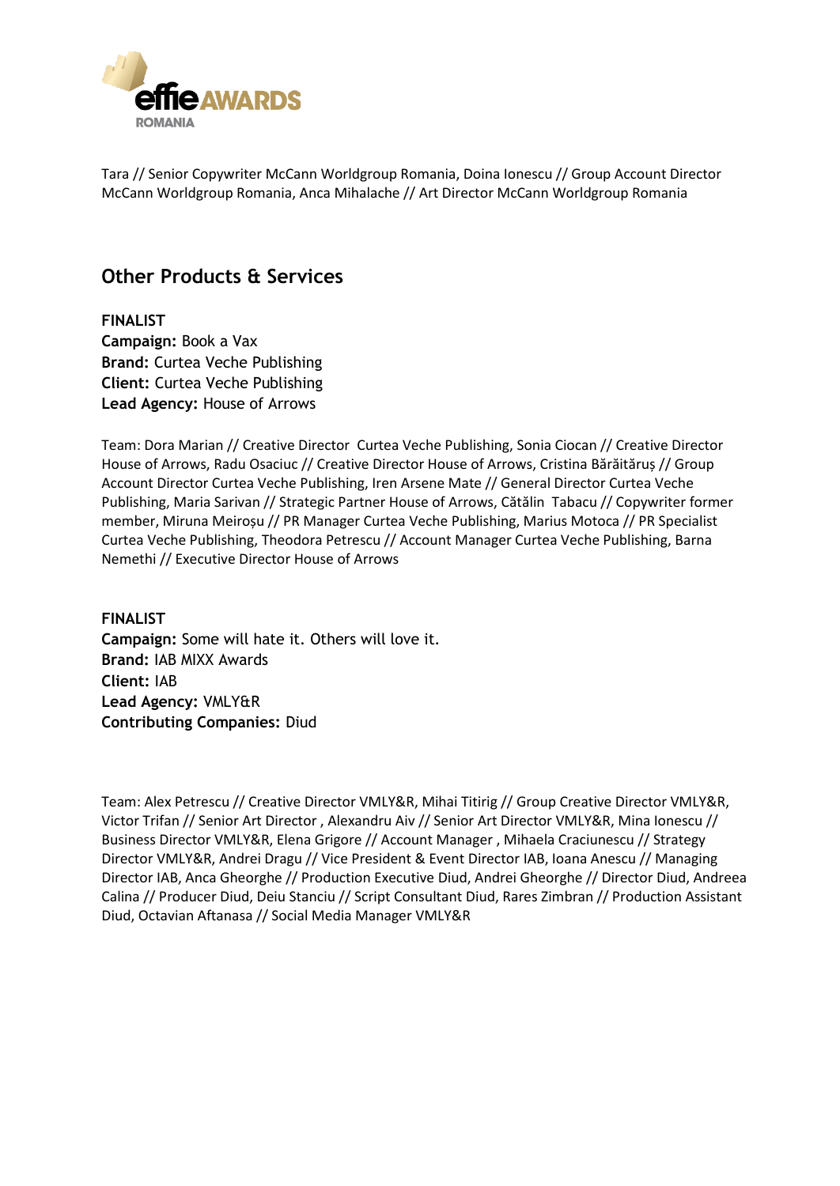Tara // Senior Copywriter McCann Worldgroup Romania, Doina Ionescu // Group Account Director McCann Worldgroup Romania, Anca Mihalache // Art Director McCann Worldgroup Romania

## Other Products & Services

**FINALIST**
**Campaign:** Book a Vax
**Brand:** Curtea Veche Publishing
**Client:** Curtea Veche Publishing
**Lead Agency:** House of Arrows

Team: Dora Marian // Creative Director Curtea Veche Publishing, Sonia Ciocan // Creative Director House of Arrows, Radu Osaciuc // Creative Director House of Arrows, Cristina Bărăităruș // Group Account Director Curtea Veche Publishing, Iren Arsene Mate // General Director Curtea Veche Publishing, Maria Sarivan // Strategic Partner House of Arrows, Cătălin Tabacu // Copywriter former member, Miruna Meiroșu // PR Manager Curtea Veche Publishing, Marius Motoca // PR Specialist Curtea Veche Publishing, Theodora Petrescu // Account Manager Curtea Veche Publishing, Barna Nemethi // Executive Director House of Arrows

**FINALIST**
**Campaign:** Some will hate it. Others will love it.
**Brand:** IAB MIXX Awards
**Client:** IAB
**Lead Agency:** VMLY&R
**Contributing Companies:** Diud

Team: Alex Petrescu // Creative Director VMLY&R, Mihai Titirig // Group Creative Director VMLY&R, Victor Trifan // Senior Art Director , Alexandru Aiv // Senior Art Director VMLY&R, Mina Ionescu // Business Director VMLY&R, Elena Grigore // Account Manager , Mihaela Craciunescu // Strategy Director VMLY&R, Andrei Dragu // Vice President & Event Director IAB, Ioana Anescu // Managing Director IAB, Anca Gheorghe // Production Executive Diud, Andrei Gheorghe // Director Diud, Andreea Calina // Producer Diud, Deiu Stanciu // Script Consultant Diud, Rares Zimbran // Production Assistant Diud, Octavian Aftanasa // Social Media Manager VMLY&R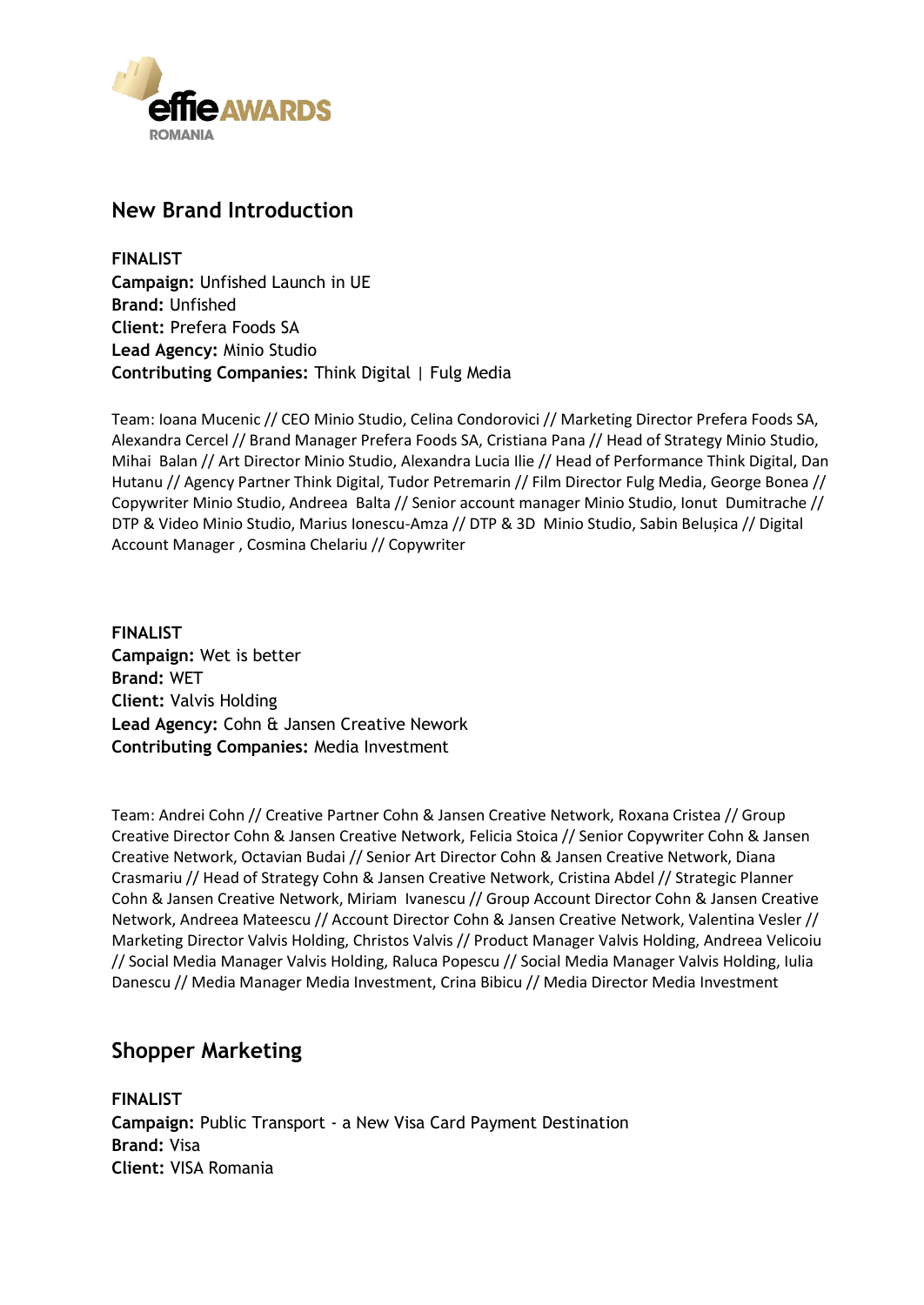## New Brand Introduction

**FINALIST**
**Campaign:** Unfished Launch in UE
**Brand:** Unfished
**Client:** Prefera Foods SA
**Lead Agency:** Minio Studio
**Contributing Companies:** Think Digital | Fulg Media

Team: Ioana Mucenic // CEO Minio Studio, Celina Condorovici // Marketing Director Prefera Foods SA, Alexandra Cercel // Brand Manager Prefera Foods SA, Cristiana Pana // Head of Strategy Minio Studio, Mihai Balan // Art Director Minio Studio, Alexandra Lucia Ilie // Head of Performance Think Digital, Dan Hutanu // Agency Partner Think Digital, Tudor Petremarin // Film Director Fulg Media, George Bonea // Copywriter Minio Studio, Andreea Balta // Senior account manager Minio Studio, Ionut Dumitrache // DTP & Video Minio Studio, Marius Ionescu-Amza // DTP & 3D Minio Studio, Sabin Belușica // Digital Account Manager , Cosmina Chelariu // Copywriter

**FINALIST**
**Campaign:** Wet is better
**Brand:** WET
**Client:** Valvis Holding
**Lead Agency:** Cohn & Jansen Creative Nework
**Contributing Companies:** Media Investment

Team: Andrei Cohn // Creative Partner Cohn & Jansen Creative Network, Roxana Cristea // Group Creative Director Cohn & Jansen Creative Network, Felicia Stoica // Senior Copywriter Cohn & Jansen Creative Network, Octavian Budai // Senior Art Director Cohn & Jansen Creative Network, Diana Crasmariu // Head of Strategy Cohn & Jansen Creative Network, Cristina Abdel // Strategic Planner Cohn & Jansen Creative Network, Miriam Ivanescu // Group Account Director Cohn & Jansen Creative Network, Andreea Mateescu // Account Director Cohn & Jansen Creative Network, Valentina Vesler // Marketing Director Valvis Holding, Christos Valvis // Product Manager Valvis Holding, Andreea Velicoiu // Social Media Manager Valvis Holding, Raluca Popescu // Social Media Manager Valvis Holding, Iulia Danescu // Media Manager Media Investment, Crina Bibicu // Media Director Media Investment

## Shopper Marketing

**FINALIST**
**Campaign:** Public Transport - a New Visa Card Payment Destination
**Brand:** Visa
**Client:** VISA Romania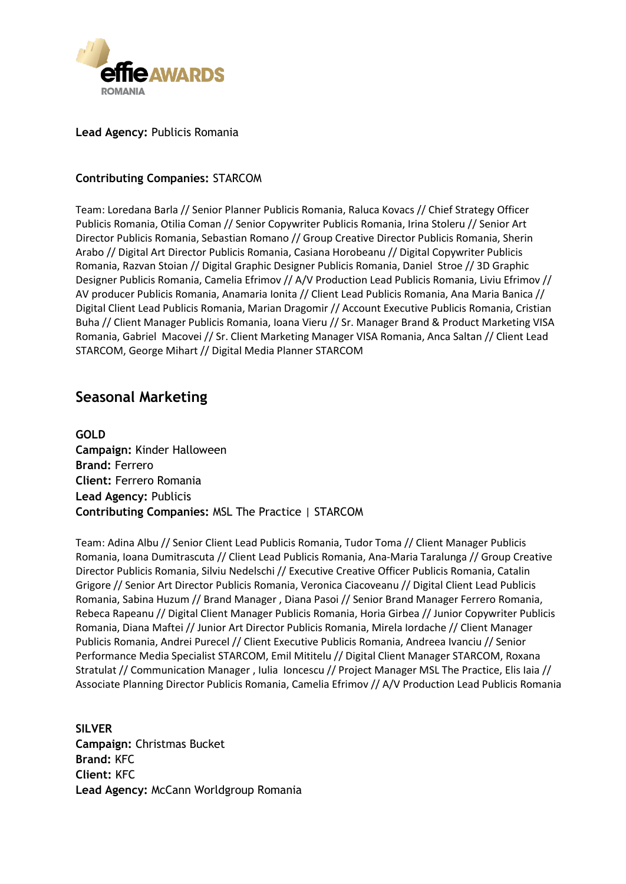**Lead Agency:** Publicis Romania

**Contributing Companies:** STARCOM

Team: Loredana Barla // Senior Planner Publicis Romania, Raluca Kovacs // Chief Strategy Officer Publicis Romania, Otilia Coman // Senior Copywriter Publicis Romania, Irina Stoleru // Senior Art Director Publicis Romania, Sebastian Romano // Group Creative Director Publicis Romania, Sherin Arabo // Digital Art Director Publicis Romania, Casiana Horobeanu // Digital Copywriter Publicis Romania, Razvan Stoian // Digital Graphic Designer Publicis Romania, Daniel Stroe // 3D Graphic Designer Publicis Romania, Camelia Efrimov // A/V Production Lead Publicis Romania, Liviu Efrimov // AV producer Publicis Romania, Anamaria Ionita // Client Lead Publicis Romania, Ana Maria Banica // Digital Client Lead Publicis Romania, Marian Dragomir // Account Executive Publicis Romania, Cristian Buha // Client Manager Publicis Romania, Ioana Vieru // Sr. Manager Brand & Product Marketing VISA Romania, Gabriel Macovei // Sr. Client Marketing Manager VISA Romania, Anca Saltan // Client Lead STARCOM, George Mihart // Digital Media Planner STARCOM

## Seasonal Marketing

**GOLD**
**Campaign:** Kinder Halloween
**Brand:** Ferrero
**Client:** Ferrero Romania
**Lead Agency:** Publicis
**Contributing Companies:** MSL The Practice | STARCOM

Team: Adina Albu // Senior Client Lead Publicis Romania, Tudor Toma // Client Manager Publicis Romania, Ioana Dumitrascuta // Client Lead Publicis Romania, Ana-Maria Taralunga // Group Creative Director Publicis Romania, Silviu Nedelschi // Executive Creative Officer Publicis Romania, Catalin Grigore // Senior Art Director Publicis Romania, Veronica Ciacoveanu // Digital Client Lead Publicis Romania, Sabina Huzum // Brand Manager , Diana Pasoi // Senior Brand Manager Ferrero Romania, Rebeca Rapeanu // Digital Client Manager Publicis Romania, Horia Girbea // Junior Copywriter Publicis Romania, Diana Maftei // Junior Art Director Publicis Romania, Mirela Iordache // Client Manager Publicis Romania, Andrei Purecel // Client Executive Publicis Romania, Andreea Ivanciu // Senior Performance Media Specialist STARCOM, Emil Mititelu // Digital Client Manager STARCOM, Roxana Stratulat // Communication Manager , Iulia Ioncescu // Project Manager MSL The Practice, Elis Iaia // Associate Planning Director Publicis Romania, Camelia Efrimov // A/V Production Lead Publicis Romania

**SILVER**
**Campaign:** Christmas Bucket
**Brand:** KFC
**Client:** KFC
**Lead Agency:** McCann Worldgroup Romania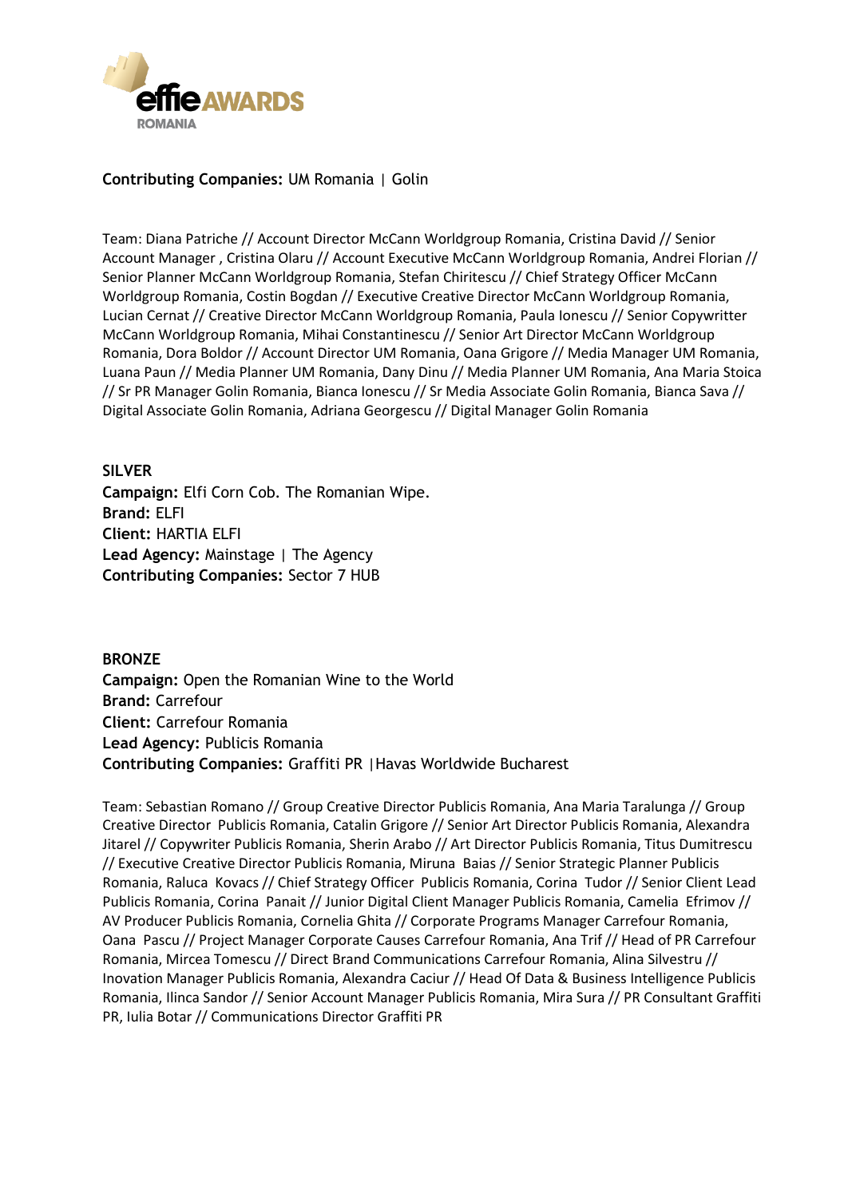**Contributing Companies:** UM Romania | Golin

Team: Diana Patriche // Account Director McCann Worldgroup Romania, Cristina David // Senior Account Manager , Cristina Olaru // Account Executive McCann Worldgroup Romania, Andrei Florian // Senior Planner McCann Worldgroup Romania, Stefan Chiritescu // Chief Strategy Officer McCann Worldgroup Romania, Costin Bogdan // Executive Creative Director McCann Worldgroup Romania, Lucian Cernat // Creative Director McCann Worldgroup Romania, Paula Ionescu // Senior Copywritter McCann Worldgroup Romania, Mihai Constantinescu // Senior Art Director McCann Worldgroup Romania, Dora Boldor // Account Director UM Romania, Oana Grigore // Media Manager UM Romania, Luana Paun // Media Planner UM Romania, Dany Dinu // Media Planner UM Romania, Ana Maria Stoica // Sr PR Manager Golin Romania, Bianca Ionescu // Sr Media Associate Golin Romania, Bianca Sava // Digital Associate Golin Romania, Adriana Georgescu // Digital Manager Golin Romania

**SILVER**
**Campaign:** Elfi Corn Cob. The Romanian Wipe.
**Brand:** ELFI
**Client:** HARTIA ELFI
**Lead Agency:** Mainstage | The Agency
**Contributing Companies:** Sector 7 HUB

**BRONZE**
**Campaign:** Open the Romanian Wine to the World
**Brand:** Carrefour
**Client:** Carrefour Romania
**Lead Agency:** Publicis Romania
**Contributing Companies:** Graffiti PR |Havas Worldwide Bucharest

Team: Sebastian Romano // Group Creative Director Publicis Romania, Ana Maria Taralunga // Group Creative Director Publicis Romania, Catalin Grigore // Senior Art Director Publicis Romania, Alexandra Jitarel // Copywriter Publicis Romania, Sherin Arabo // Art Director Publicis Romania, Titus Dumitrescu // Executive Creative Director Publicis Romania, Miruna Baias // Senior Strategic Planner Publicis Romania, Raluca Kovacs // Chief Strategy Officer Publicis Romania, Corina Tudor // Senior Client Lead Publicis Romania, Corina Panait // Junior Digital Client Manager Publicis Romania, Camelia Efrimov // AV Producer Publicis Romania, Cornelia Ghita // Corporate Programs Manager Carrefour Romania, Oana Pascu // Project Manager Corporate Causes Carrefour Romania, Ana Trif // Head of PR Carrefour Romania, Mircea Tomescu // Direct Brand Communications Carrefour Romania, Alina Silvestru // Inovation Manager Publicis Romania, Alexandra Caciur // Head Of Data & Business Intelligence Publicis Romania, Ilinca Sandor // Senior Account Manager Publicis Romania, Mira Sura // PR Consultant Graffiti PR, Iulia Botar // Communications Director Graffiti PR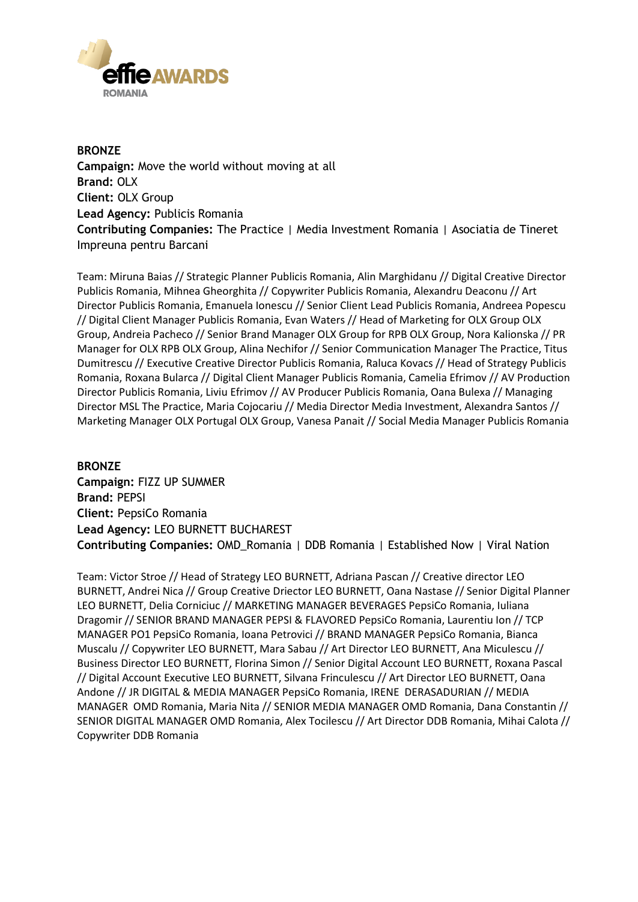**BRONZE**
**Campaign:** Move the world without moving at all
**Brand:** OLX
**Client:** OLX Group
**Lead Agency:** Publicis Romania
**Contributing Companies:** The Practice | Media Investment Romania | Asociatia de Tineret Impreuna pentru Barcani

Team: Miruna Baias // Strategic Planner Publicis Romania, Alin Marghidanu // Digital Creative Director Publicis Romania, Mihnea Gheorghita // Copywriter Publicis Romania, Alexandru Deaconu // Art Director Publicis Romania, Emanuela Ionescu // Senior Client Lead Publicis Romania, Andreea Popescu // Digital Client Manager Publicis Romania, Evan Waters // Head of Marketing for OLX Group OLX Group, Andreia Pacheco // Senior Brand Manager OLX Group for RPB OLX Group, Nora Kalionska // PR Manager for OLX RPB OLX Group, Alina Nechifor // Senior Communication Manager The Practice, Titus Dumitrescu // Executive Creative Director Publicis Romania, Raluca Kovacs // Head of Strategy Publicis Romania, Roxana Bularca // Digital Client Manager Publicis Romania, Camelia Efrimov // AV Production Director Publicis Romania, Liviu Efrimov // AV Producer Publicis Romania, Oana Bulexa // Managing Director MSL The Practice, Maria Cojocariu // Media Director Media Investment, Alexandra Santos // Marketing Manager OLX Portugal OLX Group, Vanesa Panait // Social Media Manager Publicis Romania

**BRONZE**
**Campaign:** FIZZ UP SUMMER
**Brand:** PEPSI
**Client:** PepsiCo Romania
**Lead Agency:** LEO BURNETT BUCHAREST
**Contributing Companies:** OMD_Romania | DDB Romania | Established Now | Viral Nation

Team: Victor Stroe // Head of Strategy LEO BURNETT, Adriana Pascan // Creative director LEO BURNETT, Andrei Nica // Group Creative Driector LEO BURNETT, Oana Nastase // Senior Digital Planner LEO BURNETT, Delia Corniciuc // MARKETING MANAGER BEVERAGES PepsiCo Romania, Iuliana Dragomir // SENIOR BRAND MANAGER PEPSI & FLAVORED PepsiCo Romania, Laurentiu Ion // TCP MANAGER PO1 PepsiCo Romania, Ioana Petrovici // BRAND MANAGER PepsiCo Romania, Bianca Muscalu // Copywriter LEO BURNETT, Mara Sabau // Art Director LEO BURNETT, Ana Miculescu // Business Director LEO BURNETT, Florina Simon // Senior Digital Account LEO BURNETT, Roxana Pascal // Digital Account Executive LEO BURNETT, Silvana Frinculescu // Art Director LEO BURNETT, Oana Andone // JR DIGITAL & MEDIA MANAGER PepsiCo Romania, IRENE DERASADURIAN // MEDIA MANAGER OMD Romania, Maria Nita // SENIOR MEDIA MANAGER OMD Romania, Dana Constantin // SENIOR DIGITAL MANAGER OMD Romania, Alex Tocilescu // Art Director DDB Romania, Mihai Calota // Copywriter DDB Romania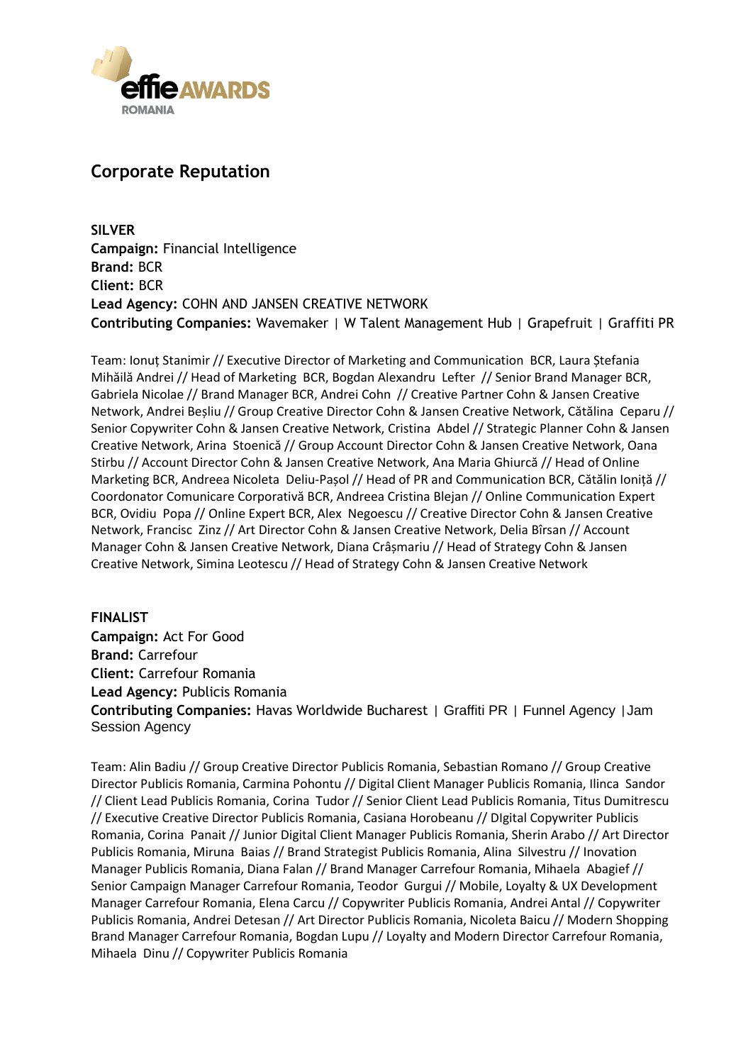## Corporate Reputation

**SILVER**
**Campaign:** Financial Intelligence
**Brand:** BCR
**Client:** BCR
**Lead Agency:** COHN AND JANSEN CREATIVE NETWORK
**Contributing Companies:** Wavemaker | W Talent Management Hub | Grapefruit | Graffiti PR

Team: Ionuț Stanimir // Executive Director of Marketing and Communication BCR, Laura Ștefania Mihăilă Andrei // Head of Marketing BCR, Bogdan Alexandru Lefter // Senior Brand Manager BCR, Gabriela Nicolae // Brand Manager BCR, Andrei Cohn // Creative Partner Cohn & Jansen Creative Network, Andrei Beșliu // Group Creative Director Cohn & Jansen Creative Network, Cătălina Ceparu // Senior Copywriter Cohn & Jansen Creative Network, Cristina Abdel // Strategic Planner Cohn & Jansen Creative Network, Arina Stoenică // Group Account Director Cohn & Jansen Creative Network, Oana Stirbu // Account Director Cohn & Jansen Creative Network, Ana Maria Ghiurcă // Head of Online Marketing BCR, Andreea Nicoleta Deliu-Pașol // Head of PR and Communication BCR, Cătălin Ioniță // Coordonator Comunicare Corporativă BCR, Andreea Cristina Blejan // Online Communication Expert BCR, Ovidiu Popa // Online Expert BCR, Alex Negoescu // Creative Director Cohn & Jansen Creative Network, Francisc Zinz // Art Director Cohn & Jansen Creative Network, Delia Bîrsan // Account Manager Cohn & Jansen Creative Network, Diana Crâșmariu // Head of Strategy Cohn & Jansen Creative Network, Simina Leotescu // Head of Strategy Cohn & Jansen Creative Network

**FINALIST**
**Campaign:** Act For Good
**Brand:** Carrefour
**Client:** Carrefour Romania
**Lead Agency:** Publicis Romania
**Contributing Companies:** Havas Worldwide Bucharest | Graffiti PR | Funnel Agency |Jam Session Agency

Team: Alin Badiu // Group Creative Director Publicis Romania, Sebastian Romano // Group Creative Director Publicis Romania, Carmina Pohontu // Digital Client Manager Publicis Romania, Ilinca Sandor // Client Lead Publicis Romania, Corina Tudor // Senior Client Lead Publicis Romania, Titus Dumitrescu // Executive Creative Director Publicis Romania, Casiana Horobeanu // DIgital Copywriter Publicis Romania, Corina Panait // Junior Digital Client Manager Publicis Romania, Sherin Arabo // Art Director Publicis Romania, Miruna Baias // Brand Strategist Publicis Romania, Alina Silvestru // Inovation Manager Publicis Romania, Diana Falan // Brand Manager Carrefour Romania, Mihaela Abagief // Senior Campaign Manager Carrefour Romania, Teodor Gurgui // Mobile, Loyalty & UX Development Manager Carrefour Romania, Elena Carcu // Copywriter Publicis Romania, Andrei Antal // Copywriter Publicis Romania, Andrei Detesan // Art Director Publicis Romania, Nicoleta Baicu // Modern Shopping Brand Manager Carrefour Romania, Bogdan Lupu // Loyalty and Modern Director Carrefour Romania, Mihaela Dinu // Copywriter Publicis Romania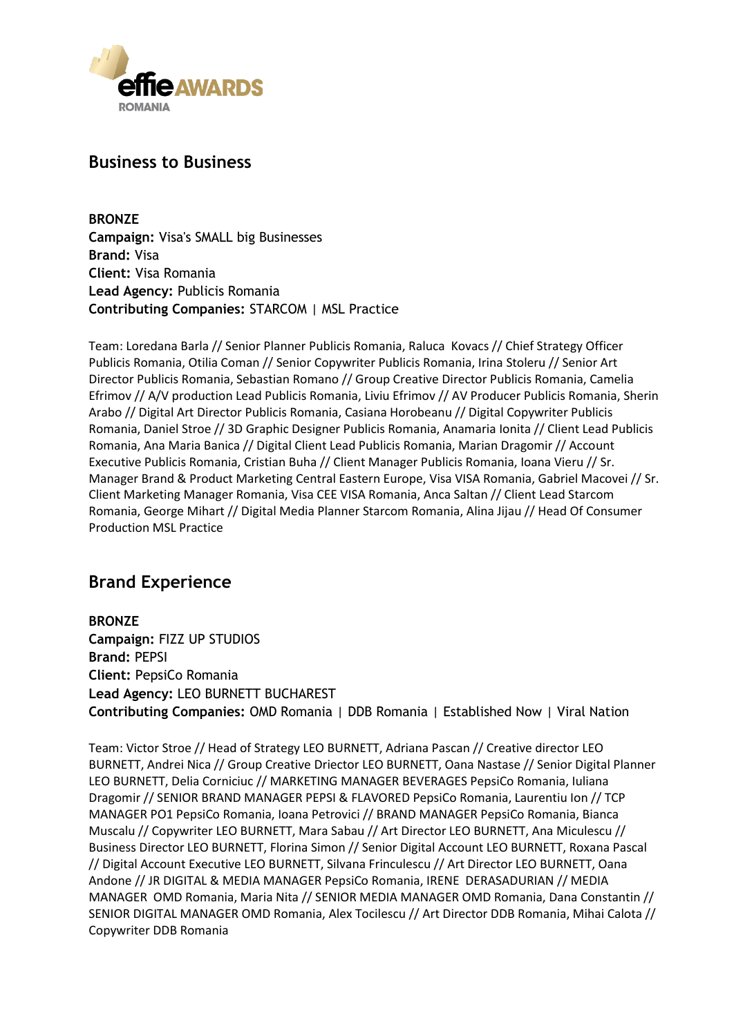## Business to Business

**BRONZE**
**Campaign:** Visa's SMALL big Businesses
**Brand:** Visa
**Client:** Visa Romania
**Lead Agency:** Publicis Romania
**Contributing Companies:** STARCOM | MSL Practice

Team: Loredana Barla // Senior Planner Publicis Romania, Raluca Kovacs // Chief Strategy Officer Publicis Romania, Otilia Coman // Senior Copywriter Publicis Romania, Irina Stoleru // Senior Art Director Publicis Romania, Sebastian Romano // Group Creative Director Publicis Romania, Camelia Efrimov // A/V production Lead Publicis Romania, Liviu Efrimov // AV Producer Publicis Romania, Sherin Arabo // Digital Art Director Publicis Romania, Casiana Horobeanu // Digital Copywriter Publicis Romania, Daniel Stroe // 3D Graphic Designer Publicis Romania, Anamaria Ionita // Client Lead Publicis Romania, Ana Maria Banica // Digital Client Lead Publicis Romania, Marian Dragomir // Account Executive Publicis Romania, Cristian Buha // Client Manager Publicis Romania, Ioana Vieru // Sr. Manager Brand & Product Marketing Central Eastern Europe, Visa VISA Romania, Gabriel Macovei // Sr. Client Marketing Manager Romania, Visa CEE VISA Romania, Anca Saltan // Client Lead Starcom Romania, George Mihart // Digital Media Planner Starcom Romania, Alina Jijau // Head Of Consumer Production MSL Practice

## Brand Experience

**BRONZE**
**Campaign:** FIZZ UP STUDIOS
**Brand:** PEPSI
**Client:** PepsiCo Romania
**Lead Agency:** LEO BURNETT BUCHAREST
**Contributing Companies:** OMD Romania | DDB Romania | Established Now | Viral Nation

Team: Victor Stroe // Head of Strategy LEO BURNETT, Adriana Pascan // Creative director LEO BURNETT, Andrei Nica // Group Creative Driector LEO BURNETT, Oana Nastase // Senior Digital Planner LEO BURNETT, Delia Corniciuc // MARKETING MANAGER BEVERAGES PepsiCo Romania, Iuliana Dragomir // SENIOR BRAND MANAGER PEPSI & FLAVORED PepsiCo Romania, Laurentiu Ion // TCP MANAGER PO1 PepsiCo Romania, Ioana Petrovici // BRAND MANAGER PepsiCo Romania, Bianca Muscalu // Copywriter LEO BURNETT, Mara Sabau // Art Director LEO BURNETT, Ana Miculescu // Business Director LEO BURNETT, Florina Simon // Senior Digital Account LEO BURNETT, Roxana Pascal // Digital Account Executive LEO BURNETT, Silvana Frinculescu // Art Director LEO BURNETT, Oana Andone // JR DIGITAL & MEDIA MANAGER PepsiCo Romania, IRENE DERASADURIAN // MEDIA MANAGER OMD Romania, Maria Nita // SENIOR MEDIA MANAGER OMD Romania, Dana Constantin // SENIOR DIGITAL MANAGER OMD Romania, Alex Tocilescu // Art Director DDB Romania, Mihai Calota // Copywriter DDB Romania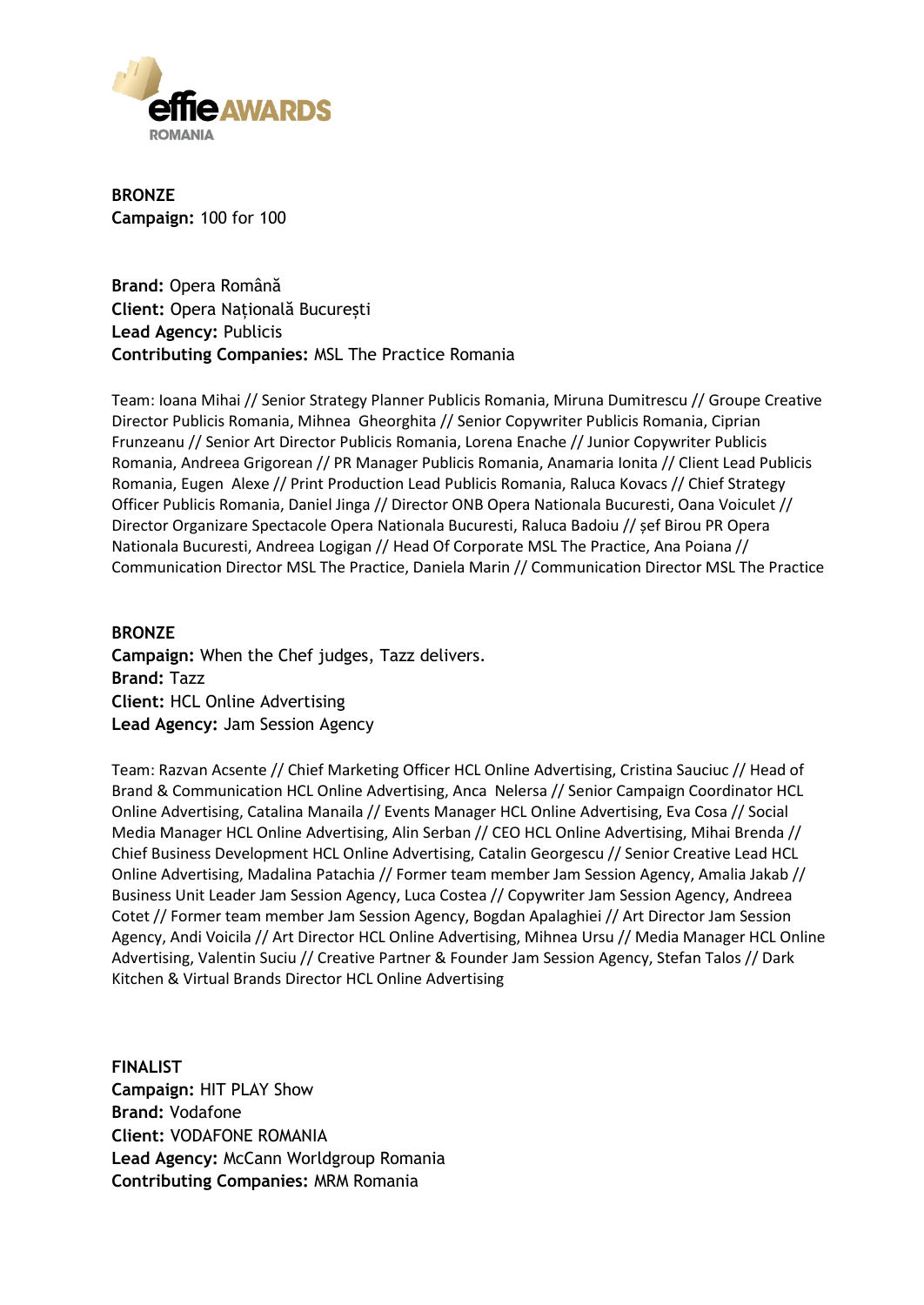**BRONZE**
**Campaign:** 100 for 100

**Brand:** Operа Română
**Client:** Opera Națională București
**Lead Agency:** Publicis
**Contributing Companies:** MSL The Practice Romania

Team: Ioana Mihai // Senior Strategy Planner Publicis Romania, Miruna Dumitrescu // Groupe Creative Director Publicis Romania, Mihnea Gheorghita // Senior Copywriter Publicis Romania, Ciprian Frunzeanu // Senior Art Director Publicis Romania, Lorena Enache // Junior Copywriter Publicis Romania, Andreea Grigorean // PR Manager Publicis Romania, Anamaria Ionita // Client Lead Publicis Romania, Eugen Alexe // Print Production Lead Publicis Romania, Raluca Kovacs // Chief Strategy Officer Publicis Romania, Daniel Jinga // Director ONB Opera Nationala Bucuresti, Oana Voiculet // Director Organizare Spectacole Opera Nationala Bucuresti, Raluca Badoiu // șef Birou PR Opera Nationala Bucuresti, Andreea Logigan // Head Of Corporate MSL The Practice, Ana Poiana // Communication Director MSL The Practice, Daniela Marin // Communication Director MSL The Practice

**BRONZE**
**Campaign:** When the Chef judges, Tazz delivers.
**Brand:** Tazz
**Client:** HCL Online Advertising
**Lead Agency:** Jam Session Agency

Team: Razvan Acsente // Chief Marketing Officer HCL Online Advertising, Cristina Sauciuc // Head of Brand & Communication HCL Online Advertising, Anca Nelersa // Senior Campaign Coordinator HCL Online Advertising, Catalina Manaila // Events Manager HCL Online Advertising, Eva Cosa // Social Media Manager HCL Online Advertising, Alin Serban // CEO HCL Online Advertising, Mihai Brenda // Chief Business Development HCL Online Advertising, Catalin Georgescu // Senior Creative Lead HCL Online Advertising, Madalina Patachia // Former team member Jam Session Agency, Amalia Jakab // Business Unit Leader Jam Session Agency, Luca Costea // Copywriter Jam Session Agency, Andreea Cotet // Former team member Jam Session Agency, Bogdan Apalaghiei // Art Director Jam Session Agency, Andi Voicila // Art Director HCL Online Advertising, Mihnea Ursu // Media Manager HCL Online Advertising, Valentin Suciu // Creative Partner & Founder Jam Session Agency, Stefan Talos // Dark Kitchen & Virtual Brands Director HCL Online Advertising

**FINALIST**
**Campaign:** HIT PLAY Show
**Brand:** Vodafone
**Client:** VODAFONE ROMANIA
**Lead Agency:** McCann Worldgroup Romania
**Contributing Companies:** MRM Romania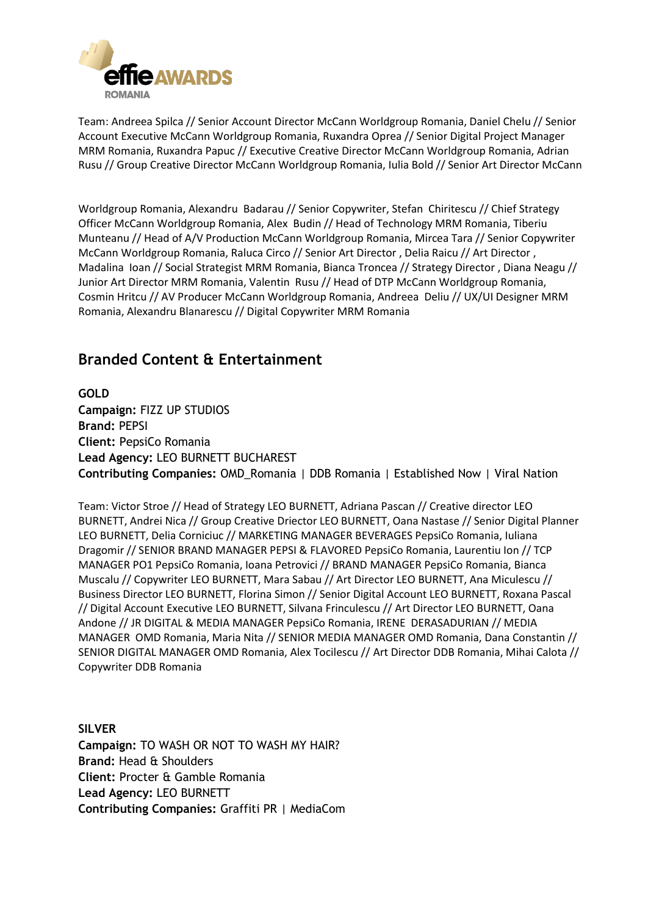Team: Andreea Spilca // Senior Account Director McCann Worldgroup Romania, Daniel Chelu // Senior Account Executive McCann Worldgroup Romania, Ruxandra Oprea // Senior Digital Project Manager MRM Romania, Ruxandra Papuc // Executive Creative Director McCann Worldgroup Romania, Adrian Rusu // Group Creative Director McCann Worldgroup Romania, Iulia Bold // Senior Art Director McCann

Worldgroup Romania, Alexandru Badarau // Senior Copywriter, Stefan Chiritescu // Chief Strategy Officer McCann Worldgroup Romania, Alex Budin // Head of Technology MRM Romania, Tiberiu Munteanu // Head of A/V Production McCann Worldgroup Romania, Mircea Tara // Senior Copywriter McCann Worldgroup Romania, Raluca Circo // Senior Art Director , Delia Raicu // Art Director , Madalina Ioan // Social Strategist MRM Romania, Bianca Troncea // Strategy Director , Diana Neagu // Junior Art Director MRM Romania, Valentin Rusu // Head of DTP McCann Worldgroup Romania, Cosmin Hritcu // AV Producer McCann Worldgroup Romania, Andreea Deliu // UX/UI Designer MRM Romania, Alexandru Blanarescu // Digital Copywriter MRM Romania

## Branded Content & Entertainment

**GOLD**
**Campaign:** FIZZ UP STUDIOS
**Brand:** PEPSI
**Client:** PepsiCo Romania
**Lead Agency:** LEO BURNETT BUCHAREST
**Contributing Companies:** OMD_Romania | DDB Romania | Established Now | Viral Nation

Team: Victor Stroe // Head of Strategy LEO BURNETT, Adriana Pascan // Creative director LEO BURNETT, Andrei Nica // Group Creative Driector LEO BURNETT, Oana Nastase // Senior Digital Planner LEO BURNETT, Delia Corniciuc // MARKETING MANAGER BEVERAGES PepsiCo Romania, Iuliana Dragomir // SENIOR BRAND MANAGER PEPSI & FLAVORED PepsiCo Romania, Laurentiu Ion // TCP MANAGER PO1 PepsiCo Romania, Ioana Petrovici // BRAND MANAGER PepsiCo Romania, Bianca Muscalu // Copywriter LEO BURNETT, Mara Sabau // Art Director LEO BURNETT, Ana Miculescu // Business Director LEO BURNETT, Florina Simon // Senior Digital Account LEO BURNETT, Roxana Pascal // Digital Account Executive LEO BURNETT, Silvana Frinculescu // Art Director LEO BURNETT, Oana Andone // JR DIGITAL & MEDIA MANAGER PepsiCo Romania, IRENE DERASADURIAN // MEDIA MANAGER OMD Romania, Maria Nita // SENIOR MEDIA MANAGER OMD Romania, Dana Constantin // SENIOR DIGITAL MANAGER OMD Romania, Alex Tocilescu // Art Director DDB Romania, Mihai Calota // Copywriter DDB Romania

**SILVER**
**Campaign:** TO WASH OR NOT TO WASH MY HAIR?
**Brand:** Head & Shoulders
**Client:** Procter & Gamble Romania
**Lead Agency:** LEO BURNETT
**Contributing Companies:** Graffiti PR | MediaCom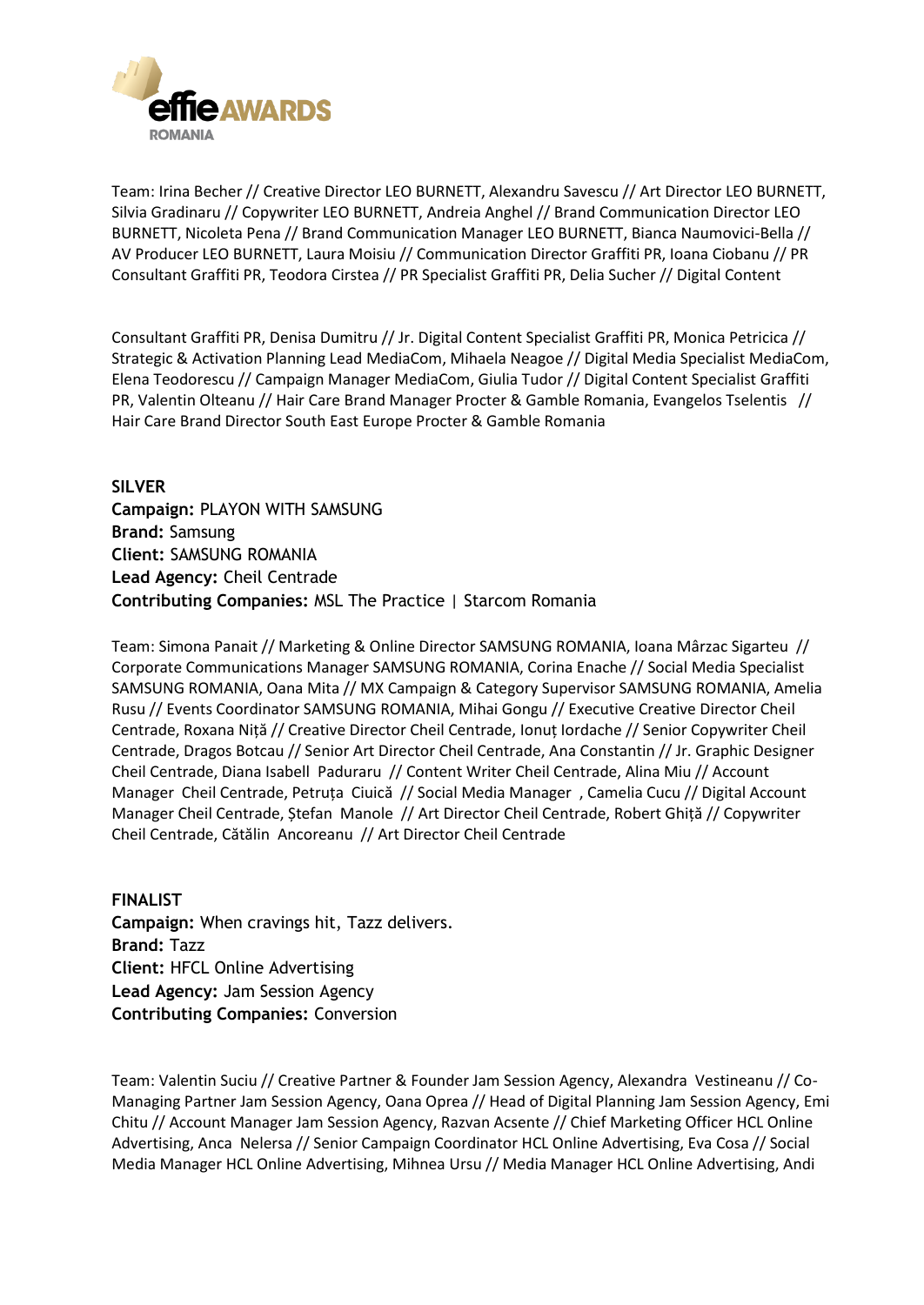Team: Irina Becher // Creative Director LEO BURNETT, Alexandru Savescu // Art Director LEO BURNETT, Silvia Gradinaru // Copywriter LEO BURNETT, Andreia Anghel // Brand Communication Director LEO BURNETT, Nicoleta Pena // Brand Communication Manager LEO BURNETT, Bianca Naumovici-Bella // AV Producer LEO BURNETT, Laura Moisiu // Communication Director Graffiti PR, Ioana Ciobanu // PR Consultant Graffiti PR, Teodora Cirstea // PR Specialist Graffiti PR, Delia Sucher // Digital Content

Consultant Graffiti PR, Denisa Dumitru // Jr. Digital Content Specialist Graffiti PR, Monica Petricica // Strategic & Activation Planning Lead MediaCom, Mihaela Neagoe // Digital Media Specialist MediaCom, Elena Teodorescu // Campaign Manager MediaCom, Giulia Tudor // Digital Content Specialist Graffiti PR, Valentin Olteanu // Hair Care Brand Manager Procter & Gamble Romania, Evangelos Tselentis // Hair Care Brand Director South East Europe Procter & Gamble Romania

**SILVER**
**Campaign:** PLAYON WITH SAMSUNG
**Brand:** Samsung
**Client:** SAMSUNG ROMANIA
**Lead Agency:** Cheil Centrade
**Contributing Companies:** MSL The Practice | Starcom Romania

Team: Simona Panait // Marketing & Online Director SAMSUNG ROMANIA, Ioana Mârzac Sigarteu // Corporate Communications Manager SAMSUNG ROMANIA, Corina Enache // Social Media Specialist SAMSUNG ROMANIA, Oana Mita // MX Campaign & Category Supervisor SAMSUNG ROMANIA, Amelia Rusu // Events Coordinator SAMSUNG ROMANIA, Mihai Gongu // Executive Creative Director Cheil Centrade, Roxana Niță // Creative Director Cheil Centrade, Ionuț Iordache // Senior Copywriter Cheil Centrade, Dragos Botcau // Senior Art Director Cheil Centrade, Ana Constantin // Jr. Graphic Designer Cheil Centrade, Diana Isabell Paduraru // Content Writer Cheil Centrade, Alina Miu // Account Manager Cheil Centrade, Petruța Ciuică // Social Media Manager , Camelia Cucu // Digital Account Manager Cheil Centrade, Ștefan Manole // Art Director Cheil Centrade, Robert Ghiță // Copywriter Cheil Centrade, Cătălin Ancoreanu // Art Director Cheil Centrade

**FINALIST**
**Campaign:** When cravings hit, Tazz delivers.
**Brand:** Tazz
**Client:** HFCL Online Advertising
**Lead Agency:** Jam Session Agency
**Contributing Companies:** Conversion

Team: Valentin Suciu // Creative Partner & Founder Jam Session Agency, Alexandra Vestineanu // Co-Managing Partner Jam Session Agency, Oana Oprea // Head of Digital Planning Jam Session Agency, Emi Chitu // Account Manager Jam Session Agency, Razvan Acsente // Chief Marketing Officer HCL Online Advertising, Anca Nelersa // Senior Campaign Coordinator HCL Online Advertising, Eva Cosa // Social Media Manager HCL Online Advertising, Mihnea Ursu // Media Manager HCL Online Advertising, Andi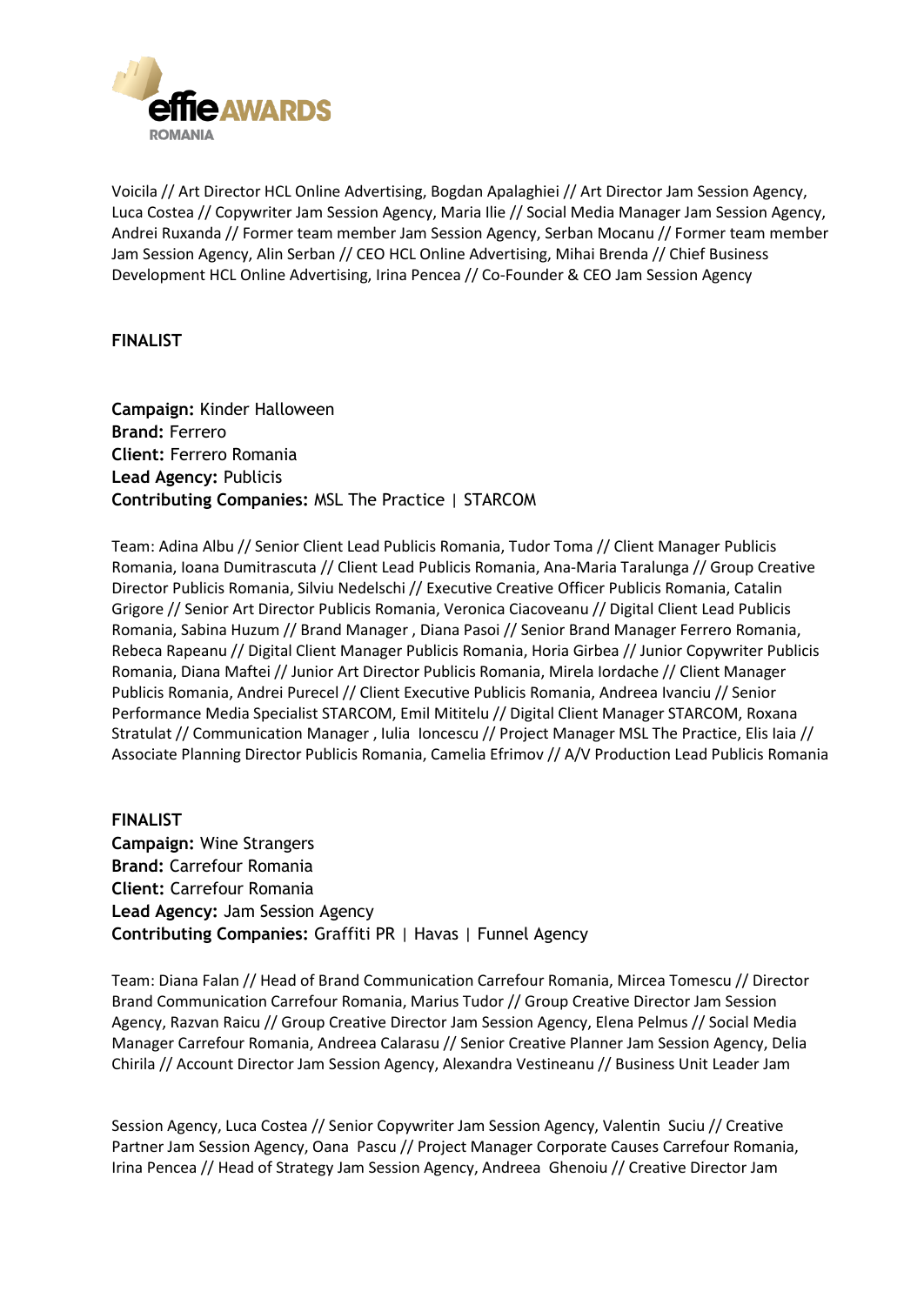Voicila // Art Director HCL Online Advertising, Bogdan Apalaghiei // Art Director Jam Session Agency, Luca Costea // Copywriter Jam Session Agency, Maria Ilie // Social Media Manager Jam Session Agency, Andrei Ruxanda // Former team member Jam Session Agency, Serban Mocanu // Former team member Jam Session Agency, Alin Serban // CEO HCL Online Advertising, Mihai Brenda // Chief Business Development HCL Online Advertising, Irina Pencea // Co-Founder & CEO Jam Session Agency

**FINALIST**

**Campaign:** Kinder Halloween
**Brand:** Ferrero
**Client:** Ferrero Romania
**Lead Agency:** Publicis
**Contributing Companies:** MSL The Practice | STARCOM

Team: Adina Albu // Senior Client Lead Publicis Romania, Tudor Toma // Client Manager Publicis Romania, Ioana Dumitrascuta // Client Lead Publicis Romania, Ana-Maria Taralunga // Group Creative Director Publicis Romania, Silviu Nedelschi // Executive Creative Officer Publicis Romania, Catalin Grigore // Senior Art Director Publicis Romania, Veronica Ciacoveanu // Digital Client Lead Publicis Romania, Sabina Huzum // Brand Manager , Diana Pasoi // Senior Brand Manager Ferrero Romania, Rebeca Rapeanu // Digital Client Manager Publicis Romania, Horia Girbea // Junior Copywriter Publicis Romania, Diana Maftei // Junior Art Director Publicis Romania, Mirela Iordache // Client Manager Publicis Romania, Andrei Purecel // Client Executive Publicis Romania, Andreea Ivanciu // Senior Performance Media Specialist STARCOM, Emil Mititelu // Digital Client Manager STARCOM, Roxana Stratulat // Communication Manager , Iulia Ioncescu // Project Manager MSL The Practice, Elis Iaia // Associate Planning Director Publicis Romania, Camelia Efrimov // A/V Production Lead Publicis Romania

**FINALIST**
**Campaign:** Wine Strangers
**Brand:** Carrefour Romania
**Client:** Carrefour Romania
**Lead Agency:** Jam Session Agency
**Contributing Companies:** Graffiti PR | Havas | Funnel Agency

Team: Diana Falan // Head of Brand Communication Carrefour Romania, Mircea Tomescu // Director Brand Communication Carrefour Romania, Marius Tudor // Group Creative Director Jam Session Agency, Razvan Raicu // Group Creative Director Jam Session Agency, Elena Pelmus // Social Media Manager Carrefour Romania, Andreea Calarasu // Senior Creative Planner Jam Session Agency, Delia Chirila // Account Director Jam Session Agency, Alexandra Vestineanu // Business Unit Leader Jam Session Agency, Luca Costea // Senior Copywriter Jam Session Agency, Valentin Suciu // Creative Partner Jam Session Agency, Oana Pascu // Project Manager Corporate Causes Carrefour Romania, Irina Pencea // Head of Strategy Jam Session Agency, Andreea Ghenoiu // Creative Director Jam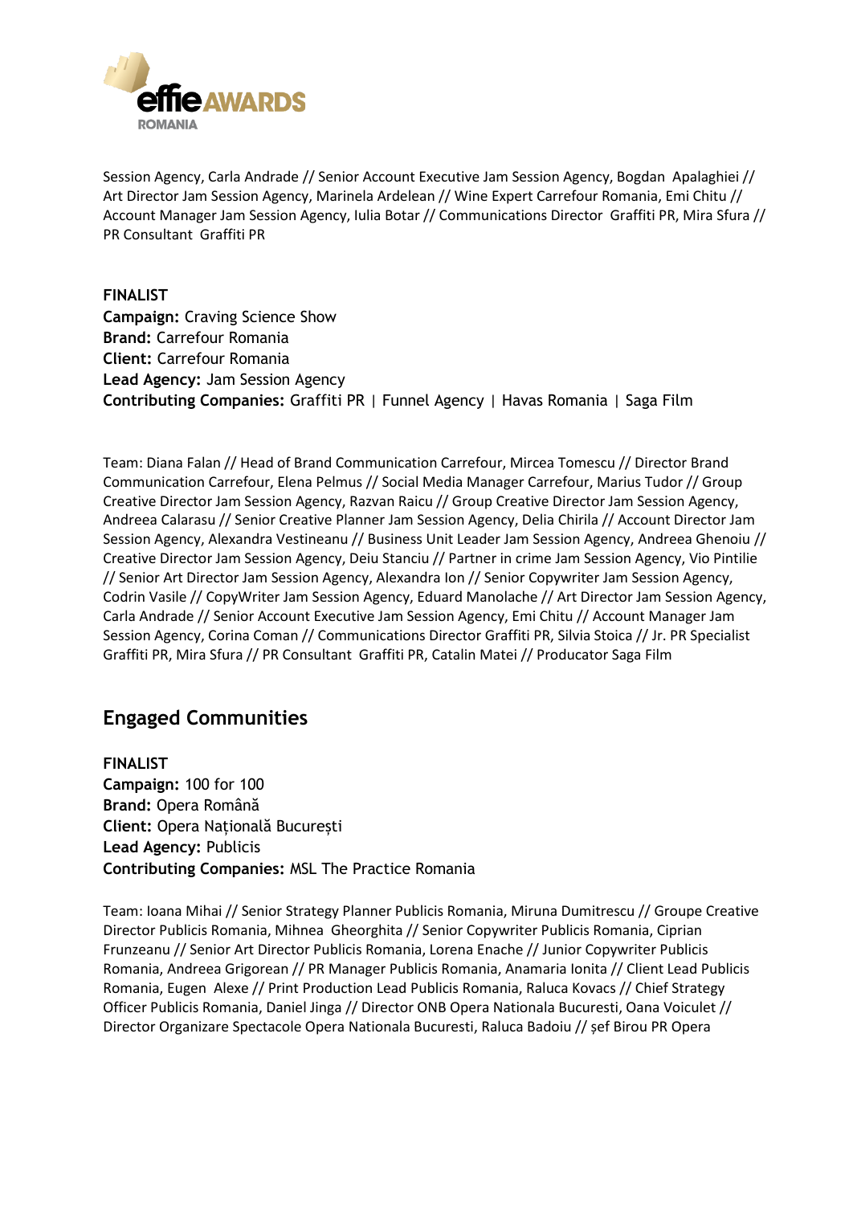Session Agency, Carla Andrade // Senior Account Executive Jam Session Agency, Bogdan Apalaghiei // Art Director Jam Session Agency, Marinela Ardelean // Wine Expert Carrefour Romania, Emi Chitu // Account Manager Jam Session Agency, Iulia Botar // Communications Director Graffiti PR, Mira Sfura // PR Consultant Graffiti PR

**FINALIST**
**Campaign:** Craving Science Show
**Brand:** Carrefour Romania
**Client:** Carrefour Romania
**Lead Agency:** Jam Session Agency
**Contributing Companies:** Graffiti PR | Funnel Agency | Havas Romania | Saga Film

Team: Diana Falan // Head of Brand Communication Carrefour, Mircea Tomescu // Director Brand Communication Carrefour, Elena Pelmus // Social Media Manager Carrefour, Marius Tudor // Group Creative Director Jam Session Agency, Razvan Raicu // Group Creative Director Jam Session Agency, Andreea Calarasu // Senior Creative Planner Jam Session Agency, Delia Chirila // Account Director Jam Session Agency, Alexandra Vestineanu // Business Unit Leader Jam Session Agency, Andreea Ghenoiu // Creative Director Jam Session Agency, Deiu Stanciu // Partner in crime Jam Session Agency, Vio Pintilie // Senior Art Director Jam Session Agency, Alexandra Ion // Senior Copywriter Jam Session Agency, Codrin Vasile // CopyWriter Jam Session Agency, Eduard Manolache // Art Director Jam Session Agency, Carla Andrade // Senior Account Executive Jam Session Agency, Emi Chitu // Account Manager Jam Session Agency, Corina Coman // Communications Director Graffiti PR, Silvia Stoica // Jr. PR Specialist Graffiti PR, Mira Sfura // PR Consultant Graffiti PR, Catalin Matei // Producator Saga Film

## Engaged Communities

**FINALIST**
**Campaign:** 100 for 100
**Brand:** Opera Română
**Client:** Opera Națională București
**Lead Agency:** Publicis
**Contributing Companies:** MSL The Practice Romania

Team: Ioana Mihai // Senior Strategy Planner Publicis Romania, Miruna Dumitrescu // Groupe Creative Director Publicis Romania, Mihnea Gheorghita // Senior Copywriter Publicis Romania, Ciprian Frunzeanu // Senior Art Director Publicis Romania, Lorena Enache // Junior Copywriter Publicis Romania, Andreea Grigorean // PR Manager Publicis Romania, Anamaria Ionita // Client Lead Publicis Romania, Eugen Alexe // Print Production Lead Publicis Romania, Raluca Kovacs // Chief Strategy Officer Publicis Romania, Daniel Jinga // Director ONB Opera Nationala Bucuresti, Oana Voiculet // Director Organizare Spectacole Opera Nationala Bucuresti, Raluca Badoiu // șef Birou PR Opera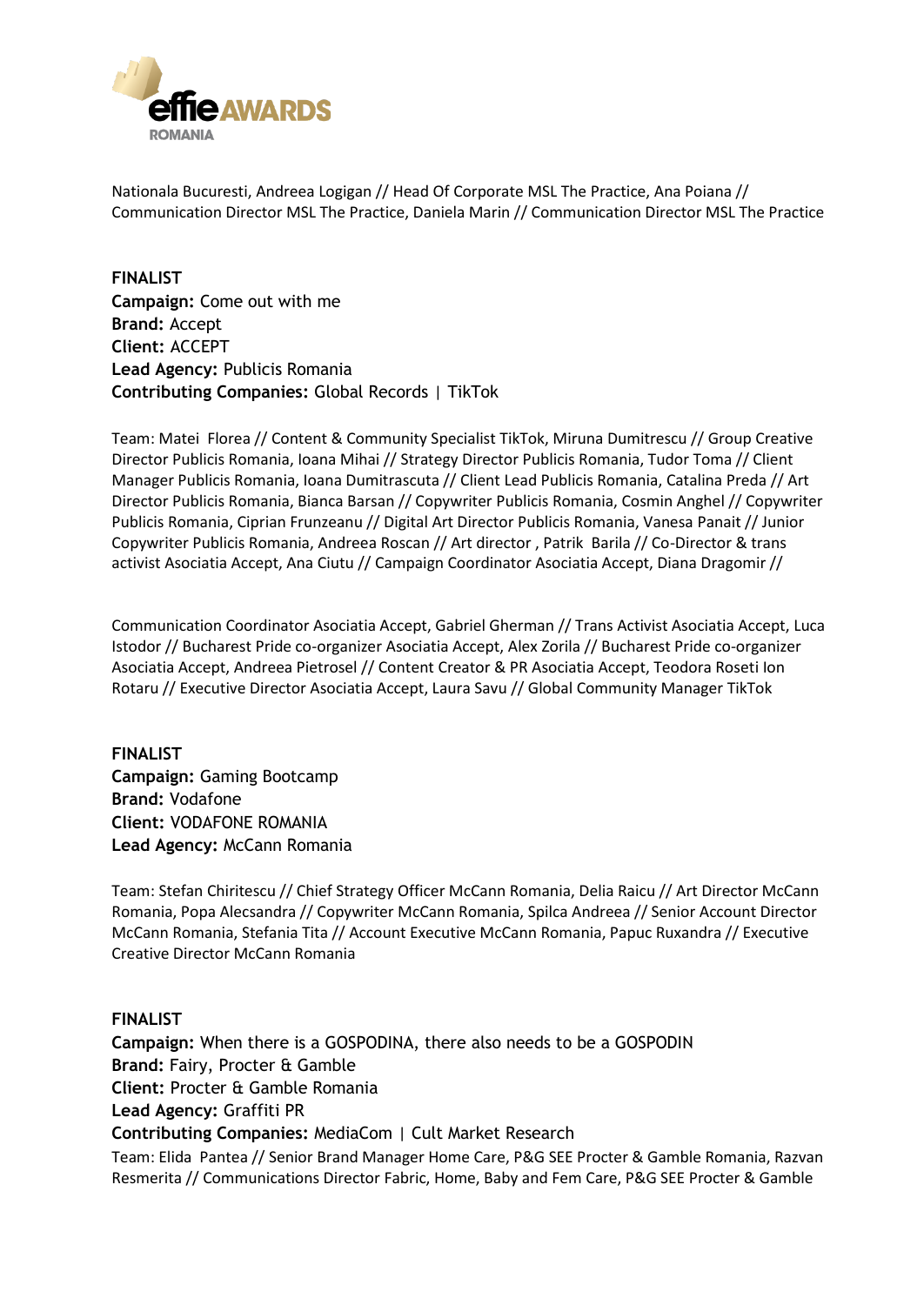Nationala Bucuresti, Andreea Logigan // Head Of Corporate MSL The Practice, Ana Poiana // Communication Director MSL The Practice, Daniela Marin // Communication Director MSL The Practice

**FINALIST**
**Campaign:** Come out with me
**Brand:** Accept
**Client:** ACCEPT
**Lead Agency:** Publicis Romania
**Contributing Companies:** Global Records | TikTok

Team: Matei Florea // Content & Community Specialist TikTok, Miruna Dumitrescu // Group Creative Director Publicis Romania, Ioana Mihai // Strategy Director Publicis Romania, Tudor Toma // Client Manager Publicis Romania, Ioana Dumitrascuta // Client Lead Publicis Romania, Catalina Preda // Art Director Publicis Romania, Bianca Barsan // Copywriter Publicis Romania, Cosmin Anghel // Copywriter Publicis Romania, Ciprian Frunzeanu // Digital Art Director Publicis Romania, Vanesa Panait // Junior Copywriter Publicis Romania, Andreea Roscan // Art director , Patrik Barila // Co-Director & trans activist Asociatia Accept, Ana Ciutu // Campaign Coordinator Asociatia Accept, Diana Dragomir //

Communication Coordinator Asociatia Accept, Gabriel Gherman // Trans Activist Asociatia Accept, Luca Istodor // Bucharest Pride co-organizer Asociatia Accept, Alex Zorila // Bucharest Pride co-organizer Asociatia Accept, Andreea Pietrosel // Content Creator & PR Asociatia Accept, Teodora Roseti Ion Rotaru // Executive Director Asociatia Accept, Laura Savu // Global Community Manager TikTok

**FINALIST**
**Campaign:** Gaming Bootcamp
**Brand:** Vodafone
**Client:** VODAFONE ROMANIA
**Lead Agency:** McCann Romania

Team: Stefan Chiritescu // Chief Strategy Officer McCann Romania, Delia Raicu // Art Director McCann Romania, Popa Alecsandra // Copywriter McCann Romania, Spilca Andreea // Senior Account Director McCann Romania, Stefania Tita // Account Executive McCann Romania, Papuc Ruxandra // Executive Creative Director McCann Romania

**FINALIST**
**Campaign:** When there is a GOSPODINA, there also needs to be a GOSPODIN
**Brand:** Fairy, Procter & Gamble
**Client:** Procter & Gamble Romania
**Lead Agency:** Graffiti PR
**Contributing Companies:** MediaCom | Cult Market Research

Team: Elida Pantea // Senior Brand Manager Home Care, P&G SEE Procter & Gamble Romania, Razvan Resmerita // Communications Director Fabric, Home, Baby and Fem Care, P&G SEE Procter & Gamble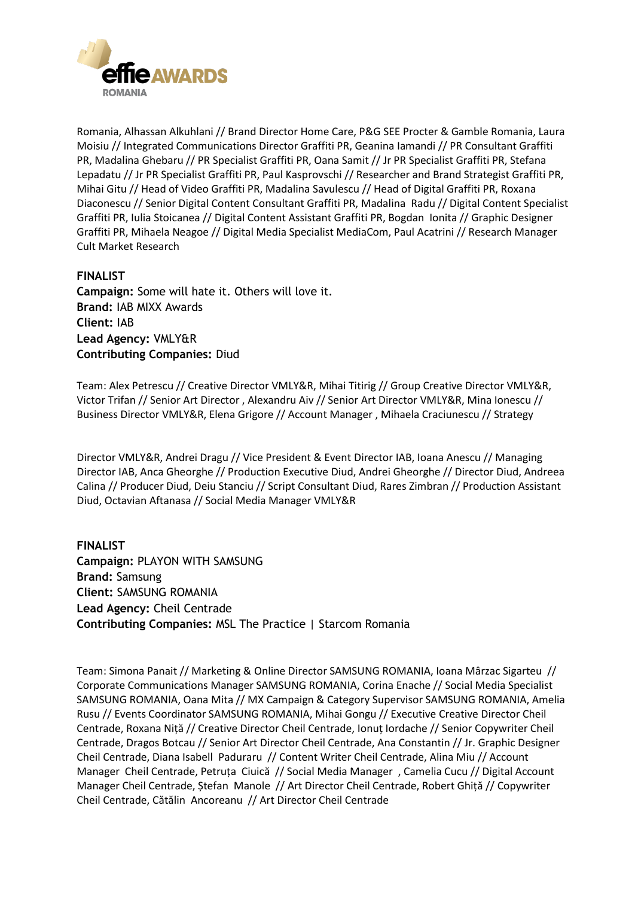Romania, Alhassan Alkuhlani // Brand Director Home Care, P&G SEE Procter & Gamble Romania, Laura Moisiu // Integrated Communications Director Graffiti PR, Geanina Iamandi // PR Consultant Graffiti PR, Madalina Ghebaru // PR Specialist Graffiti PR, Oana Samit // Jr PR Specialist Graffiti PR, Stefana Lepadatu // Jr PR Specialist Graffiti PR, Paul Kasprovschi // Researcher and Brand Strategist Graffiti PR, Mihai Gitu // Head of Video Graffiti PR, Madalina Savulescu // Head of Digital Graffiti PR, Roxana Diaconescu // Senior Digital Content Consultant Graffiti PR, Madalina Radu // Digital Content Specialist Graffiti PR, Iulia Stoicanea // Digital Content Assistant Graffiti PR, Bogdan Ionita // Graphic Designer Graffiti PR, Mihaela Neagoe // Digital Media Specialist MediaCom, Paul Acatrini // Research Manager Cult Market Research

**FINALIST**
**Campaign:** Some will hate it. Others will love it.
**Brand:** IAB MIXX Awards
**Client:** IAB
**Lead Agency:** VMLY&R
**Contributing Companies:** Diud

Team: Alex Petrescu // Creative Director VMLY&R, Mihai Titirig // Group Creative Director VMLY&R, Victor Trifan // Senior Art Director , Alexandru Aiv // Senior Art Director VMLY&R, Mina Ionescu // Business Director VMLY&R, Elena Grigore // Account Manager , Mihaela Craciunescu // Strategy Director VMLY&R, Andrei Dragu // Vice President & Event Director IAB, Ioana Anescu // Managing Director IAB, Anca Gheorghe // Production Executive Diud, Andrei Gheorghe // Director Diud, Andreea Calina // Producer Diud, Deiu Stanciu // Script Consultant Diud, Rares Zimbran // Production Assistant Diud, Octavian Aftanasa // Social Media Manager VMLY&R

**FINALIST**
**Campaign:** PLAYON WITH SAMSUNG
**Brand:** Samsung
**Client:** SAMSUNG ROMANIA
**Lead Agency:** Cheil Centrade
**Contributing Companies:** MSL The Practice | Starcom Romania

Team: Simona Panait // Marketing & Online Director SAMSUNG ROMANIA, Ioana Mârzac Sigarteu // Corporate Communications Manager SAMSUNG ROMANIA, Corina Enache // Social Media Specialist SAMSUNG ROMANIA, Oana Mita // MX Campaign & Category Supervisor SAMSUNG ROMANIA, Amelia Rusu // Events Coordinator SAMSUNG ROMANIA, Mihai Gongu // Executive Creative Director Cheil Centrade, Roxana Niță // Creative Director Cheil Centrade, Ionuț Iordache // Senior Copywriter Cheil Centrade, Dragos Botcau // Senior Art Director Cheil Centrade, Ana Constantin // Jr. Graphic Designer Cheil Centrade, Diana Isabell Paduraru // Content Writer Cheil Centrade, Alina Miu // Account Manager Cheil Centrade, Petruța Ciuică // Social Media Manager , Camelia Cucu // Digital Account Manager Cheil Centrade, Ștefan Manole // Art Director Cheil Centrade, Robert Ghiță // Copywriter Cheil Centrade, Cătălin Ancoreanu // Art Director Cheil Centrade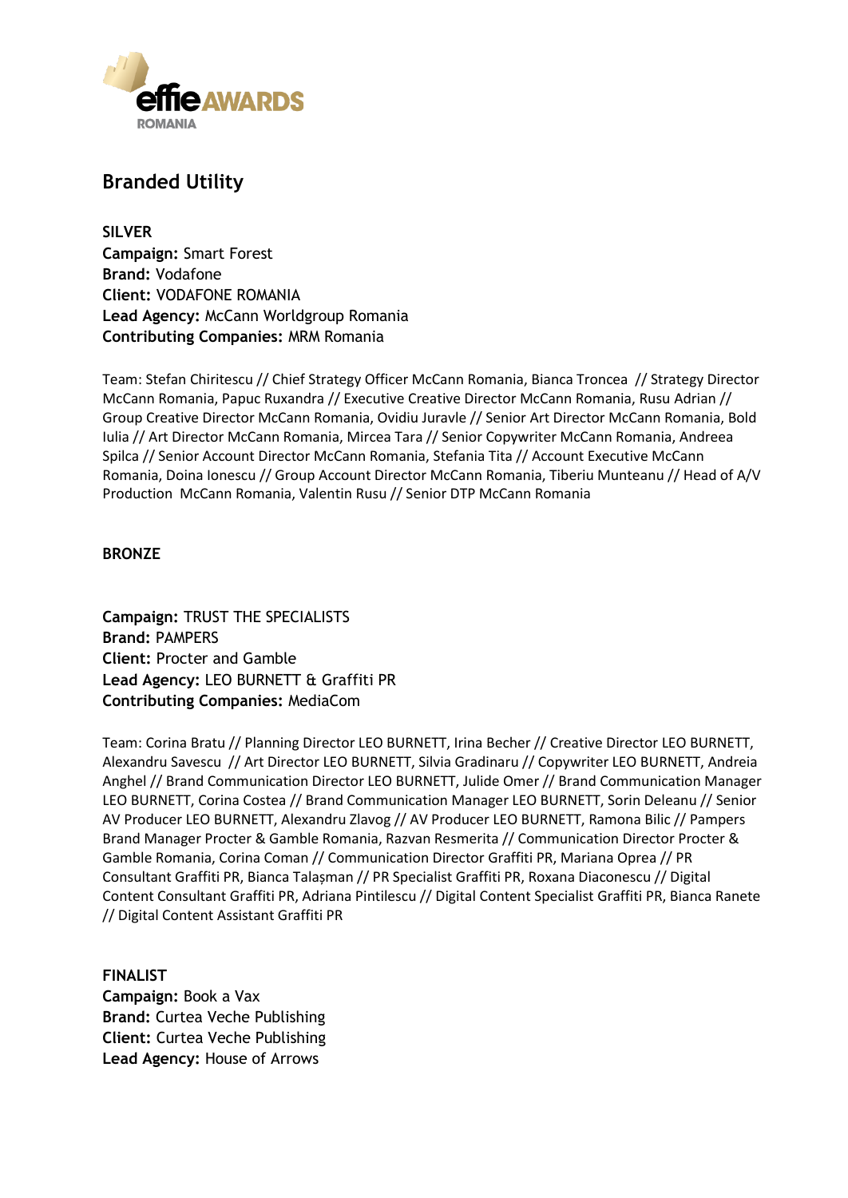## Branded Utility

**SILVER**
**Campaign:** Smart Forest
**Brand:** Vodafone
**Client:** VODAFONE ROMANIA
**Lead Agency:** McCann Worldgroup Romania
**Contributing Companies:** MRM Romania

Team: Stefan Chiritescu // Chief Strategy Officer McCann Romania, Bianca Troncea // Strategy Director McCann Romania, Papuc Ruxandra // Executive Creative Director McCann Romania, Rusu Adrian // Group Creative Director McCann Romania, Ovidiu Juravle // Senior Art Director McCann Romania, Bold Iulia // Art Director McCann Romania, Mircea Tara // Senior Copywriter McCann Romania, Andreea Spilca // Senior Account Director McCann Romania, Stefania Tita // Account Executive McCann Romania, Doina Ionescu // Group Account Director McCann Romania, Tiberiu Munteanu // Head of A/V Production McCann Romania, Valentin Rusu // Senior DTP McCann Romania

**BRONZE**

**Campaign:** TRUST THE SPECIALISTS
**Brand:** PAMPERS
**Client:** Procter and Gamble
**Lead Agency:** LEO BURNETT & Graffiti PR
**Contributing Companies:** MediaCom

Team: Corina Bratu // Planning Director LEO BURNETT, Irina Becher // Creative Director LEO BURNETT, Alexandru Savescu // Art Director LEO BURNETT, Silvia Gradinaru // Copywriter LEO BURNETT, Andreia Anghel // Brand Communication Director LEO BURNETT, Julide Omer // Brand Communication Manager LEO BURNETT, Corina Costea // Brand Communication Manager LEO BURNETT, Sorin Deleanu // Senior AV Producer LEO BURNETT, Alexandru Zlavog // AV Producer LEO BURNETT, Ramona Bilic // Pampers Brand Manager Procter & Gamble Romania, Razvan Resmerita // Communication Director Procter & Gamble Romania, Corina Coman // Communication Director Graffiti PR, Mariana Oprea // PR Consultant Graffiti PR, Bianca Talașman // PR Specialist Graffiti PR, Roxana Diaconescu // Digital Content Consultant Graffiti PR, Adriana Pintilescu // Digital Content Specialist Graffiti PR, Bianca Ranete // Digital Content Assistant Graffiti PR

**FINALIST**
**Campaign:** Book a Vax
**Brand:** Curtea Veche Publishing
**Client:** Curtea Veche Publishing
**Lead Agency:** House of Arrows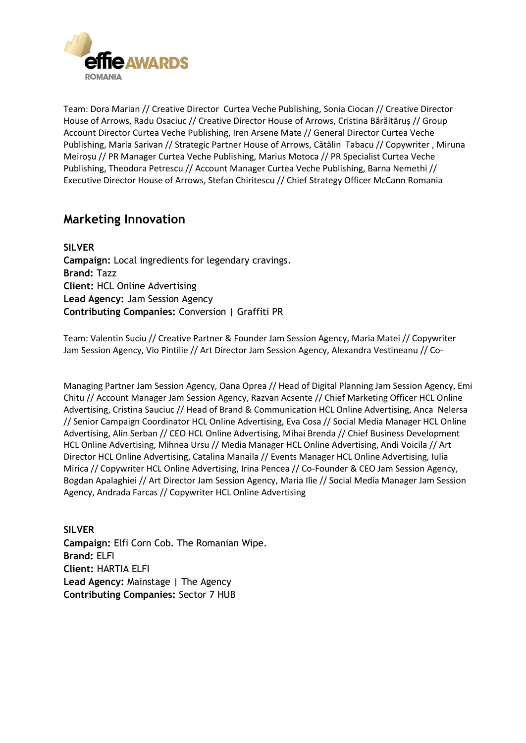Team: Dora Marian // Creative Director Curtea Veche Publishing, Sonia Ciocan // Creative Director House of Arrows, Radu Osaciuc // Creative Director House of Arrows, Cristina Bărăităruș // Group Account Director Curtea Veche Publishing, Iren Arsene Mate // General Director Curtea Veche Publishing, Maria Sarivan // Strategic Partner House of Arrows, Cătălin Tabacu // Copywriter , Miruna Meiroșu // PR Manager Curtea Veche Publishing, Marius Motoca // PR Specialist Curtea Veche Publishing, Theodora Petrescu // Account Manager Curtea Veche Publishing, Barna Nemethi // Executive Director House of Arrows, Stefan Chiritescu // Chief Strategy Officer McCann Romania

## Marketing Innovation

**SILVER**
**Campaign:** Local ingredients for legendary cravings.
**Brand:** Tazz
**Client:** HCL Online Advertising
**Lead Agency:** Jam Session Agency
**Contributing Companies:** Conversion | Graffiti PR

Team: Valentin Suciu // Creative Partner & Founder Jam Session Agency, Maria Matei // Copywriter Jam Session Agency, Vio Pintilie // Art Director Jam Session Agency, Alexandra Vestineanu // Co-Managing Partner Jam Session Agency, Oana Oprea // Head of Digital Planning Jam Session Agency, Emi Chitu // Account Manager Jam Session Agency, Razvan Acsente // Chief Marketing Officer HCL Online Advertising, Cristina Sauciuc // Head of Brand & Communication HCL Online Advertising, Anca Nelersa // Senior Campaign Coordinator HCL Online Advertising, Eva Cosa // Social Media Manager HCL Online Advertising, Alin Serban // CEO HCL Online Advertising, Mihai Brenda // Chief Business Development HCL Online Advertising, Mihnea Ursu // Media Manager HCL Online Advertising, Andi Voicila // Art Director HCL Online Advertising, Catalina Manaila // Events Manager HCL Online Advertising, Iulia Mirica // Copywriter HCL Online Advertising, Irina Pencea // Co-Founder & CEO Jam Session Agency, Bogdan Apalaghiei // Art Director Jam Session Agency, Maria Ilie // Social Media Manager Jam Session Agency, Andrada Farcas // Copywriter HCL Online Advertising

**SILVER**
**Campaign:** Elfi Corn Cob. The Romanian Wipe.
**Brand:** ELFI
**Client:** HARTIA ELFI
**Lead Agency:** Mainstage | The Agency
**Contributing Companies:** Sector 7 HUB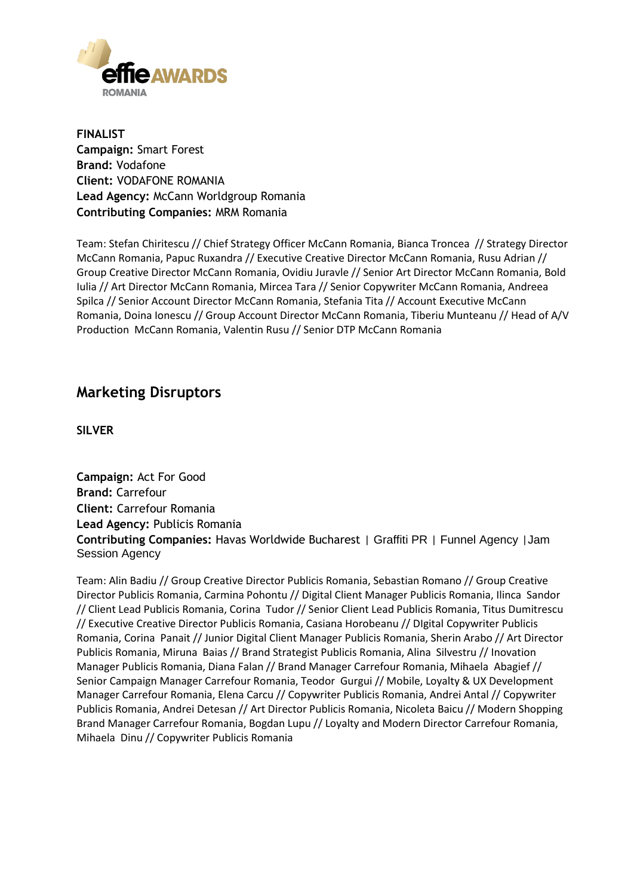**FINALIST**
**Campaign:** Smart Forest
**Brand:** Vodafone
**Client:** VODAFONE ROMANIA
**Lead Agency:** McCann Worldgroup Romania
**Contributing Companies:** MRM Romania

Team: Stefan Chiritescu // Chief Strategy Officer McCann Romania, Bianca Troncea // Strategy Director McCann Romania, Papuc Ruxandra // Executive Creative Director McCann Romania, Rusu Adrian // Group Creative Director McCann Romania, Ovidiu Juravle // Senior Art Director McCann Romania, Bold Iulia // Art Director McCann Romania, Mircea Tara // Senior Copywriter McCann Romania, Andreea Spilca // Senior Account Director McCann Romania, Stefania Tita // Account Executive McCann Romania, Doina Ionescu // Group Account Director McCann Romania, Tiberiu Munteanu // Head of A/V Production McCann Romania, Valentin Rusu // Senior DTP McCann Romania

## Marketing Disruptors

**SILVER**

**Campaign:** Act For Good
**Brand:** Carrefour
**Client:** Carrefour Romania
**Lead Agency:** Publicis Romania
**Contributing Companies:** Havas Worldwide Bucharest | Graffiti PR | Funnel Agency |Jam Session Agency

Team: Alin Badiu // Group Creative Director Publicis Romania, Sebastian Romano // Group Creative Director Publicis Romania, Carmina Pohontu // Digital Client Manager Publicis Romania, Ilinca Sandor // Client Lead Publicis Romania, Corina Tudor // Senior Client Lead Publicis Romania, Titus Dumitrescu // Executive Creative Director Publicis Romania, Casiana Horobeanu // DIgital Copywriter Publicis Romania, Corina Panait // Junior Digital Client Manager Publicis Romania, Sherin Arabo // Art Director Publicis Romania, Miruna Baias // Brand Strategist Publicis Romania, Alina Silvestru // Inovation Manager Publicis Romania, Diana Falan // Brand Manager Carrefour Romania, Mihaela Abagief // Senior Campaign Manager Carrefour Romania, Teodor Gurgui // Mobile, Loyalty & UX Development Manager Carrefour Romania, Elena Carcu // Copywriter Publicis Romania, Andrei Antal // Copywriter Publicis Romania, Andrei Detesan // Art Director Publicis Romania, Nicoleta Baicu // Modern Shopping Brand Manager Carrefour Romania, Bogdan Lupu // Loyalty and Modern Director Carrefour Romania, Mihaela Dinu // Copywriter Publicis Romania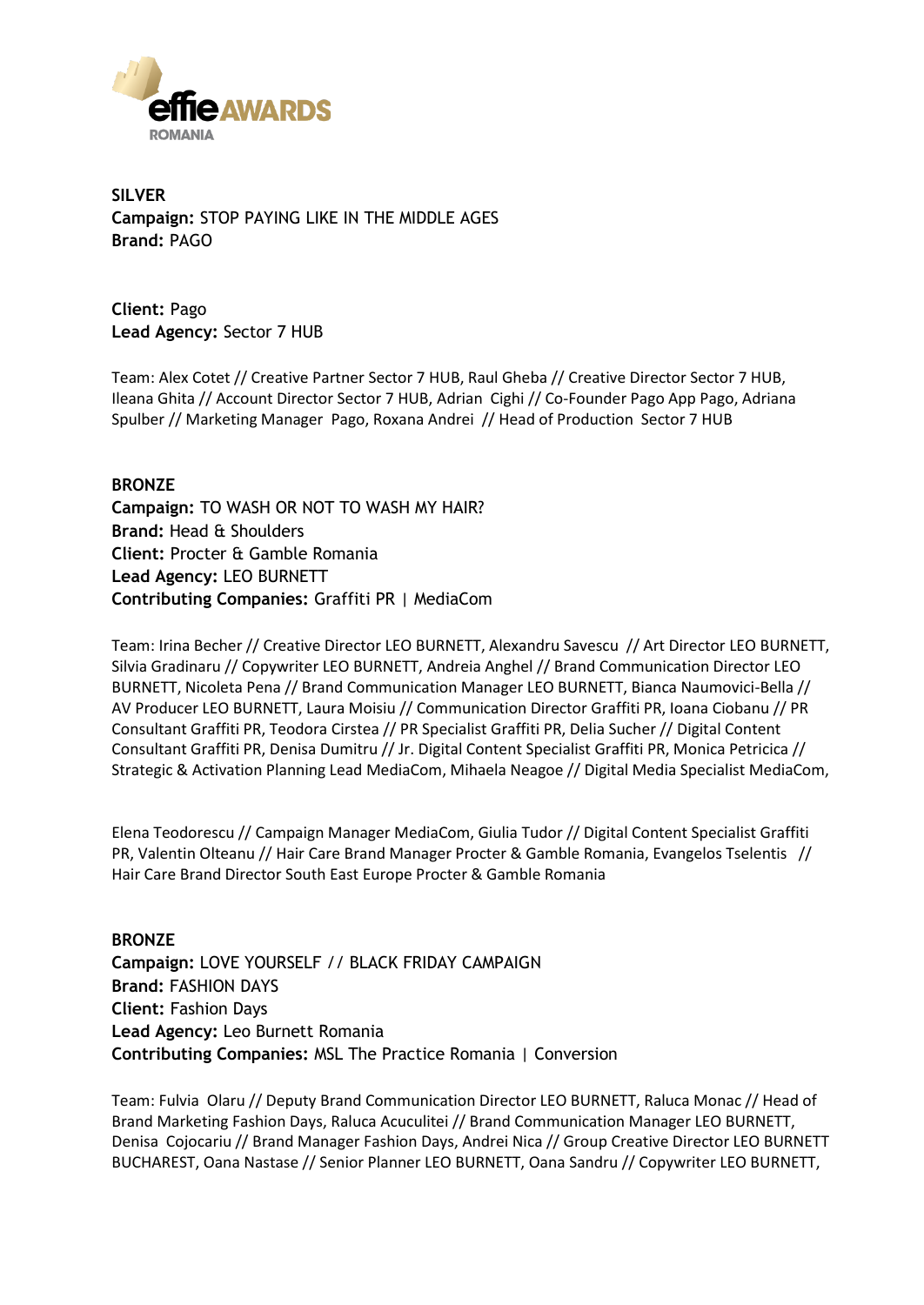**SILVER**
**Campaign:** STOP PAYING LIKE IN THE MIDDLE AGES
**Brand:** PAGO

**Client:** Pago
**Lead Agency:** Sector 7 HUB

Team: Alex Cotet // Creative Partner Sector 7 HUB, Raul Gheba // Creative Director Sector 7 HUB, Ileana Ghita // Account Director Sector 7 HUB, Adrian Cighi // Co-Founder Pago App Pago, Adriana Spulber // Marketing Manager Pago, Roxana Andrei // Head of Production Sector 7 HUB

**BRONZE**
**Campaign:** TO WASH OR NOT TO WASH MY HAIR?
**Brand:** Head & Shoulders
**Client:** Procter & Gamble Romania
**Lead Agency:** LEO BURNETT
**Contributing Companies:** Graffiti PR | MediaCom

Team: Irina Becher // Creative Director LEO BURNETT, Alexandru Savescu // Art Director LEO BURNETT, Silvia Gradinaru // Copywriter LEO BURNETT, Andreia Anghel // Brand Communication Director LEO BURNETT, Nicoleta Pena // Brand Communication Manager LEO BURNETT, Bianca Naumovici-Bella // AV Producer LEO BURNETT, Laura Moisiu // Communication Director Graffiti PR, Ioana Ciobanu // PR Consultant Graffiti PR, Teodora Cirstea // PR Specialist Graffiti PR, Delia Sucher // Digital Content Consultant Graffiti PR, Denisa Dumitru // Jr. Digital Content Specialist Graffiti PR, Monica Petricica // Strategic & Activation Planning Lead MediaCom, Mihaela Neagoe // Digital Media Specialist MediaCom,

Elena Teodorescu // Campaign Manager MediaCom, Giulia Tudor // Digital Content Specialist Graffiti PR, Valentin Olteanu // Hair Care Brand Manager Procter & Gamble Romania, Evangelos Tselentis // Hair Care Brand Director South East Europe Procter & Gamble Romania

**BRONZE**
**Campaign:** LOVE YOURSELF // BLACK FRIDAY CAMPAIGN
**Brand:** FASHION DAYS
**Client:** Fashion Days
**Lead Agency:** Leo Burnett Romania
**Contributing Companies:** MSL The Practice Romania | Conversion

Team: Fulvia Olaru // Deputy Brand Communication Director LEO BURNETT, Raluca Monac // Head of Brand Marketing Fashion Days, Raluca Acuculitei // Brand Communication Manager LEO BURNETT, Denisa Cojocariu // Brand Manager Fashion Days, Andrei Nica // Group Creative Director LEO BURNETT BUCHAREST, Oana Nastase // Senior Planner LEO BURNETT, Oana Sandru // Copywriter LEO BURNETT,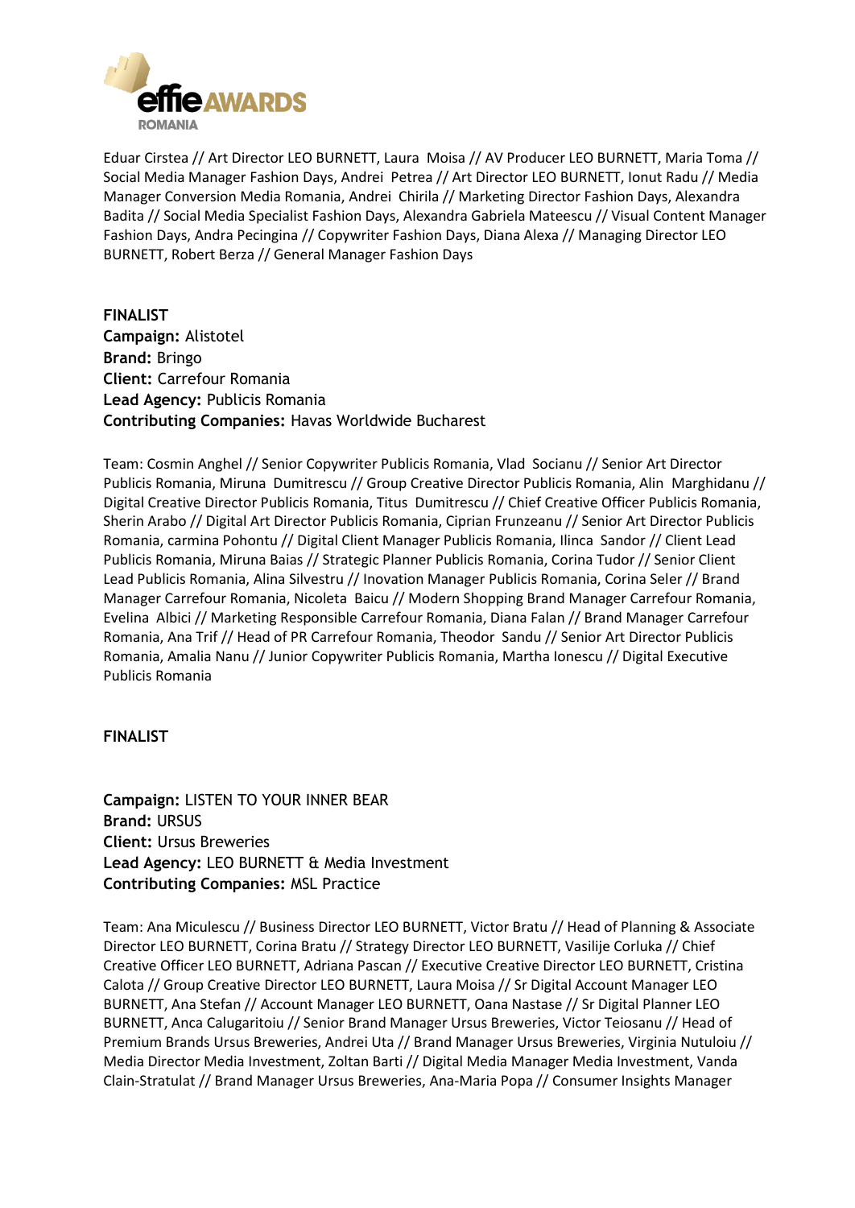Eduar Cirstea // Art Director LEO BURNETT, Laura Moisa // AV Producer LEO BURNETT, Maria Toma // Social Media Manager Fashion Days, Andrei Petrea // Art Director LEO BURNETT, Ionut Radu // Media Manager Conversion Media Romania, Andrei Chirila // Marketing Director Fashion Days, Alexandra Badita // Social Media Specialist Fashion Days, Alexandra Gabriela Mateescu // Visual Content Manager Fashion Days, Andra Pecingina // Copywriter Fashion Days, Diana Alexa // Managing Director LEO BURNETT, Robert Berza // General Manager Fashion Days

**FINALIST**
**Campaign:** Alistotel
**Brand:** Bringo
**Client:** Carrefour Romania
**Lead Agency:** Publicis Romania
**Contributing Companies:** Havas Worldwide Bucharest

Team: Cosmin Anghel // Senior Copywriter Publicis Romania, Vlad Socianu // Senior Art Director Publicis Romania, Miruna Dumitrescu // Group Creative Director Publicis Romania, Alin Marghidanu // Digital Creative Director Publicis Romania, Titus Dumitrescu // Chief Creative Officer Publicis Romania, Sherin Arabo // Digital Art Director Publicis Romania, Ciprian Frunzeanu // Senior Art Director Publicis Romania, carmina Pohontu // Digital Client Manager Publicis Romania, Ilinca Sandor // Client Lead Publicis Romania, Miruna Baias // Strategic Planner Publicis Romania, Corina Tudor // Senior Client Lead Publicis Romania, Alina Silvestru // Inovation Manager Publicis Romania, Corina Seler // Brand Manager Carrefour Romania, Nicoleta Baicu // Modern Shopping Brand Manager Carrefour Romania, Evelina Albici // Marketing Responsible Carrefour Romania, Diana Falan // Brand Manager Carrefour Romania, Ana Trif // Head of PR Carrefour Romania, Theodor Sandu // Senior Art Director Publicis Romania, Amalia Nanu // Junior Copywriter Publicis Romania, Martha Ionescu // Digital Executive Publicis Romania

**FINALIST**

**Campaign:** LISTEN TO YOUR INNER BEAR
**Brand:** URSUS
**Client:** Ursus Breweries
**Lead Agency:** LEO BURNETT & Media Investment
**Contributing Companies:** MSL Practice

Team: Ana Miculescu // Business Director LEO BURNETT, Victor Bratu // Head of Planning & Associate Director LEO BURNETT, Corina Bratu // Strategy Director LEO BURNETT, Vasilije Corluka // Chief Creative Officer LEO BURNETT, Adriana Pascan // Executive Creative Director LEO BURNETT, Cristina Calota // Group Creative Director LEO BURNETT, Laura Moisa // Sr Digital Account Manager LEO BURNETT, Ana Stefan // Account Manager LEO BURNETT, Oana Nastase // Sr Digital Planner LEO BURNETT, Anca Calugaritoiu // Senior Brand Manager Ursus Breweries, Victor Teiosanu // Head of Premium Brands Ursus Breweries, Andrei Uta // Brand Manager Ursus Breweries, Virginia Nutuloiu // Media Director Media Investment, Zoltan Barti // Digital Media Manager Media Investment, Vanda Clain-Stratulat // Brand Manager Ursus Breweries, Ana-Maria Popa // Consumer Insights Manager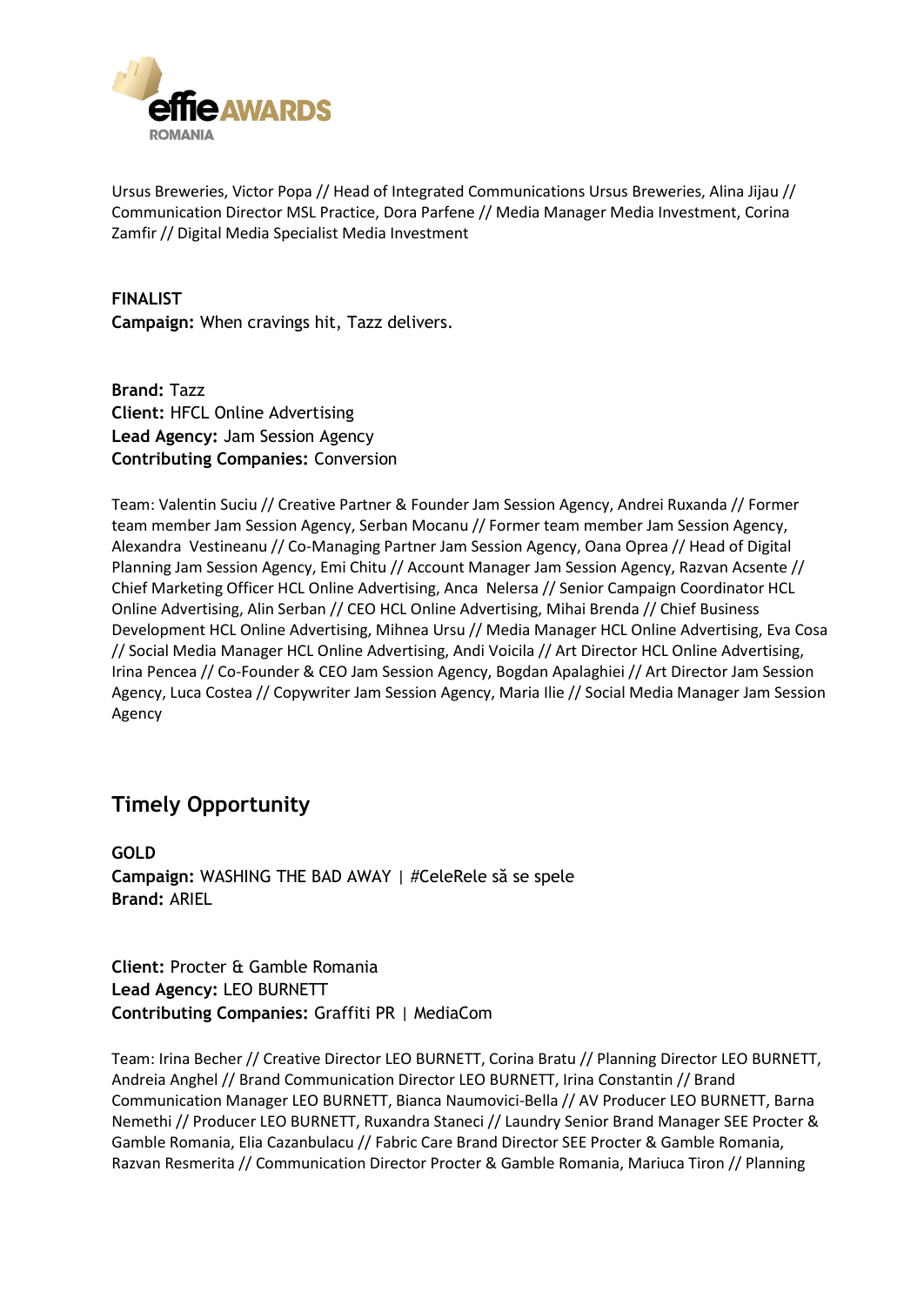Ursus Breweries, Victor Popa // Head of Integrated Communications Ursus Breweries, Alina Jijau // Communication Director MSL Practice, Dora Parfene // Media Manager Media Investment, Corina Zamfir // Digital Media Specialist Media Investment

**FINALIST**
**Campaign:** When cravings hit, Tazz delivers.

**Brand:** Tazz
**Client:** HFCL Online Advertising
**Lead Agency:** Jam Session Agency
**Contributing Companies:** Conversion

Team: Valentin Suciu // Creative Partner & Founder Jam Session Agency, Andrei Ruxanda // Former team member Jam Session Agency, Serban Mocanu // Former team member Jam Session Agency, Alexandra Vestineanu // Co-Managing Partner Jam Session Agency, Oana Oprea // Head of Digital Planning Jam Session Agency, Emi Chitu // Account Manager Jam Session Agency, Razvan Acsente // Chief Marketing Officer HCL Online Advertising, Anca Nelersa // Senior Campaign Coordinator HCL Online Advertising, Alin Serban // CEO HCL Online Advertising, Mihai Brenda // Chief Business Development HCL Online Advertising, Mihnea Ursu // Media Manager HCL Online Advertising, Eva Cosa // Social Media Manager HCL Online Advertising, Andi Voicila // Art Director HCL Online Advertising, Irina Pencea // Co-Founder & CEO Jam Session Agency, Bogdan Apalaghiei // Art Director Jam Session Agency, Luca Costea // Copywriter Jam Session Agency, Maria Ilie // Social Media Manager Jam Session Agency

## Timely Opportunity

**GOLD**
**Campaign:** WASHING THE BAD AWAY | #CeleRele să se spele
**Brand:** ARIEL

**Client:** Procter & Gamble Romania
**Lead Agency:** LEO BURNETT
**Contributing Companies:** Graffiti PR | MediaCom

Team: Irina Becher // Creative Director LEO BURNETT, Corina Bratu // Planning Director LEO BURNETT, Andreia Anghel // Brand Communication Director LEO BURNETT, Irina Constantin // Brand Communication Manager LEO BURNETT, Bianca Naumovici-Bella // AV Producer LEO BURNETT, Barna Nemethi // Producer LEO BURNETT, Ruxandra Staneci // Laundry Senior Brand Manager SEE Procter & Gamble Romania, Elia Cazanbulacu // Fabric Care Brand Director SEE Procter & Gamble Romania, Razvan Resmerita // Communication Director Procter & Gamble Romania, Mariuca Tiron // Planning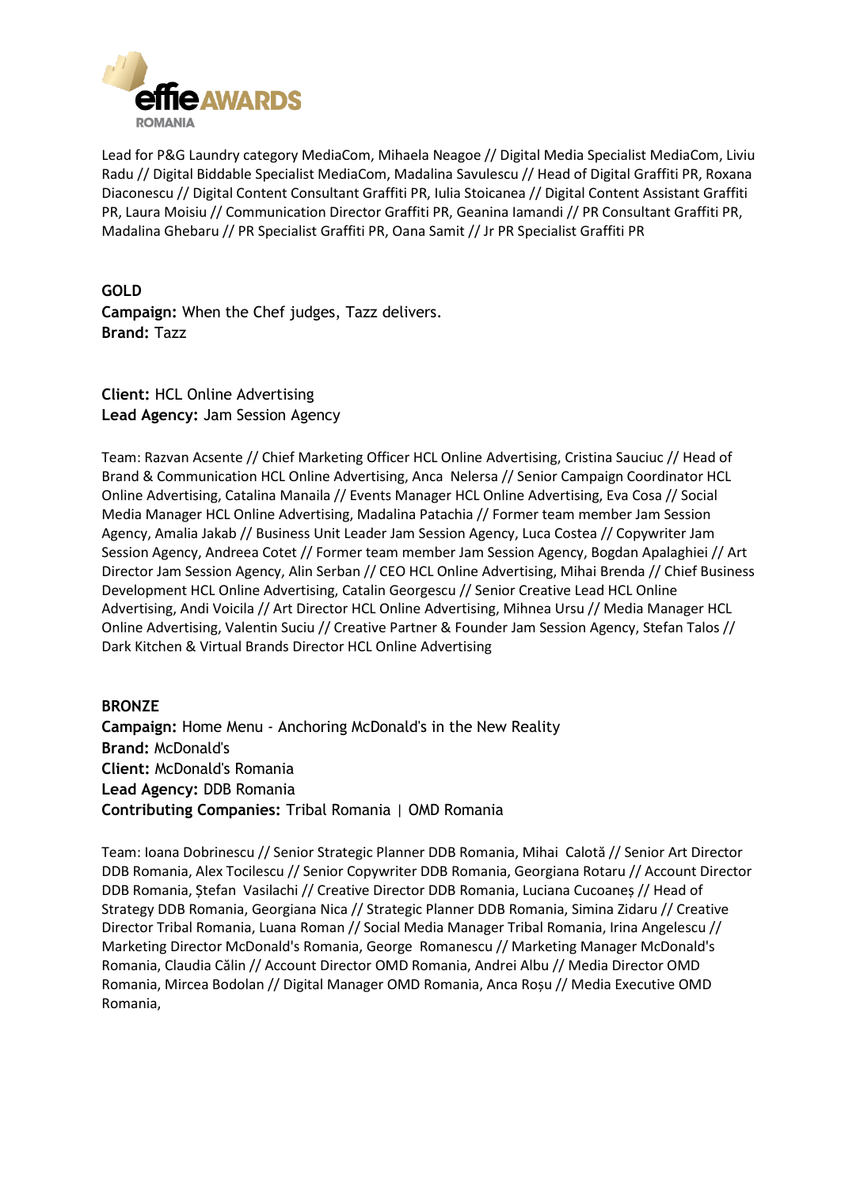Lead for P&G Laundry category MediaCom, Mihaela Neagoe // Digital Media Specialist MediaCom, Liviu Radu // Digital Biddable Specialist MediaCom, Madalina Savulescu // Head of Digital Graffiti PR, Roxana Diaconescu // Digital Content Consultant Graffiti PR, Iulia Stoicanea // Digital Content Assistant Graffiti PR, Laura Moisiu // Communication Director Graffiti PR, Geanina Iamandi // PR Consultant Graffiti PR, Madalina Ghebaru // PR Specialist Graffiti PR, Oana Samit // Jr PR Specialist Graffiti PR

**GOLD**
**Campaign:** When the Chef judges, Tazz delivers.
**Brand:** Tazz

**Client:** HCL Online Advertising
**Lead Agency:** Jam Session Agency

Team: Razvan Acsente // Chief Marketing Officer HCL Online Advertising, Cristina Sauciuc // Head of Brand & Communication HCL Online Advertising, Anca Nelersa // Senior Campaign Coordinator HCL Online Advertising, Catalina Manaila // Events Manager HCL Online Advertising, Eva Cosa // Social Media Manager HCL Online Advertising, Madalina Patachia // Former team member Jam Session Agency, Amalia Jakab // Business Unit Leader Jam Session Agency, Luca Costea // Copywriter Jam Session Agency, Andreea Cotet // Former team member Jam Session Agency, Bogdan Apalaghiei // Art Director Jam Session Agency, Alin Serban // CEO HCL Online Advertising, Mihai Brenda // Chief Business Development HCL Online Advertising, Catalin Georgescu // Senior Creative Lead HCL Online Advertising, Andi Voicila // Art Director HCL Online Advertising, Mihnea Ursu // Media Manager HCL Online Advertising, Valentin Suciu // Creative Partner & Founder Jam Session Agency, Stefan Talos // Dark Kitchen & Virtual Brands Director HCL Online Advertising

**BRONZE**
**Campaign:** Home Menu - Anchoring McDonald's in the New Reality
**Brand:** McDonald's
**Client:** McDonald's Romania
**Lead Agency:** DDB Romania
**Contributing Companies:** Tribal Romania | OMD Romania

Team: Ioana Dobrinescu // Senior Strategic Planner DDB Romania, Mihai Calotă // Senior Art Director DDB Romania, Alex Tocilescu // Senior Copywriter DDB Romania, Georgiana Rotaru // Account Director DDB Romania, Ștefan Vasilachi // Creative Director DDB Romania, Luciana Cucoaneș // Head of Strategy DDB Romania, Georgiana Nica // Strategic Planner DDB Romania, Simina Zidaru // Creative Director Tribal Romania, Luana Roman // Social Media Manager Tribal Romania, Irina Angelescu // Marketing Director McDonald's Romania, George Romanescu // Marketing Manager McDonald's Romania, Claudia Călin // Account Director OMD Romania, Andrei Albu // Media Director OMD Romania, Mircea Bodolan // Digital Manager OMD Romania, Anca Roșu // Media Executive OMD Romania,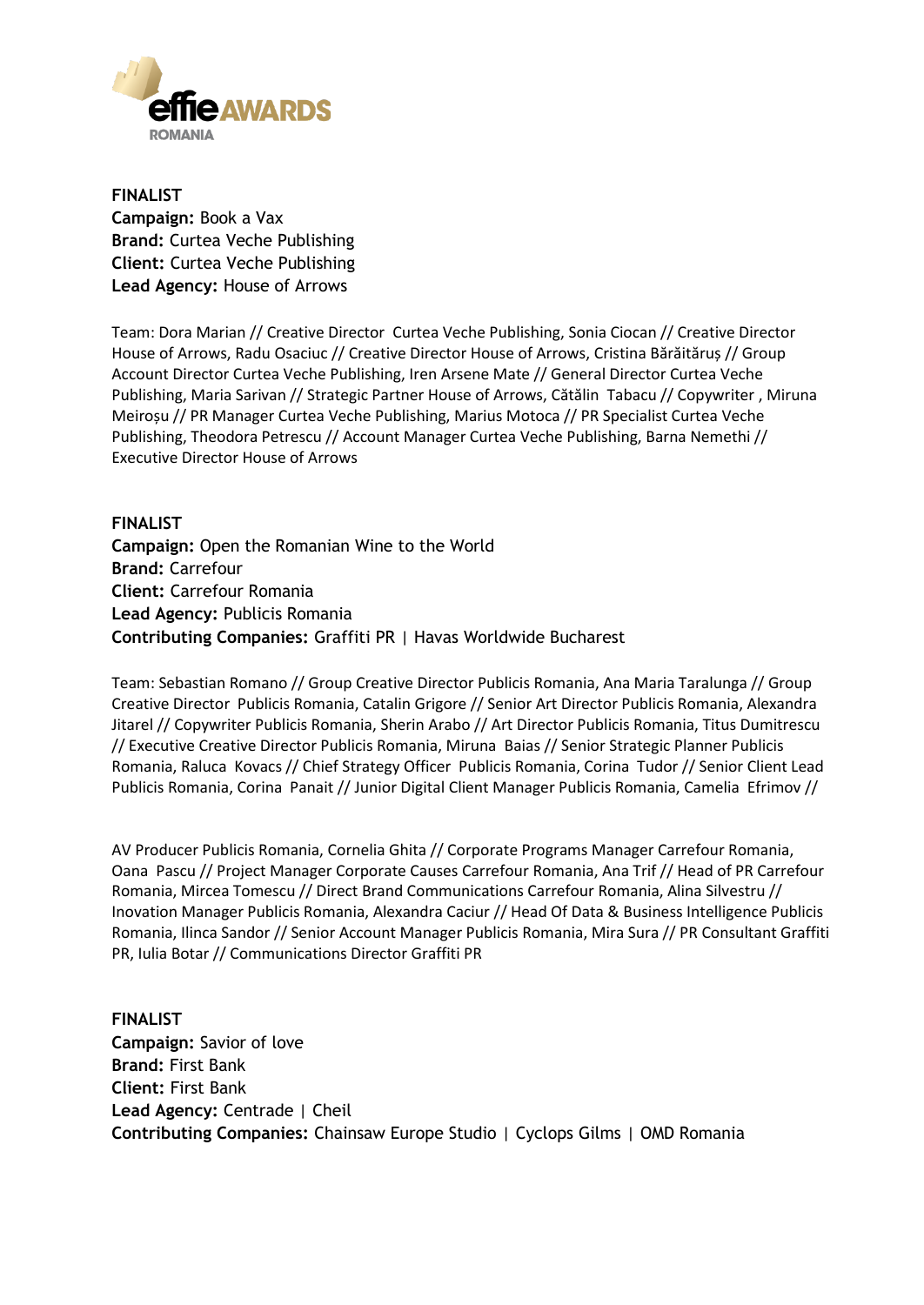**FINALIST**
**Campaign:** Book a Vax
**Brand:** Curtea Veche Publishing
**Client:** Curtea Veche Publishing
**Lead Agency:** House of Arrows

Team: Dora Marian // Creative Director Curtea Veche Publishing, Sonia Ciocan // Creative Director House of Arrows, Radu Osaciuc // Creative Director House of Arrows, Cristina Bărăităruș // Group Account Director Curtea Veche Publishing, Iren Arsene Mate // General Director Curtea Veche Publishing, Maria Sarivan // Strategic Partner House of Arrows, Cătălin Tabacu // Copywriter , Miruna Meiroșu // PR Manager Curtea Veche Publishing, Marius Motoca // PR Specialist Curtea Veche Publishing, Theodora Petrescu // Account Manager Curtea Veche Publishing, Barna Nemethi // Executive Director House of Arrows

**FINALIST**
**Campaign:** Open the Romanian Wine to the World
**Brand:** Carrefour
**Client:** Carrefour Romania
**Lead Agency:** Publicis Romania
**Contributing Companies:** Graffiti PR | Havas Worldwide Bucharest

Team: Sebastian Romano // Group Creative Director Publicis Romania, Ana Maria Taralunga // Group Creative Director Publicis Romania, Catalin Grigore // Senior Art Director Publicis Romania, Alexandra Jitarel // Copywriter Publicis Romania, Sherin Arabo // Art Director Publicis Romania, Titus Dumitrescu // Executive Creative Director Publicis Romania, Miruna Baias // Senior Strategic Planner Publicis Romania, Raluca Kovacs // Chief Strategy Officer Publicis Romania, Corina Tudor // Senior Client Lead Publicis Romania, Corina Panait // Junior Digital Client Manager Publicis Romania, Camelia Efrimov //

AV Producer Publicis Romania, Cornelia Ghita // Corporate Programs Manager Carrefour Romania, Oana Pascu // Project Manager Corporate Causes Carrefour Romania, Ana Trif // Head of PR Carrefour Romania, Mircea Tomescu // Direct Brand Communications Carrefour Romania, Alina Silvestru // Inovation Manager Publicis Romania, Alexandra Caciur // Head Of Data & Business Intelligence Publicis Romania, Ilinca Sandor // Senior Account Manager Publicis Romania, Mira Sura // PR Consultant Graffiti PR, Iulia Botar // Communications Director Graffiti PR

**FINALIST**
**Campaign:** Savior of love
**Brand:** First Bank
**Client:** First Bank
**Lead Agency:** Centrade | Cheil
**Contributing Companies:** Chainsaw Europe Studio | Cyclops Gilms | OMD Romania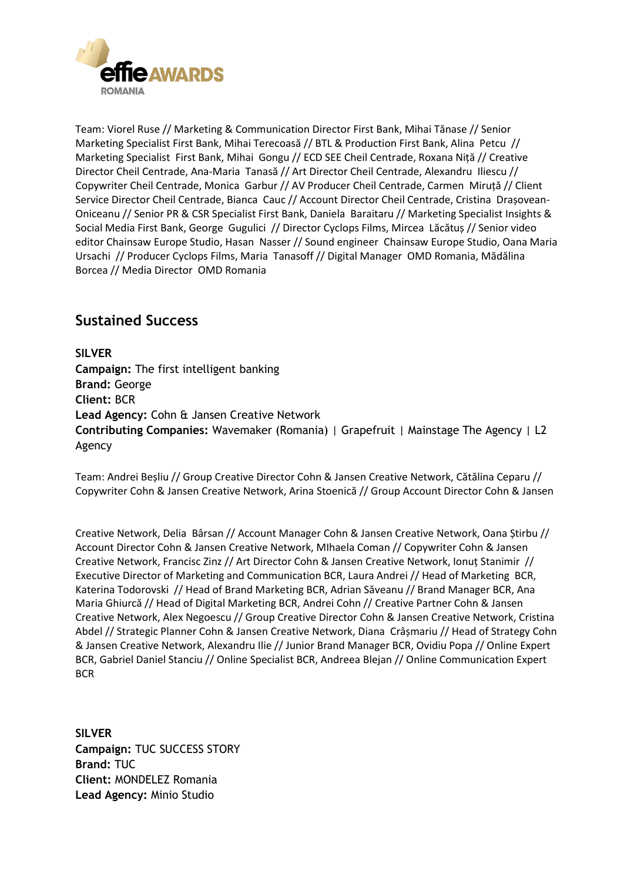Team: Viorel Ruse // Marketing & Communication Director First Bank, Mihai Tănase // Senior Marketing Specialist First Bank, Mihai Terecoasă // BTL & Production First Bank, Alina Petcu // Marketing Specialist First Bank, Mihai Gongu // ECD SEE Cheil Centrade, Roxana Niță // Creative Director Cheil Centrade, Ana-Maria Tanasă // Art Director Cheil Centrade, Alexandru Iliescu // Copywriter Cheil Centrade, Monica Garbur // AV Producer Cheil Centrade, Carmen Miruță // Client Service Director Cheil Centrade, Bianca Cauc // Account Director Cheil Centrade, Cristina Drașovean-Oniceanu // Senior PR & CSR Specialist First Bank, Daniela Baraitaru // Marketing Specialist Insights & Social Media First Bank, George Gugulici // Director Cyclops Films, Mircea Lăcătuș // Senior video editor Chainsaw Europe Studio, Hasan Nasser // Sound engineer Chainsaw Europe Studio, Oana Maria Ursachi // Producer Cyclops Films, Maria Tanasoff // Digital Manager OMD Romania, Mădălina Borcea // Media Director OMD Romania

## Sustained Success

**SILVER**
**Campaign:** The first intelligent banking
**Brand:** George
**Client:** BCR
**Lead Agency:** Cohn & Jansen Creative Network
**Contributing Companies:** Wavemaker (Romania) | Grapefruit | Mainstage The Agency | L2 Agency

Team: Andrei Beșliu // Group Creative Director Cohn & Jansen Creative Network, Cătălina Ceparu // Copywriter Cohn & Jansen Creative Network, Arina Stoenică // Group Account Director Cohn & Jansen Creative Network, Delia Bârsan // Account Manager Cohn & Jansen Creative Network, Oana Știrbu // Account Director Cohn & Jansen Creative Network, MIhaela Coman // Copywriter Cohn & Jansen Creative Network, Francisc Zinz // Art Director Cohn & Jansen Creative Network, Ionuț Stanimir // Executive Director of Marketing and Communication BCR, Laura Andrei // Head of Marketing BCR, Katerina Todorovski // Head of Brand Marketing BCR, Adrian Săveanu // Brand Manager BCR, Ana Maria Ghiurcă // Head of Digital Marketing BCR, Andrei Cohn // Creative Partner Cohn & Jansen Creative Network, Alex Negoescu // Group Creative Director Cohn & Jansen Creative Network, Cristina Abdel // Strategic Planner Cohn & Jansen Creative Network, Diana Crâșmariu // Head of Strategy Cohn & Jansen Creative Network, Alexandru Ilie // Junior Brand Manager BCR, Ovidiu Popa // Online Expert BCR, Gabriel Daniel Stanciu // Online Specialist BCR, Andreea Blejan // Online Communication Expert BCR

**SILVER**
**Campaign:** TUC SUCCESS STORY
**Brand:** TUC
**Client:** MONDELEZ Romania
**Lead Agency:** Minio Studio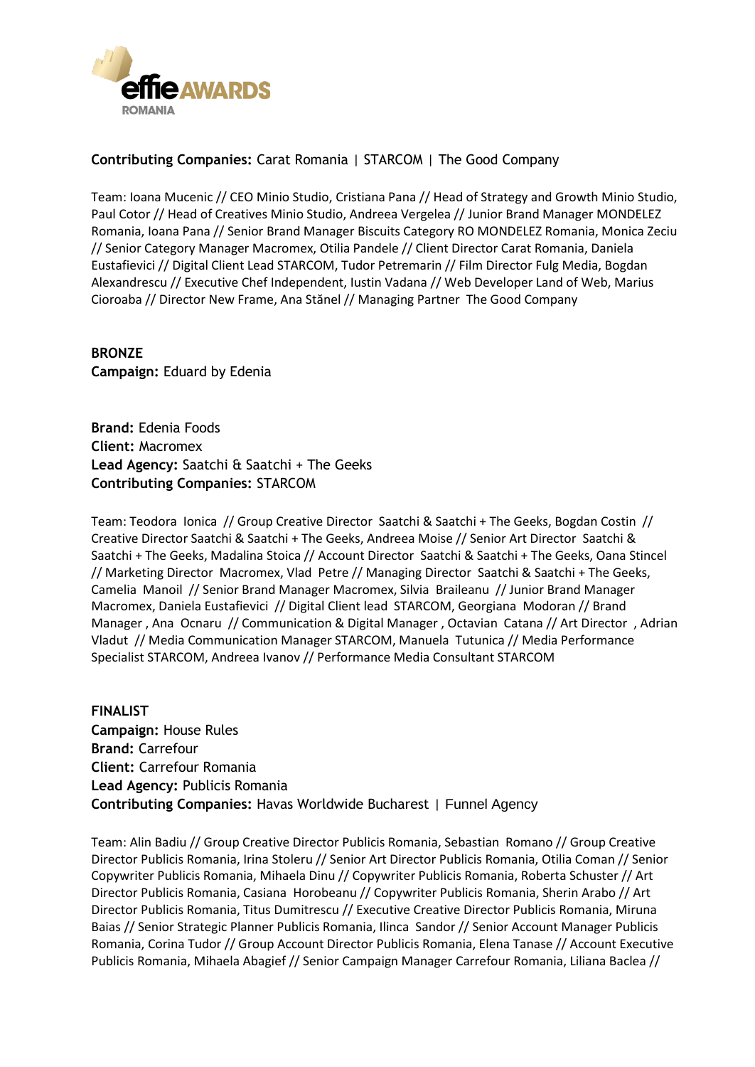**Contributing Companies:** Carat Romania | STARCOM | The Good Company

Team: Ioana Mucenic // CEO Minio Studio, Cristiana Pana // Head of Strategy and Growth Minio Studio, Paul Cotor // Head of Creatives Minio Studio, Andreea Vergelea // Junior Brand Manager MONDELEZ Romania, Ioana Pana // Senior Brand Manager Biscuits Category RO MONDELEZ Romania, Monica Zeciu // Senior Category Manager Macromex, Otilia Pandele // Client Director Carat Romania, Daniela Eustafievici // Digital Client Lead STARCOM, Tudor Petremarin // Film Director Fulg Media, Bogdan Alexandrescu // Executive Chef Independent, Iustin Vadana // Web Developer Land of Web, Marius Cioroaba // Director New Frame, Ana Stănel // Managing Partner The Good Company

**BRONZE**
**Campaign:** Eduard by Edenia

**Brand:** Edenia Foods
**Client:** Macromex
**Lead Agency:** Saatchi & Saatchi + The Geeks
**Contributing Companies:** STARCOM

Team: Teodora Ionica // Group Creative Director Saatchi & Saatchi + The Geeks, Bogdan Costin // Creative Director Saatchi & Saatchi + The Geeks, Andreea Moise // Senior Art Director Saatchi & Saatchi + The Geeks, Madalina Stoica // Account Director Saatchi & Saatchi + The Geeks, Oana Stincel // Marketing Director Macromex, Vlad Petre // Managing Director Saatchi & Saatchi + The Geeks, Camelia Manoil // Senior Brand Manager Macromex, Silvia Braileanu // Junior Brand Manager Macromex, Daniela Eustafievici // Digital Client lead STARCOM, Georgiana Modoran // Brand Manager , Ana Ocnaru // Communication & Digital Manager , Octavian Catana // Art Director , Adrian Vladut // Media Communication Manager STARCOM, Manuela Tutunica // Media Performance Specialist STARCOM, Andreea Ivanov // Performance Media Consultant STARCOM

**FINALIST**
**Campaign:** House Rules
**Brand:** Carrefour
**Client:** Carrefour Romania
**Lead Agency:** Publicis Romania
**Contributing Companies:** Havas Worldwide Bucharest | Funnel Agency

Team: Alin Badiu // Group Creative Director Publicis Romania, Sebastian Romano // Group Creative Director Publicis Romania, Irina Stoleru // Senior Art Director Publicis Romania, Otilia Coman // Senior Copywriter Publicis Romania, Mihaela Dinu // Copywriter Publicis Romania, Roberta Schuster // Art Director Publicis Romania, Casiana Horobeanu // Copywriter Publicis Romania, Sherin Arabo // Art Director Publicis Romania, Titus Dumitrescu // Executive Creative Director Publicis Romania, Miruna Baias // Senior Strategic Planner Publicis Romania, Ilinca Sandor // Senior Account Manager Publicis Romania, Corina Tudor // Group Account Director Publicis Romania, Elena Tanase // Account Executive Publicis Romania, Mihaela Abagief // Senior Campaign Manager Carrefour Romania, Liliana Baclea //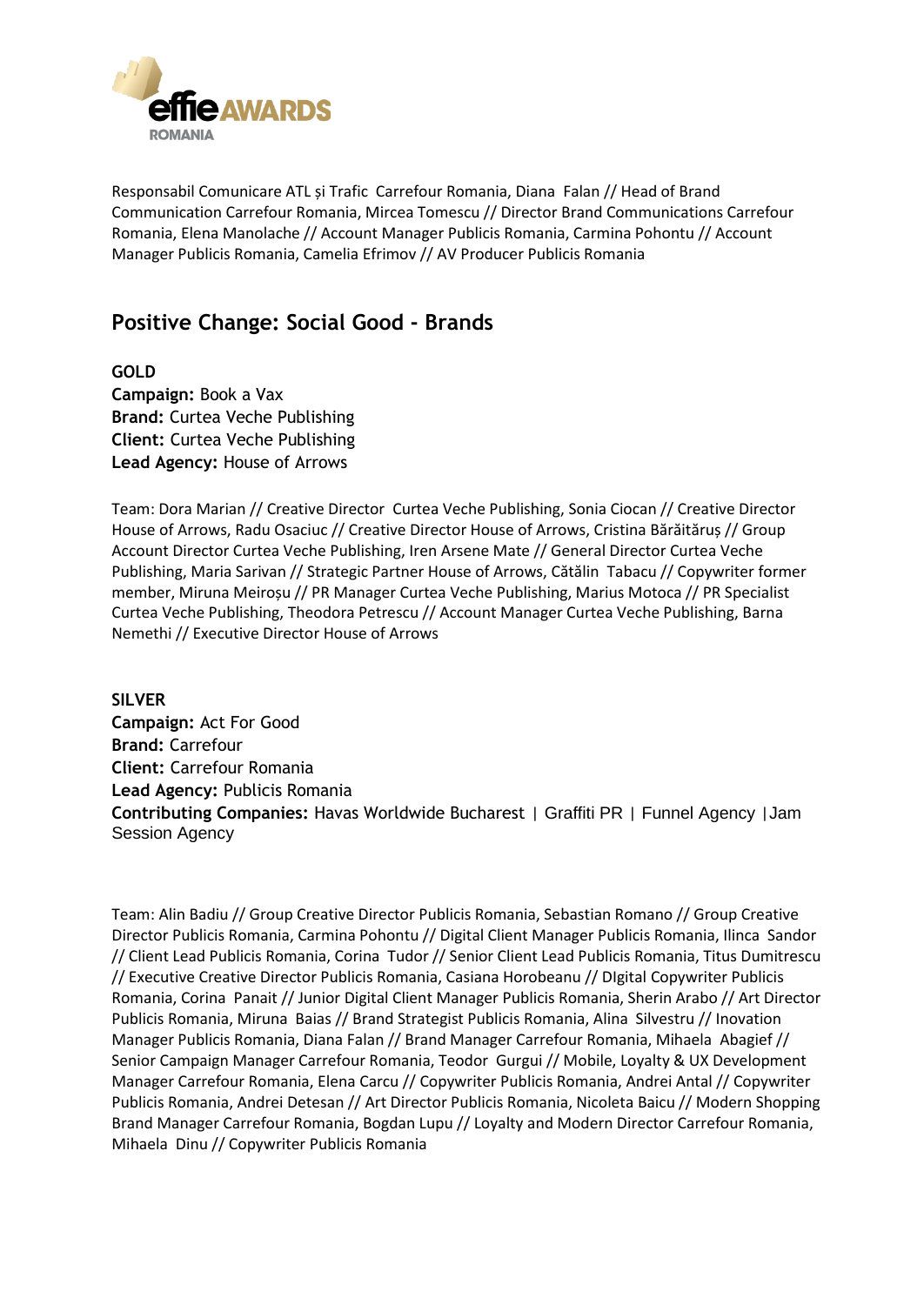Responsabil Comunicare ATL și Trafic Carrefour Romania, Diana Falan // Head of Brand Communication Carrefour Romania, Mircea Tomescu // Director Brand Communications Carrefour Romania, Elena Manolache // Account Manager Publicis Romania, Carmina Pohontu // Account Manager Publicis Romania, Camelia Efrimov // AV Producer Publicis Romania

## Positive Change: Social Good - Brands

**GOLD**
**Campaign:** Book a Vax
**Brand:** Curtea Veche Publishing
**Client:** Curtea Veche Publishing
**Lead Agency:** House of Arrows

Team: Dora Marian // Creative Director Curtea Veche Publishing, Sonia Ciocan // Creative Director House of Arrows, Radu Osaciuc // Creative Director House of Arrows, Cristina Bărăităruș // Group Account Director Curtea Veche Publishing, Iren Arsene Mate // General Director Curtea Veche Publishing, Maria Sarivan // Strategic Partner House of Arrows, Cătălin Tabacu // Copywriter former member, Miruna Meiroșu // PR Manager Curtea Veche Publishing, Marius Motoca // PR Specialist Curtea Veche Publishing, Theodora Petrescu // Account Manager Curtea Veche Publishing, Barna Nemethi // Executive Director House of Arrows

**SILVER**
**Campaign:** Act For Good
**Brand:** Carrefour
**Client:** Carrefour Romania
**Lead Agency:** Publicis Romania
**Contributing Companies:** Havas Worldwide Bucharest | Graffiti PR | Funnel Agency | Jam Session Agency

Team: Alin Badiu // Group Creative Director Publicis Romania, Sebastian Romano // Group Creative Director Publicis Romania, Carmina Pohontu // Digital Client Manager Publicis Romania, Ilinca Sandor // Client Lead Publicis Romania, Corina Tudor // Senior Client Lead Publicis Romania, Titus Dumitrescu // Executive Creative Director Publicis Romania, Casiana Horobeanu // DIgital Copywriter Publicis Romania, Corina Panait // Junior Digital Client Manager Publicis Romania, Sherin Arabo // Art Director Publicis Romania, Miruna Baias // Brand Strategist Publicis Romania, Alina Silvestru // Inovation Manager Publicis Romania, Diana Falan // Brand Manager Carrefour Romania, Mihaela Abagief // Senior Campaign Manager Carrefour Romania, Teodor Gurgui // Mobile, Loyalty & UX Development Manager Carrefour Romania, Elena Carcu // Copywriter Publicis Romania, Andrei Antal // Copywriter Publicis Romania, Andrei Detesan // Art Director Publicis Romania, Nicoleta Baicu // Modern Shopping Brand Manager Carrefour Romania, Bogdan Lupu // Loyalty and Modern Director Carrefour Romania, Mihaela Dinu // Copywriter Publicis Romania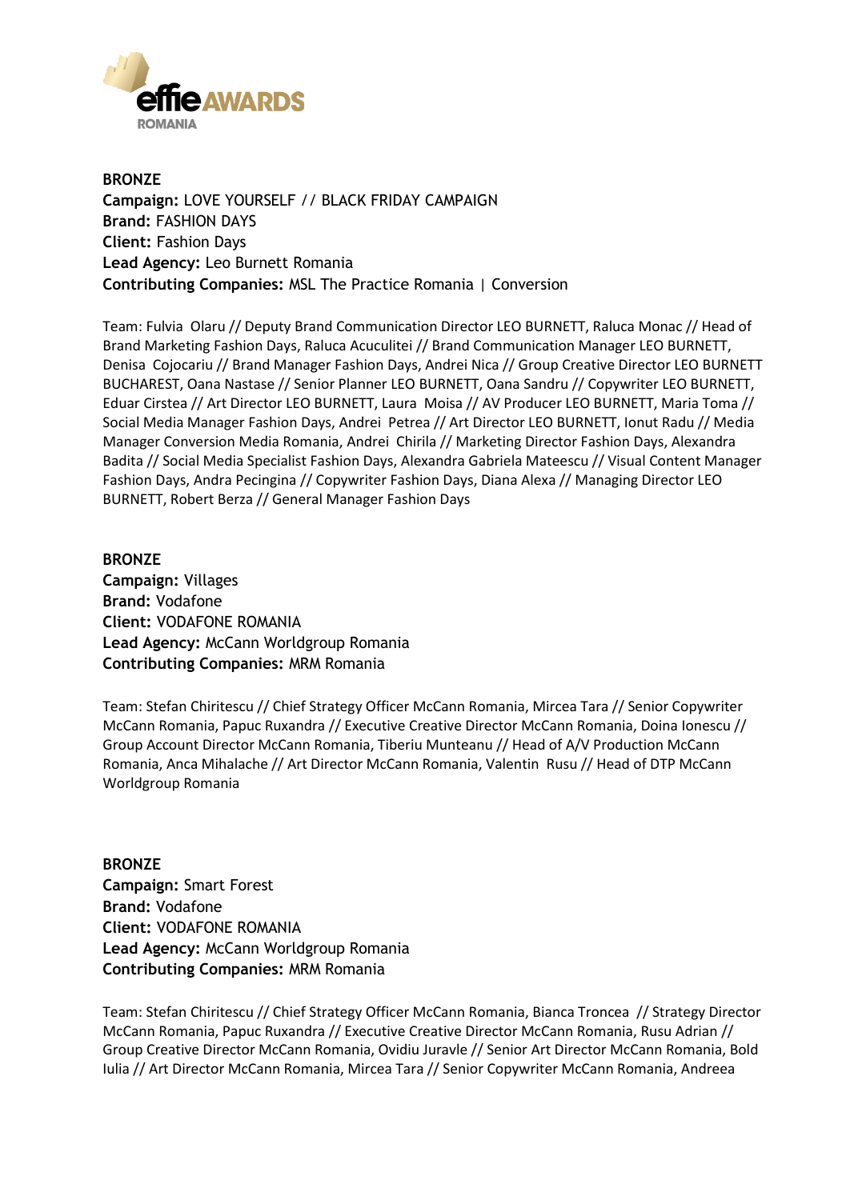**BRONZE**
**Campaign:** LOVE YOURSELF // BLACK FRIDAY CAMPAIGN
**Brand:** FASHION DAYS
**Client:** Fashion Days
**Lead Agency:** Leo Burnett Romania
**Contributing Companies:** MSL The Practice Romania | Conversion

Team: Fulvia Olaru // Deputy Brand Communication Director LEO BURNETT, Raluca Monac // Head of Brand Marketing Fashion Days, Raluca Acuculitei // Brand Communication Manager LEO BURNETT, Denisa Cojocariu // Brand Manager Fashion Days, Andrei Nica // Group Creative Director LEO BURNETT BUCHAREST, Oana Nastase // Senior Planner LEO BURNETT, Oana Sandru // Copywriter LEO BURNETT, Eduar Cirstea // Art Director LEO BURNETT, Laura Moisa // AV Producer LEO BURNETT, Maria Toma // Social Media Manager Fashion Days, Andrei Petrea // Art Director LEO BURNETT, Ionut Radu // Media Manager Conversion Media Romania, Andrei Chirila // Marketing Director Fashion Days, Alexandra Badita // Social Media Specialist Fashion Days, Alexandra Gabriela Mateescu // Visual Content Manager Fashion Days, Andra Pecingina // Copywriter Fashion Days, Diana Alexa // Managing Director LEO BURNETT, Robert Berza // General Manager Fashion Days

**BRONZE**
**Campaign:** Villages
**Brand:** Vodafone
**Client:** VODAFONE ROMANIA
**Lead Agency:** McCann Worldgroup Romania
**Contributing Companies:** MRM Romania

Team: Stefan Chiritescu // Chief Strategy Officer McCann Romania, Mircea Tara // Senior Copywriter McCann Romania, Papuc Ruxandra // Executive Creative Director McCann Romania, Doina Ionescu // Group Account Director McCann Romania, Tiberiu Munteanu // Head of A/V Production McCann Romania, Anca Mihalache // Art Director McCann Romania, Valentin Rusu // Head of DTP McCann Worldgroup Romania

**BRONZE**
**Campaign:** Smart Forest
**Brand:** Vodafone
**Client:** VODAFONE ROMANIA
**Lead Agency:** McCann Worldgroup Romania
**Contributing Companies:** MRM Romania

Team: Stefan Chiritescu // Chief Strategy Officer McCann Romania, Bianca Troncea // Strategy Director McCann Romania, Papuc Ruxandra // Executive Creative Director McCann Romania, Rusu Adrian // Group Creative Director McCann Romania, Ovidiu Juravle // Senior Art Director McCann Romania, Bold Iulia // Art Director McCann Romania, Mircea Tara // Senior Copywriter McCann Romania, Andreea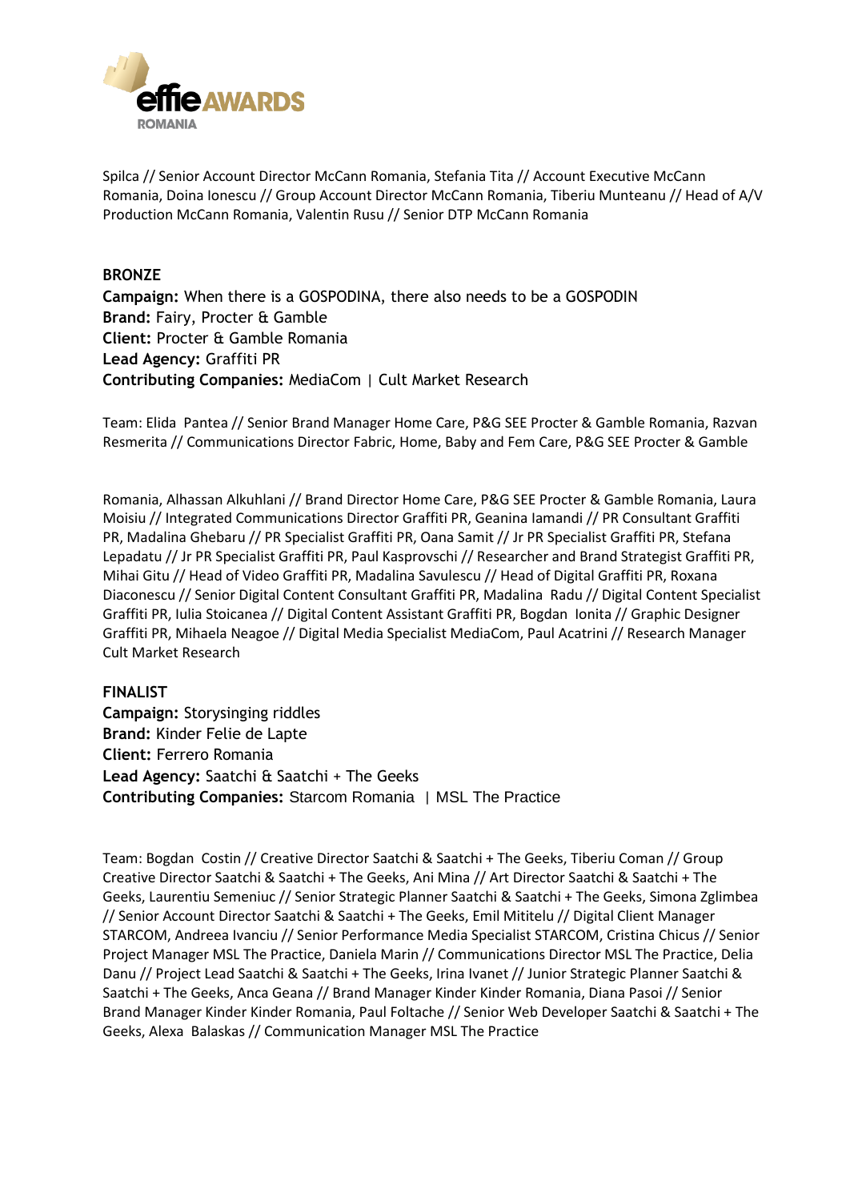Spilca // Senior Account Director McCann Romania, Stefania Tita // Account Executive McCann Romania, Doina Ionescu // Group Account Director McCann Romania, Tiberiu Munteanu // Head of A/V Production McCann Romania, Valentin Rusu // Senior DTP McCann Romania

**BRONZE**
**Campaign:** When there is a GOSPODINA, there also needs to be a GOSPODIN
**Brand:** Fairy, Procter & Gamble
**Client:** Procter & Gamble Romania
**Lead Agency:** Graffiti PR
**Contributing Companies:** MediaCom | Cult Market Research

Team: Elida Pantea // Senior Brand Manager Home Care, P&G SEE Procter & Gamble Romania, Razvan Resmerita // Communications Director Fabric, Home, Baby and Fem Care, P&G SEE Procter & Gamble Romania, Alhassan Alkuhlani // Brand Director Home Care, P&G SEE Procter & Gamble Romania, Laura Moisiu // Integrated Communications Director Graffiti PR, Geanina Iamandi // PR Consultant Graffiti PR, Madalina Ghebaru // PR Specialist Graffiti PR, Oana Samit // Jr PR Specialist Graffiti PR, Stefana Lepadatu // Jr PR Specialist Graffiti PR, Paul Kasprovschi // Researcher and Brand Strategist Graffiti PR, Mihai Gitu // Head of Video Graffiti PR, Madalina Savulescu // Head of Digital Graffiti PR, Roxana Diaconescu // Senior Digital Content Consultant Graffiti PR, Madalina Radu // Digital Content Specialist Graffiti PR, Iulia Stoicanea // Digital Content Assistant Graffiti PR, Bogdan Ionita // Graphic Designer Graffiti PR, Mihaela Neagoe // Digital Media Specialist MediaCom, Paul Acatrini // Research Manager Cult Market Research

**FINALIST**
**Campaign:** Storysinging riddles
**Brand:** Kinder Felie de Lapte
**Client:** Ferrero Romania
**Lead Agency:** Saatchi & Saatchi + The Geeks
**Contributing Companies:** Starcom Romania | MSL The Practice

Team: Bogdan Costin // Creative Director Saatchi & Saatchi + The Geeks, Tiberiu Coman // Group Creative Director Saatchi & Saatchi + The Geeks, Ani Mina // Art Director Saatchi & Saatchi + The Geeks, Laurentiu Semeniuc // Senior Strategic Planner Saatchi & Saatchi + The Geeks, Simona Zglimbea // Senior Account Director Saatchi & Saatchi + The Geeks, Emil Mititelu // Digital Client Manager STARCOM, Andreea Ivanciu // Senior Performance Media Specialist STARCOM, Cristina Chicus // Senior Project Manager MSL The Practice, Daniela Marin // Communications Director MSL The Practice, Delia Danu // Project Lead Saatchi & Saatchi + The Geeks, Irina Ivanet // Junior Strategic Planner Saatchi & Saatchi + The Geeks, Anca Geana // Brand Manager Kinder Kinder Romania, Diana Pasoi // Senior Brand Manager Kinder Kinder Romania, Paul Foltache // Senior Web Developer Saatchi & Saatchi + The Geeks, Alexa Balaskas // Communication Manager MSL The Practice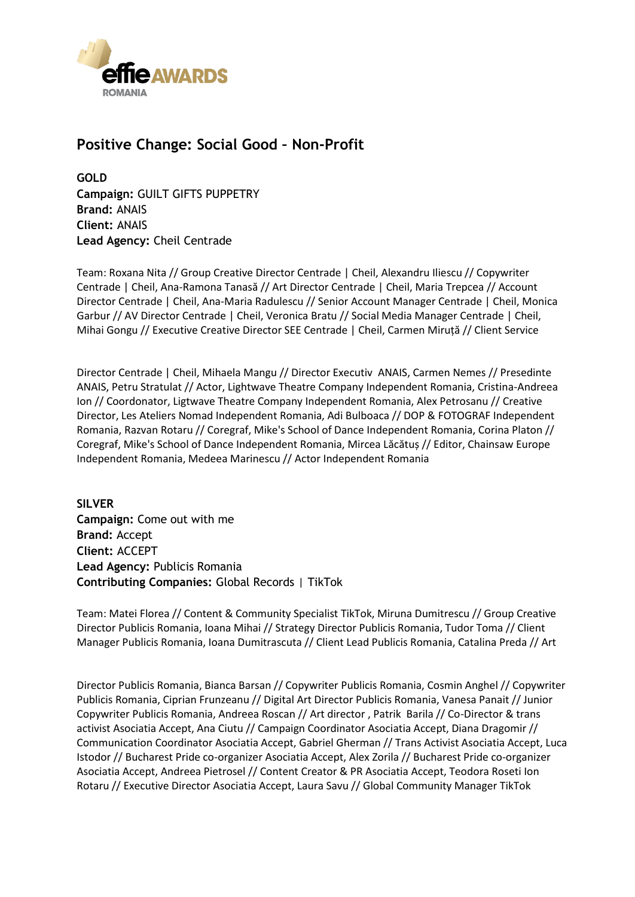## Positive Change: Social Good – Non-Profit

**GOLD**
**Campaign:** GUILT GIFTS PUPPETRY
**Brand:** ANAIS
**Client:** ANAIS
**Lead Agency:** Cheil Centrade

Team: Roxana Nita // Group Creative Director Centrade | Cheil, Alexandru Iliescu // Copywriter Centrade | Cheil, Ana-Ramona Tanasă // Art Director Centrade | Cheil, Maria Trepcea // Account Director Centrade | Cheil, Ana-Maria Radulescu // Senior Account Manager Centrade | Cheil, Monica Garbur // AV Director Centrade | Cheil, Veronica Bratu // Social Media Manager Centrade | Cheil, Mihai Gongu // Executive Creative Director SEE Centrade | Cheil, Carmen Miruță // Client Service Director Centrade | Cheil, Mihaela Mangu // Director Executiv ANAIS, Carmen Nemes // Presedinte ANAIS, Petru Stratulat // Actor, Lightwave Theatre Company Independent Romania, Cristina-Andreea Ion // Coordonator, Ligtwave Theatre Company Independent Romania, Alex Petrosanu // Creative Director, Les Ateliers Nomad Independent Romania, Adi Bulboaca // DOP & FOTOGRAF Independent Romania, Razvan Rotaru // Coregraf, Mike's School of Dance Independent Romania, Corina Platon // Coregraf, Mike's School of Dance Independent Romania, Mircea Lăcătuș // Editor, Chainsaw Europe Independent Romania, Medeea Marinescu // Actor Independent Romania

**SILVER**
**Campaign:** Come out with me
**Brand:** Accept
**Client:** ACCEPT
**Lead Agency:** Publicis Romania
**Contributing Companies:** Global Records | TikTok

Team: Matei Florea // Content & Community Specialist TikTok, Miruna Dumitrescu // Group Creative Director Publicis Romania, Ioana Mihai // Strategy Director Publicis Romania, Tudor Toma // Client Manager Publicis Romania, Ioana Dumitrascuta // Client Lead Publicis Romania, Catalina Preda // Art Director Publicis Romania, Bianca Barsan // Copywriter Publicis Romania, Cosmin Anghel // Copywriter Publicis Romania, Ciprian Frunzeanu // Digital Art Director Publicis Romania, Vanesa Panait // Junior Copywriter Publicis Romania, Andreea Roscan // Art director , Patrik Barila // Co-Director & trans activist Asociatia Accept, Ana Ciutu // Campaign Coordinator Asociatia Accept, Diana Dragomir // Communication Coordinator Asociatia Accept, Gabriel Gherman // Trans Activist Asociatia Accept, Luca Istodor // Bucharest Pride co-organizer Asociatia Accept, Alex Zorila // Bucharest Pride co-organizer Asociatia Accept, Andreea Pietrosel // Content Creator & PR Asociatia Accept, Teodora Roseti Ion Rotaru // Executive Director Asociatia Accept, Laura Savu // Global Community Manager TikTok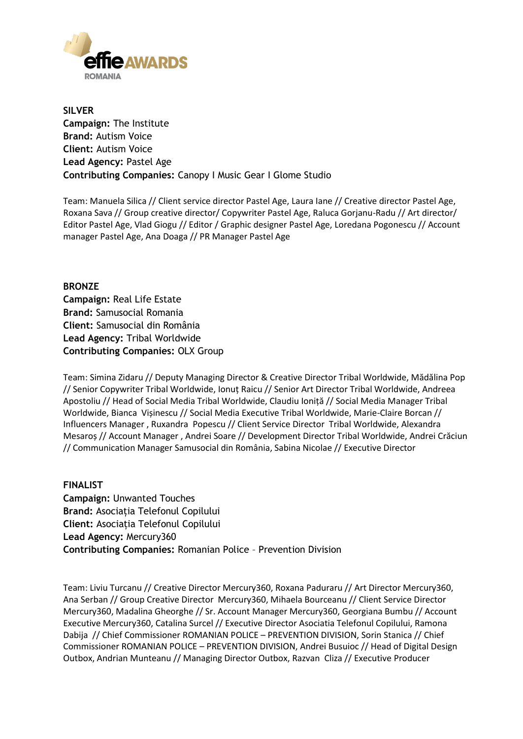**SILVER**
**Campaign:** The Institute
**Brand:** Autism Voice
**Client:** Autism Voice
**Lead Agency:** Pastel Age
**Contributing Companies:** Canopy I Music Gear I Glome Studio

Team: Manuela Silica // Client service director Pastel Age, Laura Iane // Creative director Pastel Age, Roxana Sava // Group creative director/ Copywriter Pastel Age, Raluca Gorjanu-Radu // Art director/ Editor Pastel Age, Vlad Giogu // Editor / Graphic designer Pastel Age, Loredana Pogonescu // Account manager Pastel Age, Ana Doaga // PR Manager Pastel Age

**BRONZE**
**Campaign:** Real Life Estate
**Brand:** Samusocial Romania
**Client:** Samusocial din România
**Lead Agency:** Tribal Worldwide
**Contributing Companies:** OLX Group

Team: Simina Zidaru // Deputy Managing Director & Creative Director Tribal Worldwide, Mădălina Pop // Senior Copywriter Tribal Worldwide, Ionuț Raicu // Senior Art Director Tribal Worldwide, Andreea Apostoliu // Head of Social Media Tribal Worldwide, Claudiu Ioniță // Social Media Manager Tribal Worldwide, Bianca Vișinescu // Social Media Executive Tribal Worldwide, Marie-Claire Borcan // Influencers Manager , Ruxandra Popescu // Client Service Director Tribal Worldwide, Alexandra Mesaroș // Account Manager , Andrei Soare // Development Director Tribal Worldwide, Andrei Crăciun // Communication Manager Samusocial din România, Sabina Nicolae // Executive Director

**FINALIST**
**Campaign:** Unwanted Touches
**Brand:** Asociația Telefonul Copilului
**Client:** Asociația Telefonul Copilului
**Lead Agency:** Mercury360
**Contributing Companies:** Romanian Police - Prevention Division

Team: Liviu Turcanu // Creative Director Mercury360, Roxana Paduraru // Art Director Mercury360, Ana Serban // Group Creative Director Mercury360, Mihaela Bourceanu // Client Service Director Mercury360, Madalina Gheorghe // Sr. Account Manager Mercury360, Georgiana Bumbu // Account Executive Mercury360, Catalina Surcel // Executive Director Asociatia Telefonul Copilului, Ramona Dabija // Chief Commissioner ROMANIAN POLICE – PREVENTION DIVISION, Sorin Stanica // Chief Commissioner ROMANIAN POLICE – PREVENTION DIVISION, Andrei Busuioc // Head of Digital Design Outbox, Andrian Munteanu // Managing Director Outbox, Razvan Cliza // Executive Producer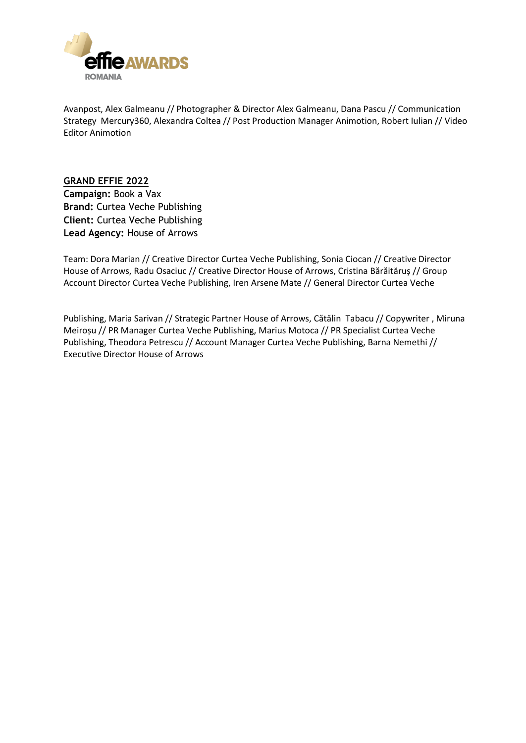Avanpost, Alex Galmeanu // Photographer & Director Alex Galmeanu, Dana Pascu // Communication Strategy Mercury360, Alexandra Coltea // Post Production Manager Animotion, Robert Iulian // Video Editor Animotion

**GRAND EFFIE 2022**

**Campaign:** Book a Vax
**Brand:** Curtea Veche Publishing
**Client:** Curtea Veche Publishing
**Lead Agency:** House of Arrows

Team: Dora Marian // Creative Director Curtea Veche Publishing, Sonia Ciocan // Creative Director House of Arrows, Radu Osaciuc // Creative Director House of Arrows, Cristina Bărăităruș // Group Account Director Curtea Veche Publishing, Iren Arsene Mate // General Director Curtea Veche

Publishing, Maria Sarivan // Strategic Partner House of Arrows, Cătălin Tabacu // Copywriter , Miruna Meiroșu // PR Manager Curtea Veche Publishing, Marius Motoca // PR Specialist Curtea Veche Publishing, Theodora Petrescu // Account Manager Curtea Veche Publishing, Barna Nemethi // Executive Director House of Arrows